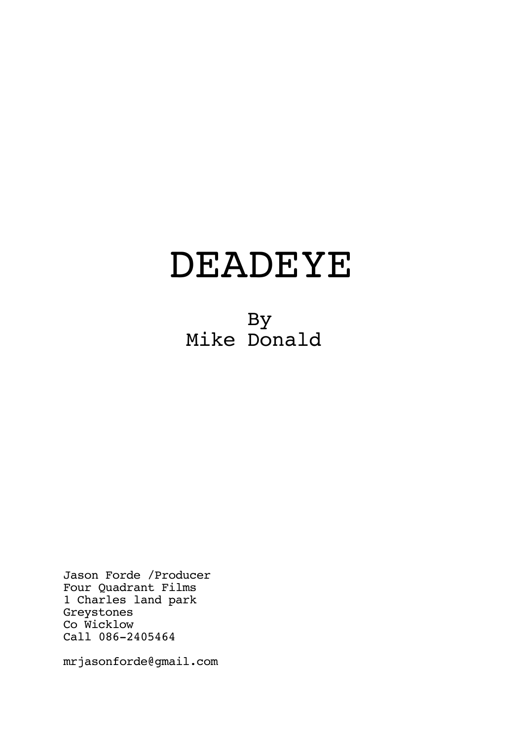# DEADEYE

By
Mike Donald

Jason Forde /Producer
Four Quadrant Films
1 Charles land park
Greystones
Co Wicklow
Call 086-2405464

mrjasonforde@gmail.com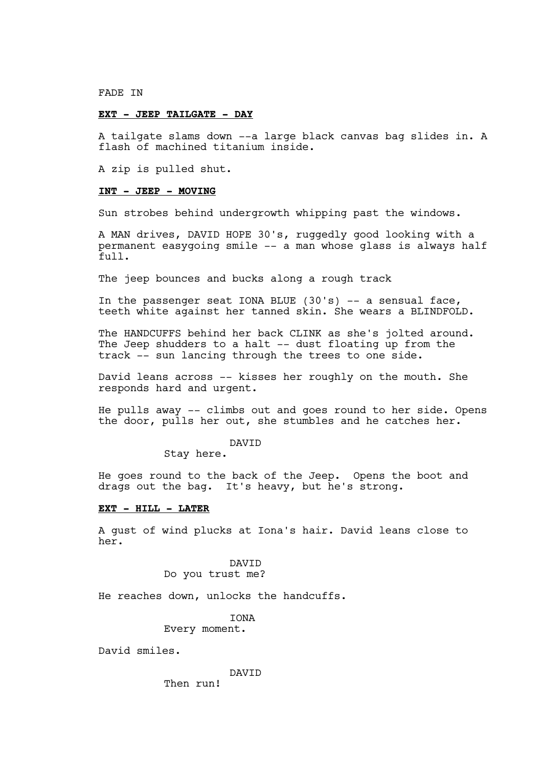FADE IN

**EXT - JEEP TAILGATE - DAY**

A tailgate slams down --a large black canvas bag slides in. A flash of machined titanium inside.

A zip is pulled shut.

**INT - JEEP - MOVING**

Sun strobes behind undergrowth whipping past the windows.

A MAN drives, DAVID HOPE 30's, ruggedly good looking with a permanent easygoing smile -- a man whose glass is always half full.

The jeep bounces and bucks along a rough track

In the passenger seat IONA BLUE (30's) -- a sensual face, teeth white against her tanned skin. She wears a BLINDFOLD.

The HANDCUFFS behind her back CLINK as she's jolted around. The Jeep shudders to a halt -- dust floating up from the track -- sun lancing through the trees to one side.

David leans across -- kisses her roughly on the mouth. She responds hard and urgent.

He pulls away -- climbs out and goes round to her side. Opens the door, pulls her out, she stumbles and he catches her.

DAVID
Stay here.

He goes round to the back of the Jeep. Opens the boot and drags out the bag. It's heavy, but he's strong.

**EXT - HILL - LATER**

A gust of wind plucks at Iona's hair. David leans close to her.

DAVID
Do you trust me?

He reaches down, unlocks the handcuffs.

IONA
Every moment.

David smiles.

DAVID
Then run!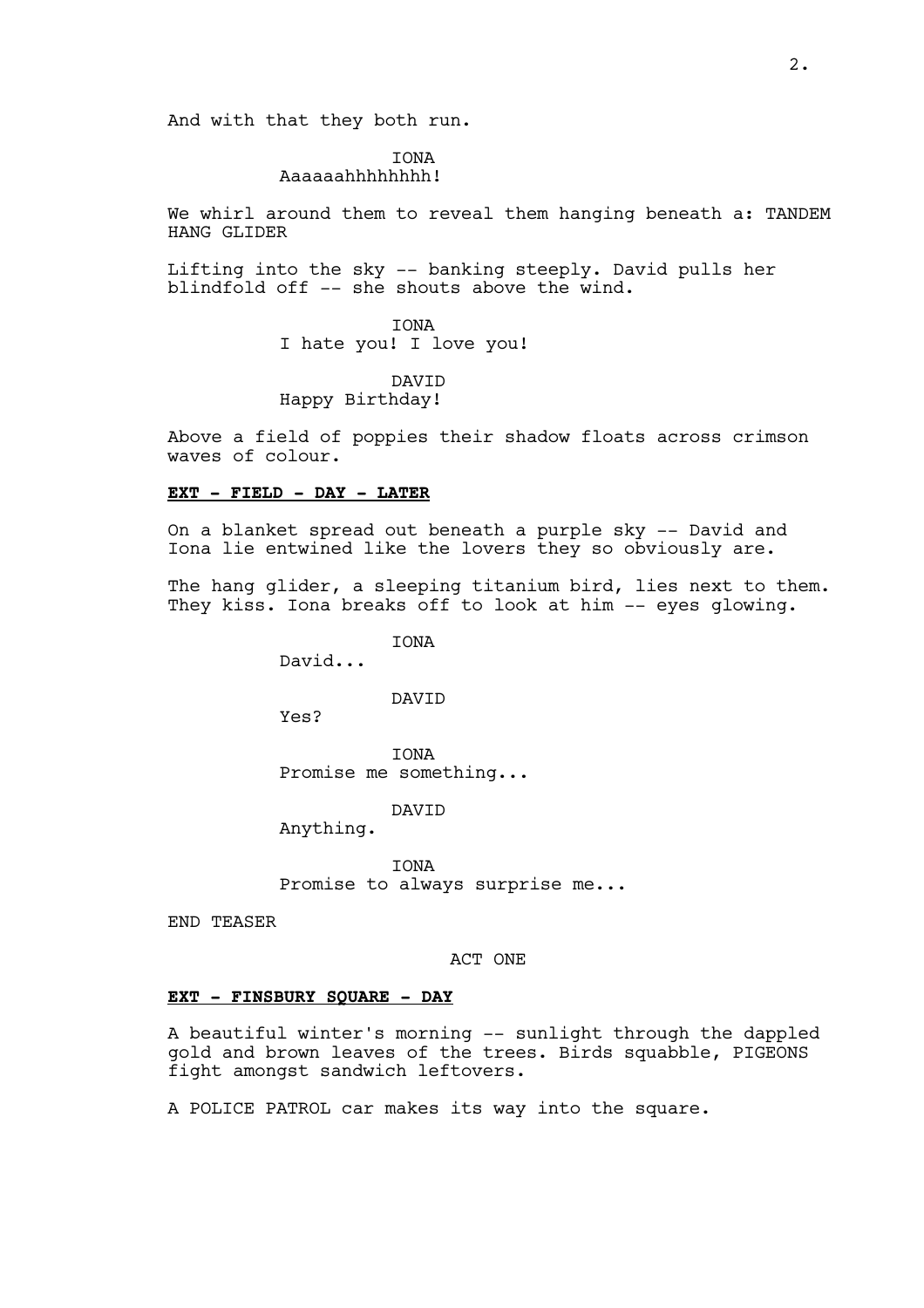And with that they both run.

IONA
Aaaaaahhhhhhhh!

We whirl around them to reveal them hanging beneath a: TANDEM HANG GLIDER

Lifting into the sky -- banking steeply. David pulls her blindfold off -- she shouts above the wind.

IONA
I hate you! I love you!

DAVID
Happy Birthday!

Above a field of poppies their shadow floats across crimson waves of colour.

**EXT - FIELD - DAY - LATER**

On a blanket spread out beneath a purple sky -- David and Iona lie entwined like the lovers they so obviously are.

The hang glider, a sleeping titanium bird, lies next to them. They kiss. Iona breaks off to look at him -- eyes glowing.

IONA
David...

DAVID
Yes?

IONA
Promise me something...

DAVID
Anything.

IONA
Promise to always surprise me...

END TEASER

ACT ONE

**EXT - FINSBURY SQUARE - DAY**

A beautiful winter's morning -- sunlight through the dappled gold and brown leaves of the trees. Birds squabble, PIGEONS fight amongst sandwich leftovers.

A POLICE PATROL car makes its way into the square.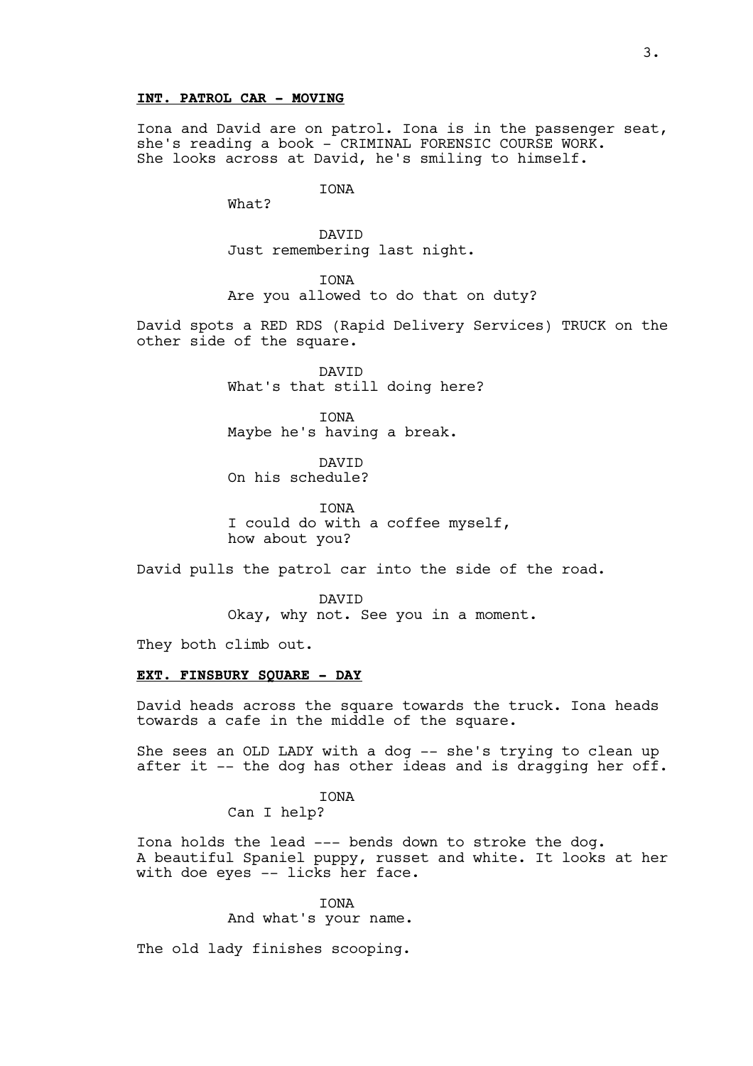**INT. PATROL CAR - MOVING**

Iona and David are on patrol. Iona is in the passenger seat, she's reading a book - CRIMINAL FORENSIC COURSE WORK. She looks across at David, he's smiling to himself.

IONA
What?

DAVID
Just remembering last night.

IONA
Are you allowed to do that on duty?

David spots a RED RDS (Rapid Delivery Services) TRUCK on the other side of the square.

DAVID
What's that still doing here?

IONA
Maybe he's having a break.

DAVID
On his schedule?

IONA
I could do with a coffee myself, how about you?

David pulls the patrol car into the side of the road.

DAVID
Okay, why not. See you in a moment.

They both climb out.

**EXT. FINSBURY SQUARE - DAY**

David heads across the square towards the truck. Iona heads towards a cafe in the middle of the square.

She sees an OLD LADY with a dog -- she's trying to clean up after it -- the dog has other ideas and is dragging her off.

IONA
Can I help?

Iona holds the lead --- bends down to stroke the dog. A beautiful Spaniel puppy, russet and white. It looks at her with doe eyes -- licks her face.

IONA
And what's your name.

The old lady finishes scooping.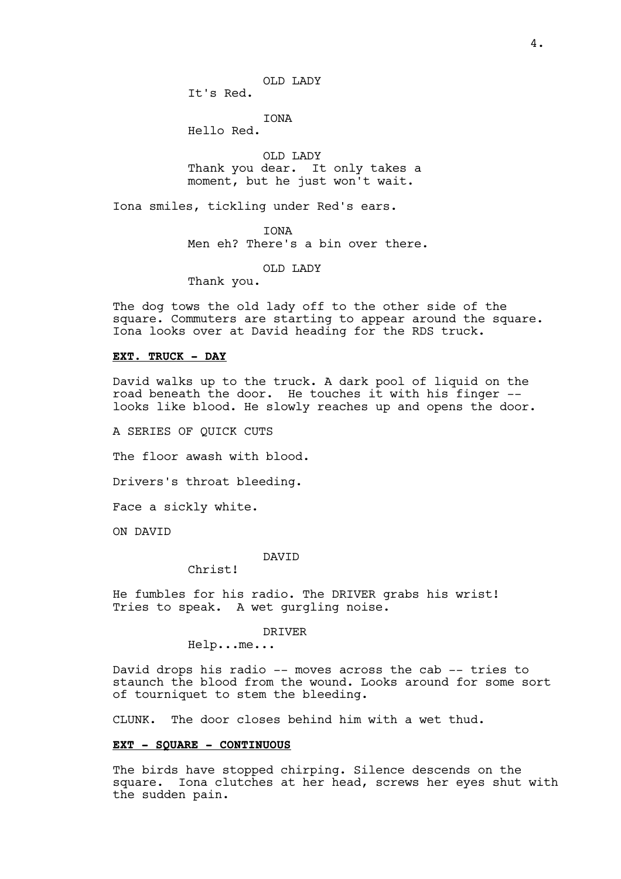OLD LADY
It's Red.

IONA
Hello Red.

OLD LADY
Thank you dear. It only takes a moment, but he just won't wait.

Iona smiles, tickling under Red's ears.

IONA
Men eh? There's a bin over there.

OLD LADY
Thank you.

The dog tows the old lady off to the other side of the square. Commuters are starting to appear around the square. Iona looks over at David heading for the RDS truck.

**EXT. TRUCK - DAY**

David walks up to the truck. A dark pool of liquid on the road beneath the door. He touches it with his finger -- looks like blood. He slowly reaches up and opens the door.

A SERIES OF QUICK CUTS

The floor awash with blood.

Drivers's throat bleeding.

Face a sickly white.

ON DAVID

DAVID
Christ!

He fumbles for his radio. The DRIVER grabs his wrist! Tries to speak. A wet gurgling noise.

DRIVER
Help...me...

David drops his radio -- moves across the cab -- tries to staunch the blood from the wound. Looks around for some sort of tourniquet to stem the bleeding.

CLUNK. The door closes behind him with a wet thud.

**EXT - SQUARE - CONTINUOUS**

The birds have stopped chirping. Silence descends on the square. Iona clutches at her head, screws her eyes shut with the sudden pain.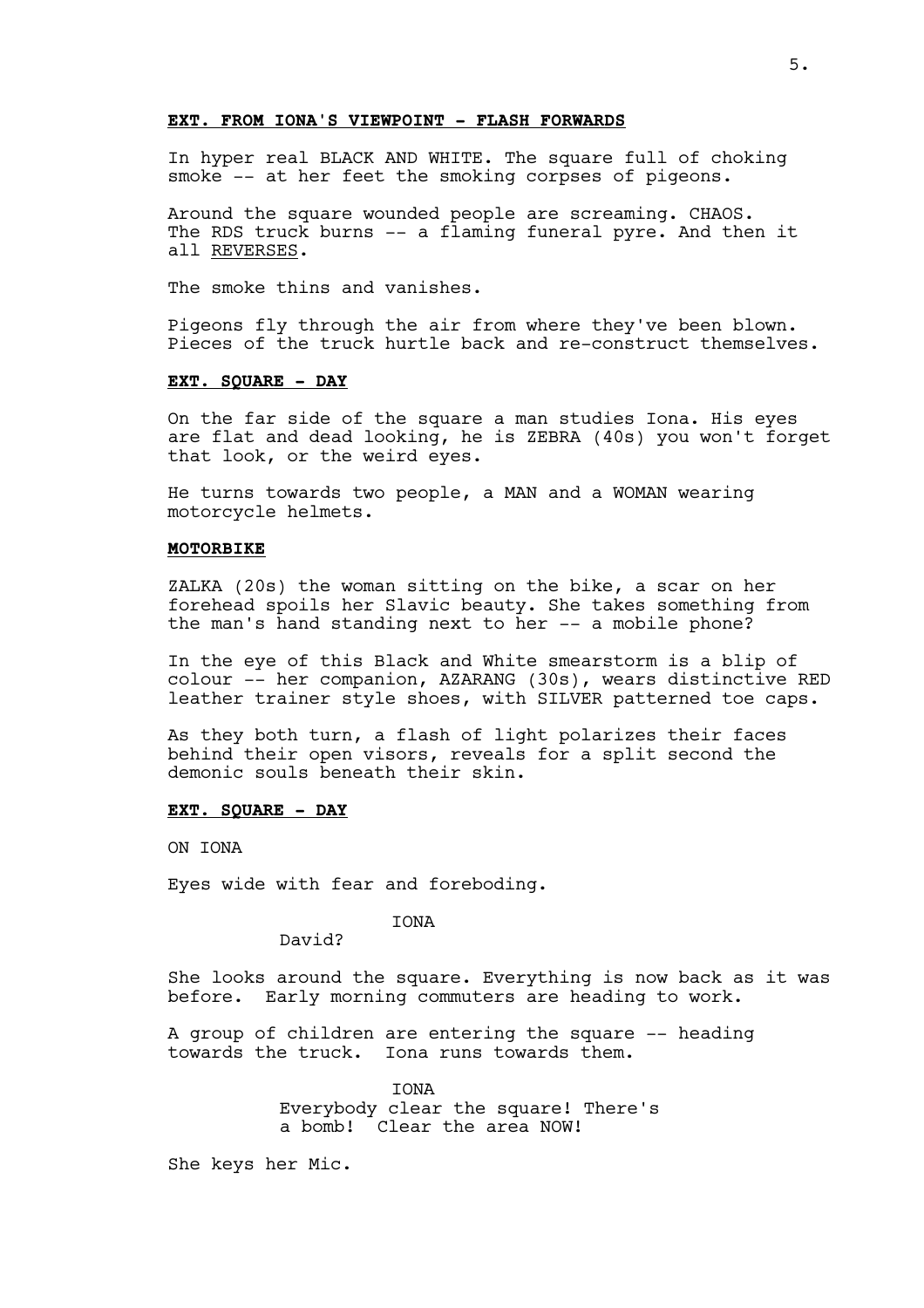**EXT. FROM IONA'S VIEWPOINT - FLASH FORWARDS**

In hyper real BLACK AND WHITE. The square full of choking smoke -- at her feet the smoking corpses of pigeons.

Around the square wounded people are screaming. CHAOS. The RDS truck burns -- a flaming funeral pyre. And then it all <u>REVERSES</u>.

The smoke thins and vanishes.

Pigeons fly through the air from where they've been blown. Pieces of the truck hurtle back and re-construct themselves.

**EXT. SQUARE - DAY**

On the far side of the square a man studies Iona. His eyes are flat and dead looking, he is ZEBRA (40s) you won't forget that look, or the weird eyes.

He turns towards two people, a MAN and a WOMAN wearing motorcycle helmets.

**MOTORBIKE**

ZALKA (20s) the woman sitting on the bike, a scar on her forehead spoils her Slavic beauty. She takes something from the man's hand standing next to her -- a mobile phone?

In the eye of this Black and White smearstorm is a blip of colour -- her companion, AZARANG (30s), wears distinctive RED leather trainer style shoes, with SILVER patterned toe caps.

As they both turn, a flash of light polarizes their faces behind their open visors, reveals for a split second the demonic souls beneath their skin.

**EXT. SQUARE - DAY**

ON IONA

Eyes wide with fear and foreboding.

IONA
David?

She looks around the square. Everything is now back as it was before. Early morning commuters are heading to work.

A group of children are entering the square -- heading towards the truck. Iona runs towards them.

IONA
Everybody clear the square! There's a bomb! Clear the area NOW!

She keys her Mic.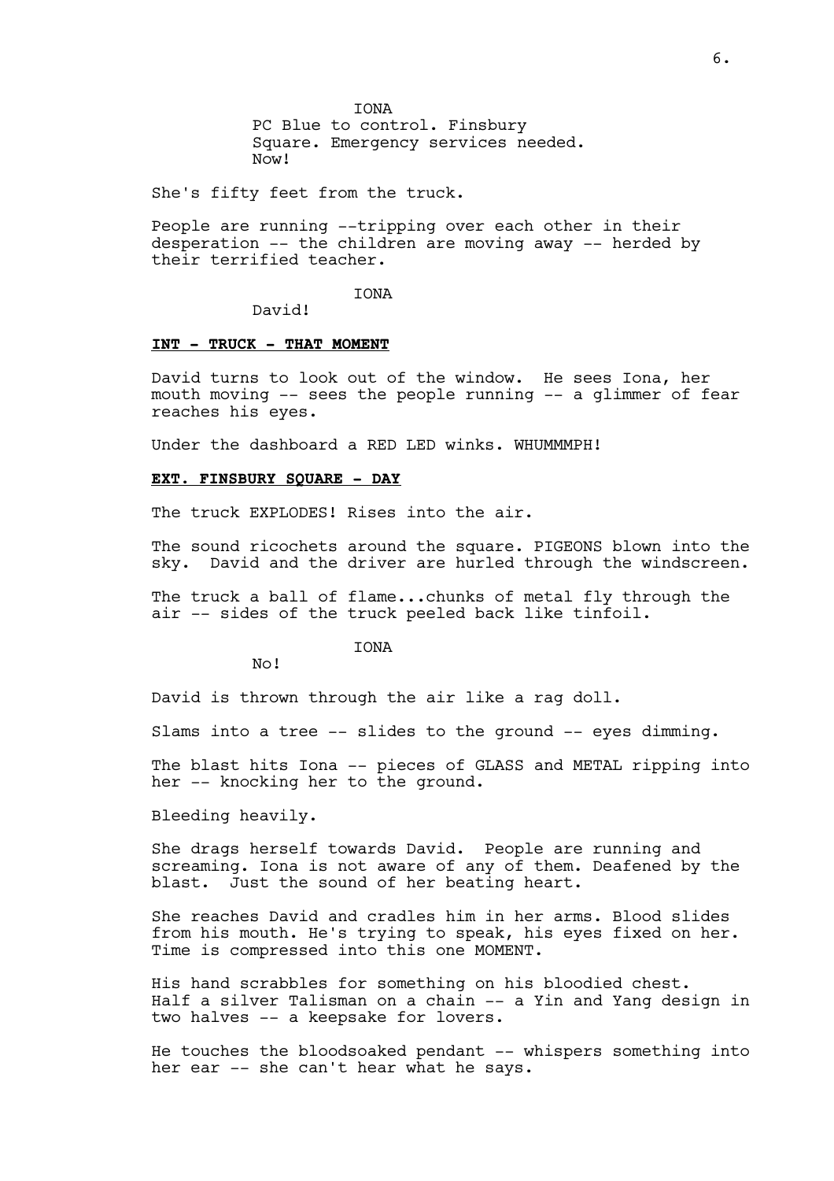IONA
PC Blue to control. Finsbury Square. Emergency services needed. Now!

She's fifty feet from the truck.

People are running --tripping over each other in their desperation -- the children are moving away -- herded by their terrified teacher.

IONA
David!

**INT - TRUCK - THAT MOMENT**

David turns to look out of the window. He sees Iona, her mouth moving -- sees the people running -- a glimmer of fear reaches his eyes.

Under the dashboard a RED LED winks. WHUMMMPH!

**EXT. FINSBURY SQUARE - DAY**

The truck EXPLODES! Rises into the air.

The sound ricochets around the square. PIGEONS blown into the sky. David and the driver are hurled through the windscreen.

The truck a ball of flame...chunks of metal fly through the air -- sides of the truck peeled back like tinfoil.

IONA
No!

David is thrown through the air like a rag doll.

Slams into a tree -- slides to the ground -- eyes dimming.

The blast hits Iona -- pieces of GLASS and METAL ripping into her -- knocking her to the ground.

Bleeding heavily.

She drags herself towards David. People are running and screaming. Iona is not aware of any of them. Deafened by the blast. Just the sound of her beating heart.

She reaches David and cradles him in her arms. Blood slides from his mouth. He's trying to speak, his eyes fixed on her. Time is compressed into this one MOMENT.

His hand scrabbles for something on his bloodied chest. Half a silver Talisman on a chain -- a Yin and Yang design in two halves -- a keepsake for lovers.

He touches the bloodsoaked pendant -- whispers something into her ear -- she can't hear what he says.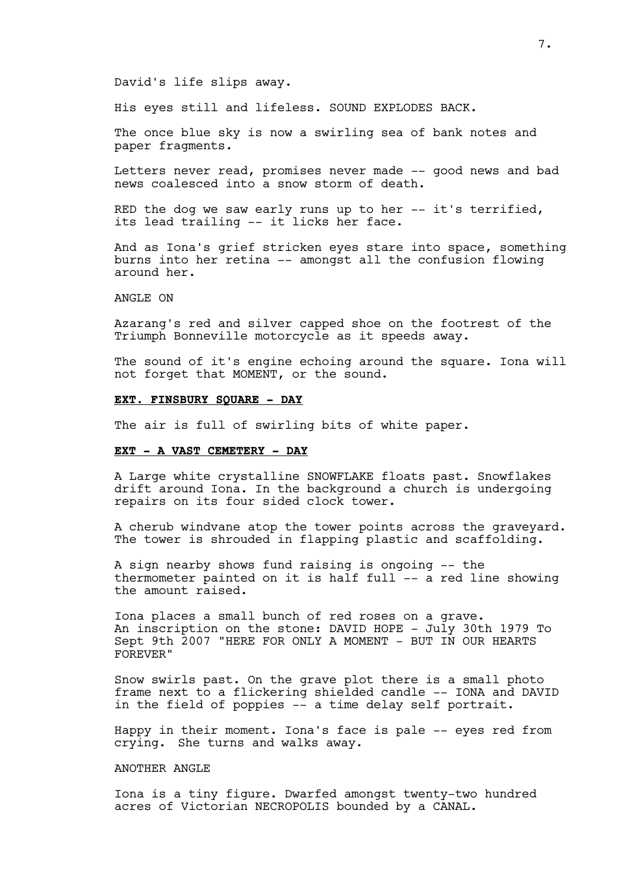David's life slips away.

His eyes still and lifeless. SOUND EXPLODES BACK.

The once blue sky is now a swirling sea of bank notes and paper fragments.

Letters never read, promises never made -- good news and bad news coalesced into a snow storm of death.

RED the dog we saw early runs up to her -- it's terrified, its lead trailing -- it licks her face.

And as Iona's grief stricken eyes stare into space, something burns into her retina -- amongst all the confusion flowing around her.

ANGLE ON

Azarang's red and silver capped shoe on the footrest of the Triumph Bonneville motorcycle as it speeds away.

The sound of it's engine echoing around the square. Iona will not forget that MOMENT, or the sound.

**EXT. FINSBURY SQUARE - DAY**

The air is full of swirling bits of white paper.

**EXT - A VAST CEMETERY - DAY**

A Large white crystalline SNOWFLAKE floats past. Snowflakes drift around Iona. In the background a church is undergoing repairs on its four sided clock tower.

A cherub windvane atop the tower points across the graveyard. The tower is shrouded in flapping plastic and scaffolding.

A sign nearby shows fund raising is ongoing -- the thermometer painted on it is half full -- a red line showing the amount raised.

Iona places a small bunch of red roses on a grave. An inscription on the stone: DAVID HOPE - July 30th 1979 To Sept 9th 2007 "HERE FOR ONLY A MOMENT - BUT IN OUR HEARTS FOREVER"

Snow swirls past. On the grave plot there is a small photo frame next to a flickering shielded candle -- IONA and DAVID in the field of poppies -- a time delay self portrait.

Happy in their moment. Iona's face is pale -- eyes red from crying. She turns and walks away.

ANOTHER ANGLE

Iona is a tiny figure. Dwarfed amongst twenty-two hundred acres of Victorian NECROPOLIS bounded by a CANAL.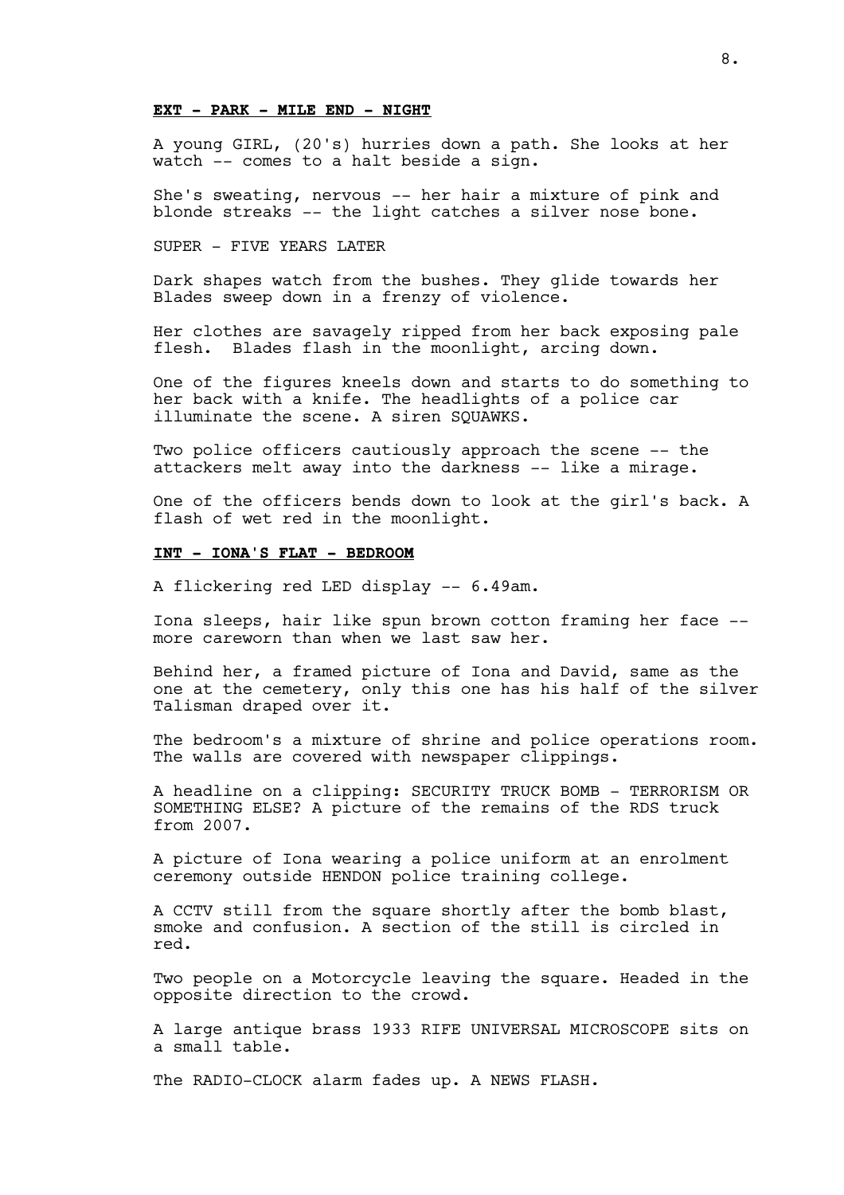**EXT - PARK - MILE END - NIGHT**

A young GIRL, (20's) hurries down a path. She looks at her watch -- comes to a halt beside a sign.

She's sweating, nervous -- her hair a mixture of pink and blonde streaks -- the light catches a silver nose bone.

SUPER - FIVE YEARS LATER

Dark shapes watch from the bushes. They glide towards her Blades sweep down in a frenzy of violence.

Her clothes are savagely ripped from her back exposing pale flesh. Blades flash in the moonlight, arcing down.

One of the figures kneels down and starts to do something to her back with a knife. The headlights of a police car illuminate the scene. A siren SQUAWKS.

Two police officers cautiously approach the scene -- the attackers melt away into the darkness -- like a mirage.

One of the officers bends down to look at the girl's back. A flash of wet red in the moonlight.

**INT - IONA'S FLAT - BEDROOM**

A flickering red LED display -- 6.49am.

Iona sleeps, hair like spun brown cotton framing her face -- more careworn than when we last saw her.

Behind her, a framed picture of Iona and David, same as the one at the cemetery, only this one has his half of the silver Talisman draped over it.

The bedroom's a mixture of shrine and police operations room. The walls are covered with newspaper clippings.

A headline on a clipping: SECURITY TRUCK BOMB - TERRORISM OR SOMETHING ELSE? A picture of the remains of the RDS truck from 2007.

A picture of Iona wearing a police uniform at an enrolment ceremony outside HENDON police training college.

A CCTV still from the square shortly after the bomb blast, smoke and confusion. A section of the still is circled in red.

Two people on a Motorcycle leaving the square. Headed in the opposite direction to the crowd.

A large antique brass 1933 RIFE UNIVERSAL MICROSCOPE sits on a small table.

The RADIO-CLOCK alarm fades up. A NEWS FLASH.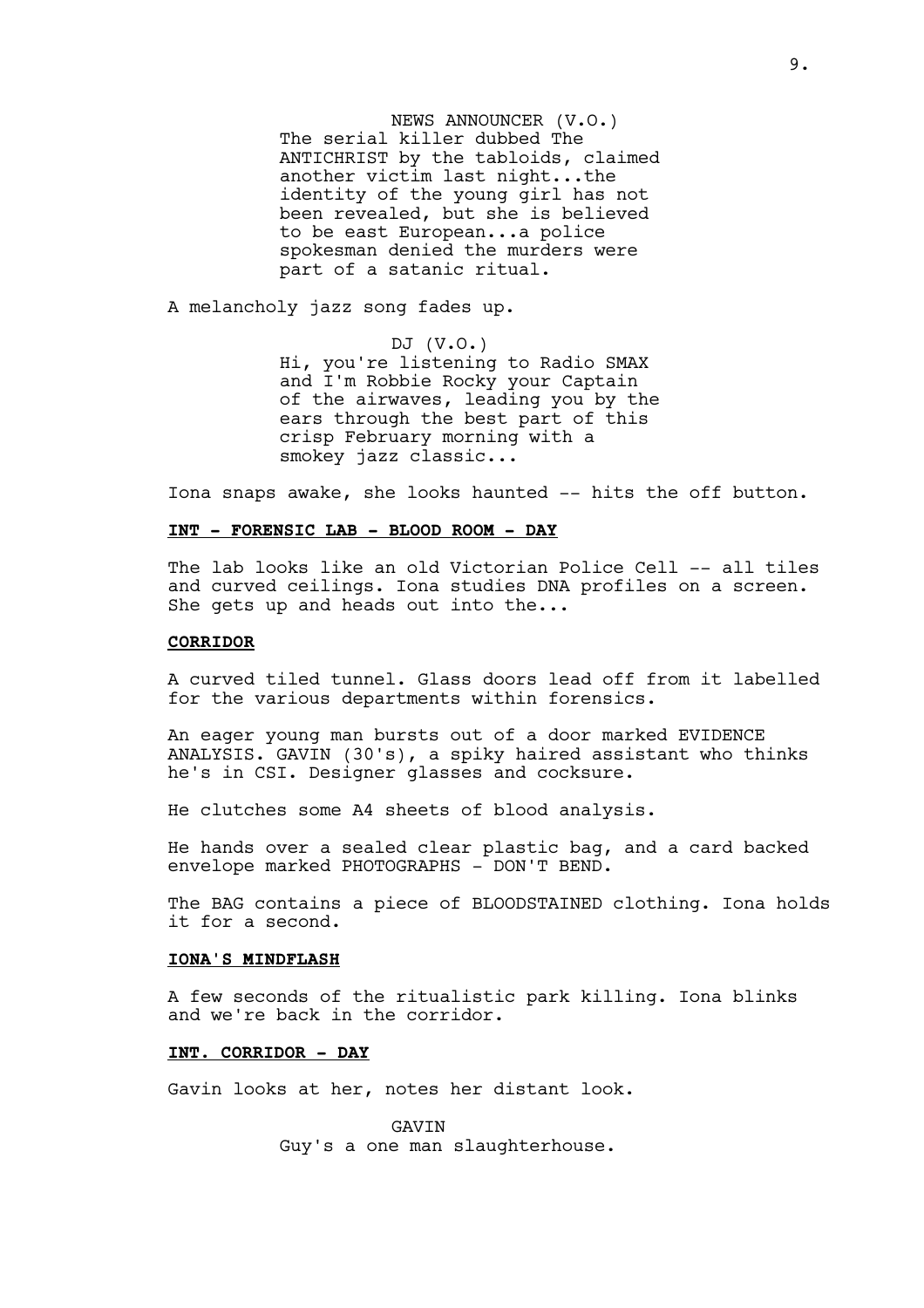NEWS ANNOUNCER (V.O.)
The serial killer dubbed The ANTICHRIST by the tabloids, claimed another victim last night...the identity of the young girl has not been revealed, but she is believed to be east European...a police spokesman denied the murders were part of a satanic ritual.

A melancholy jazz song fades up.

DJ (V.O.)
Hi, you're listening to Radio SMAX and I'm Robbie Rocky your Captain of the airwaves, leading you by the ears through the best part of this crisp February morning with a smokey jazz classic...

Iona snaps awake, she looks haunted -- hits the off button.

**INT - FORENSIC LAB - BLOOD ROOM - DAY**

The lab looks like an old Victorian Police Cell -- all tiles and curved ceilings. Iona studies DNA profiles on a screen. She gets up and heads out into the...

**CORRIDOR**

A curved tiled tunnel. Glass doors lead off from it labelled for the various departments within forensics.

An eager young man bursts out of a door marked EVIDENCE ANALYSIS. GAVIN (30's), a spiky haired assistant who thinks he's in CSI. Designer glasses and cocksure.

He clutches some A4 sheets of blood analysis.

He hands over a sealed clear plastic bag, and a card backed envelope marked PHOTOGRAPHS - DON'T BEND.

The BAG contains a piece of BLOODSTAINED clothing. Iona holds it for a second.

**IONA'S MINDFLASH**

A few seconds of the ritualistic park killing. Iona blinks and we're back in the corridor.

**INT. CORRIDOR - DAY**

Gavin looks at her, notes her distant look.

GAVIN
Guy's a one man slaughterhouse.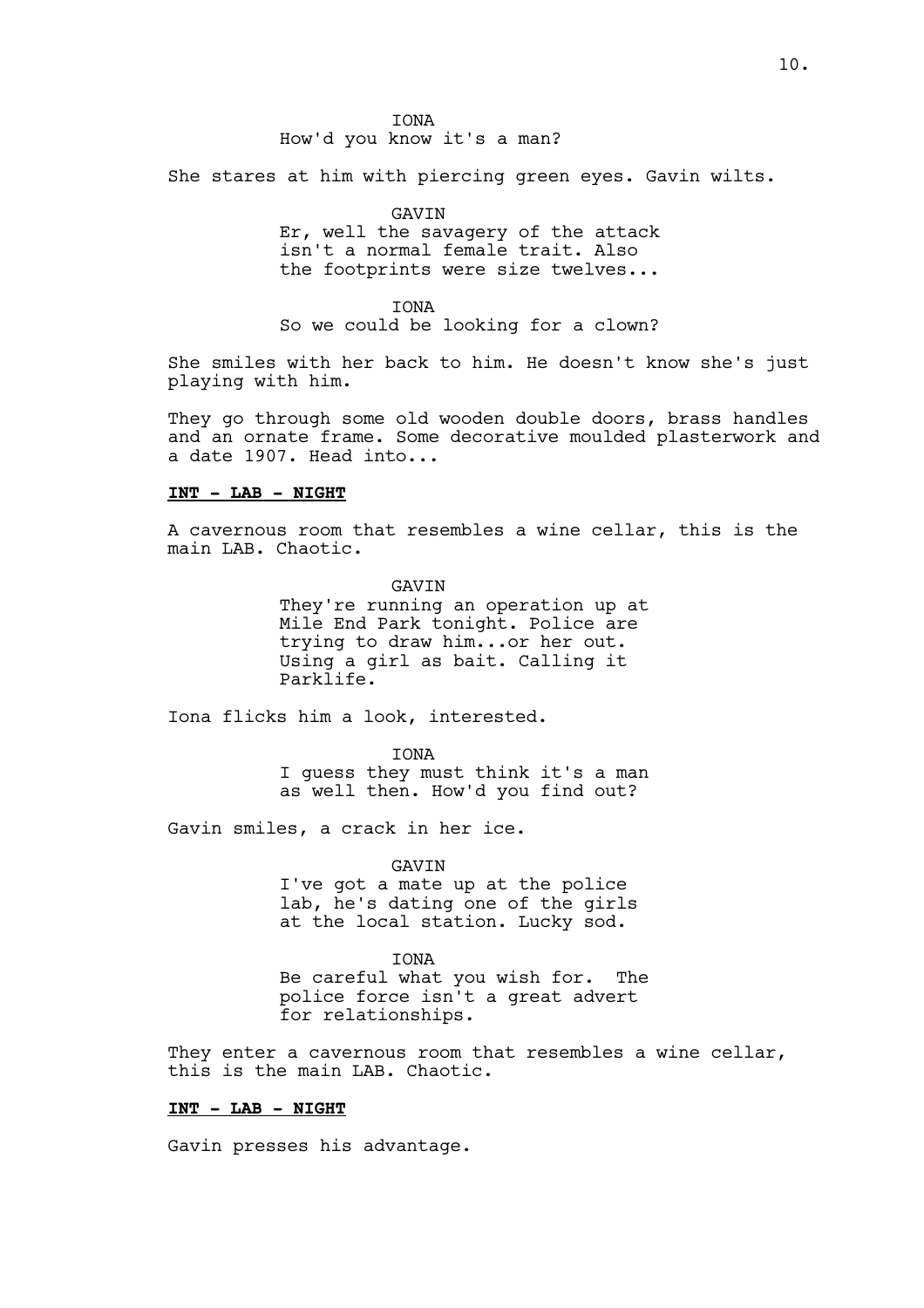IONA
How'd you know it's a man?

She stares at him with piercing green eyes. Gavin wilts.

GAVIN
Er, well the savagery of the attack isn't a normal female trait. Also the footprints were size twelves...

IONA
So we could be looking for a clown?

She smiles with her back to him. He doesn't know she's just playing with him.

They go through some old wooden double doors, brass handles and an ornate frame. Some decorative moulded plasterwork and a date 1907. Head into...

**INT - LAB - NIGHT**

A cavernous room that resembles a wine cellar, this is the main LAB. Chaotic.

GAVIN
They're running an operation up at Mile End Park tonight. Police are trying to draw him...or her out. Using a girl as bait. Calling it Parklife.

Iona flicks him a look, interested.

IONA
I guess they must think it's a man as well then. How'd you find out?

Gavin smiles, a crack in her ice.

GAVIN
I've got a mate up at the police lab, he's dating one of the girls at the local station. Lucky sod.

IONA
Be careful what you wish for. The police force isn't a great advert for relationships.

They enter a cavernous room that resembles a wine cellar, this is the main LAB. Chaotic.

**INT - LAB - NIGHT**

Gavin presses his advantage.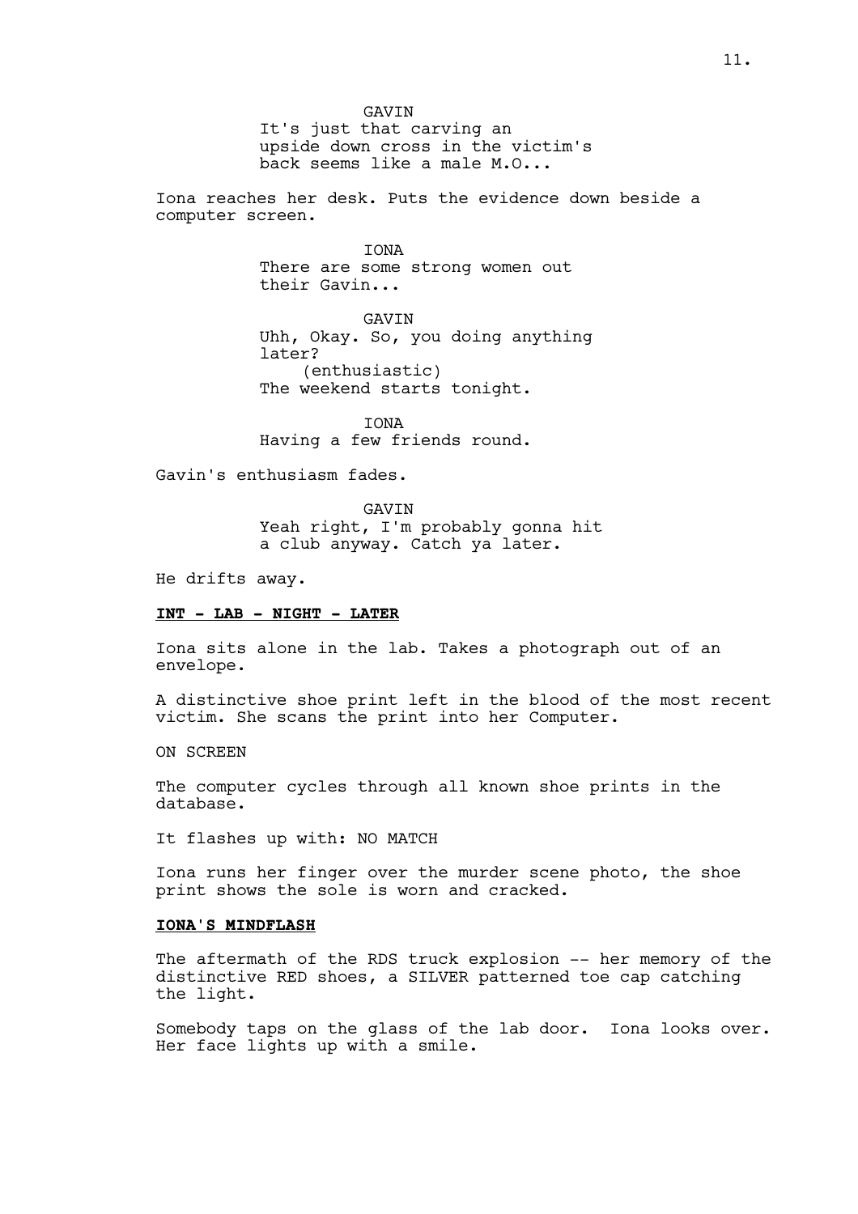GAVIN
It's just that carving an upside down cross in the victim's back seems like a male M.O...

Iona reaches her desk. Puts the evidence down beside a computer screen.

IONA
There are some strong women out their Gavin...

GAVIN
Uhh, Okay. So, you doing anything later?
(enthusiastic)
The weekend starts tonight.

IONA
Having a few friends round.

Gavin's enthusiasm fades.

GAVIN
Yeah right, I'm probably gonna hit a club anyway. Catch ya later.

He drifts away.

**INT - LAB - NIGHT - LATER**

Iona sits alone in the lab. Takes a photograph out of an envelope.

A distinctive shoe print left in the blood of the most recent victim. She scans the print into her Computer.

ON SCREEN

The computer cycles through all known shoe prints in the database.

It flashes up with: NO MATCH

Iona runs her finger over the murder scene photo, the shoe print shows the sole is worn and cracked.

**IONA'S MINDFLASH**

The aftermath of the RDS truck explosion -- her memory of the distinctive RED shoes, a SILVER patterned toe cap catching the light.

Somebody taps on the glass of the lab door. Iona looks over. Her face lights up with a smile.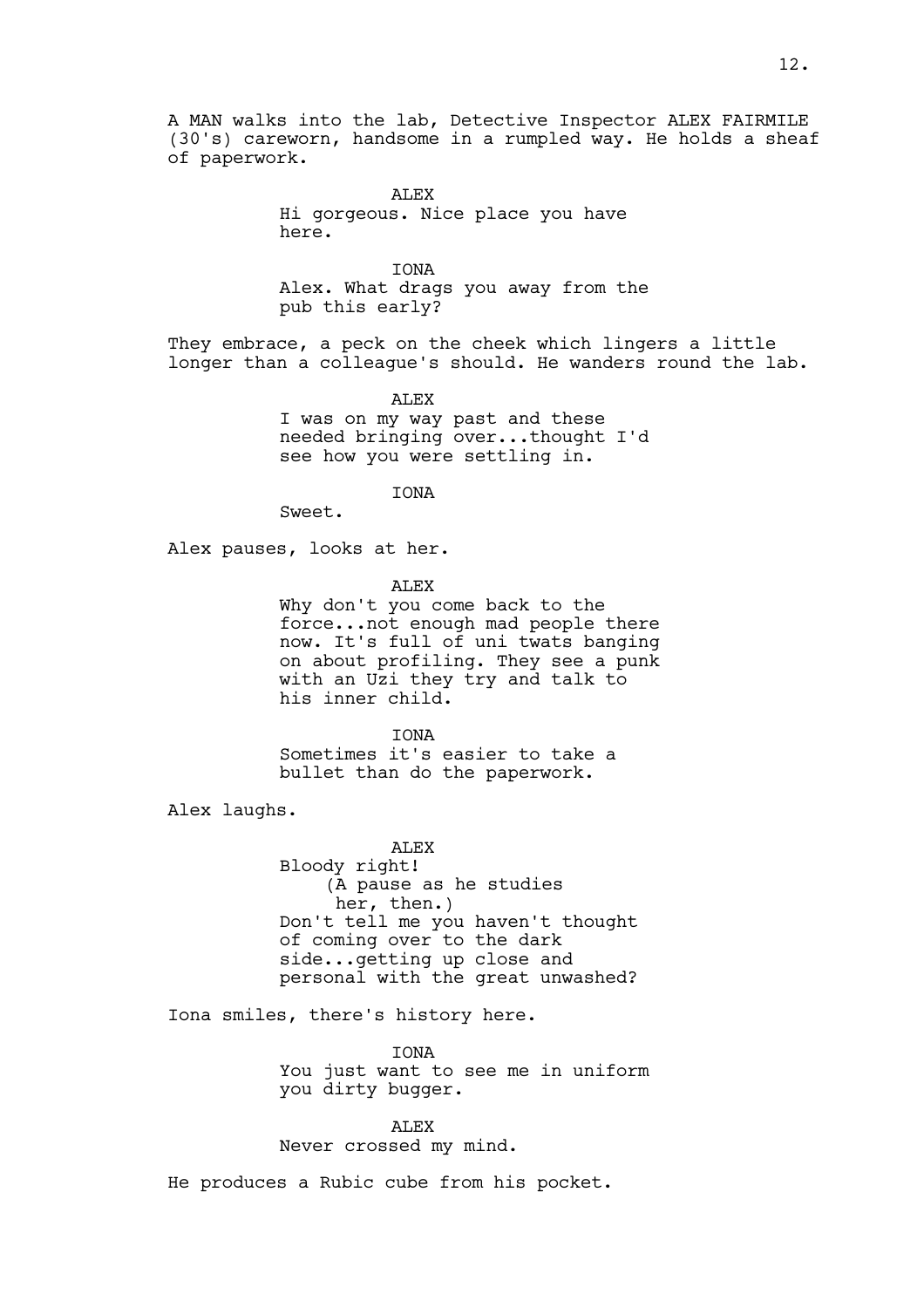A MAN walks into the lab, Detective Inspector ALEX FAIRMILE (30's) careworn, handsome in a rumpled way. He holds a sheaf of paperwork.

ALEX
Hi gorgeous. Nice place you have here.

IONA
Alex. What drags you away from the pub this early?

They embrace, a peck on the cheek which lingers a little longer than a colleague's should. He wanders round the lab.

ALEX
I was on my way past and these needed bringing over...thought I'd see how you were settling in.

IONA
Sweet.

Alex pauses, looks at her.

ALEX
Why don't you come back to the force...not enough mad people there now. It's full of uni twats banging on about profiling. They see a punk with an Uzi they try and talk to his inner child.

IONA
Sometimes it's easier to take a bullet than do the paperwork.

Alex laughs.

ALEX
Bloody right!
(A pause as he studies her, then.)
Don't tell me you haven't thought of coming over to the dark side...getting up close and personal with the great unwashed?

Iona smiles, there's history here.

IONA
You just want to see me in uniform you dirty bugger.

ALEX
Never crossed my mind.

He produces a Rubic cube from his pocket.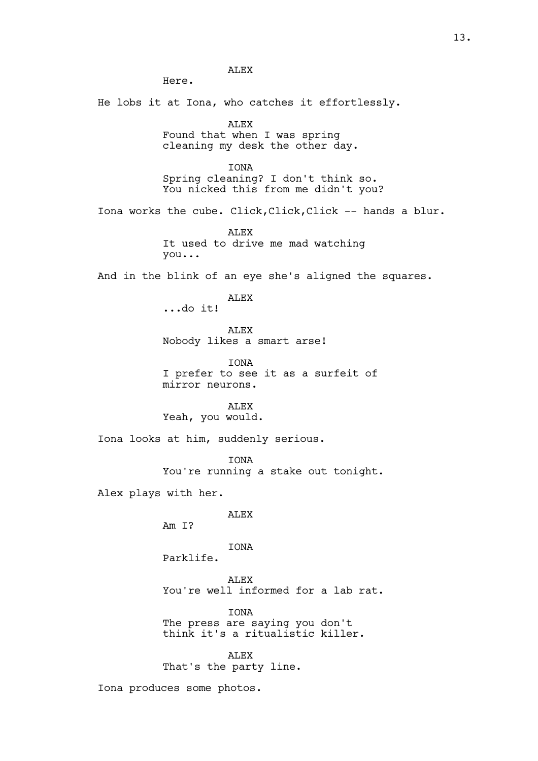ALEX

Here.

He lobs it at Iona, who catches it effortlessly.

ALEX

Found that when I was spring cleaning my desk the other day.

IONA

Spring cleaning? I don't think so. You nicked this from me didn't you?

Iona works the cube. Click,Click,Click -- hands a blur.

ALEX

It used to drive me mad watching you...

And in the blink of an eye she's aligned the squares.

ALEX

...do it!

ALEX

Nobody likes a smart arse!

IONA

I prefer to see it as a surfeit of mirror neurons.

ALEX

Yeah, you would.

Iona looks at him, suddenly serious.

IONA

You're running a stake out tonight.

Alex plays with her.

ALEX

Am I?

IONA

Parklife.

ALEX

You're well informed for a lab rat.

IONA

The press are saying you don't think it's a ritualistic killer.

ALEX

That's the party line.

Iona produces some photos.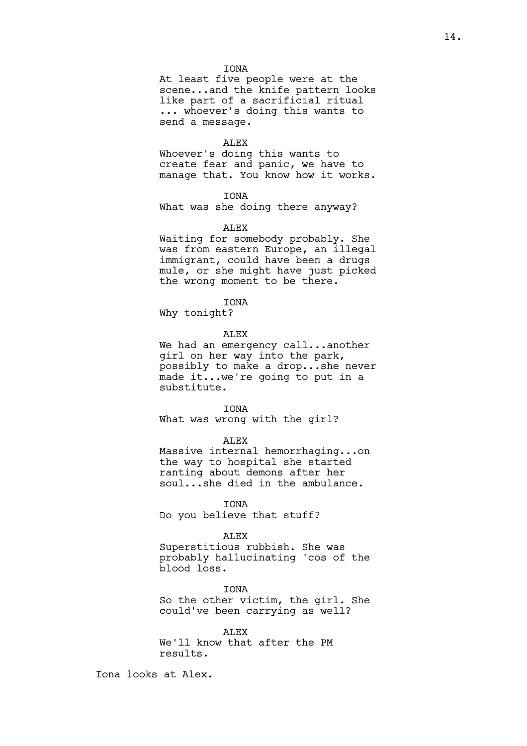IONA

At least five people were at the scene...and the knife pattern looks like part of a sacrificial ritual ... whoever's doing this wants to send a message.

ALEX

Whoever's doing this wants to create fear and panic, we have to manage that. You know how it works.

IONA

What was she doing there anyway?

ALEX

Waiting for somebody probably. She was from eastern Europe, an illegal immigrant, could have been a drugs mule, or she might have just picked the wrong moment to be there.

IONA

Why tonight?

ALEX

We had an emergency call...another girl on her way into the park, possibly to make a drop...she never made it...we're going to put in a substitute.

IONA

What was wrong with the girl?

ALEX

Massive internal hemorrhaging...on the way to hospital she started ranting about demons after her soul...she died in the ambulance.

IONA

Do you believe that stuff?

ALEX

Superstitious rubbish. She was probably hallucinating 'cos of the blood loss.

IONA

So the other victim, the girl. She could've been carrying as well?

ALEX

We'll know that after the PM results.

Iona looks at Alex.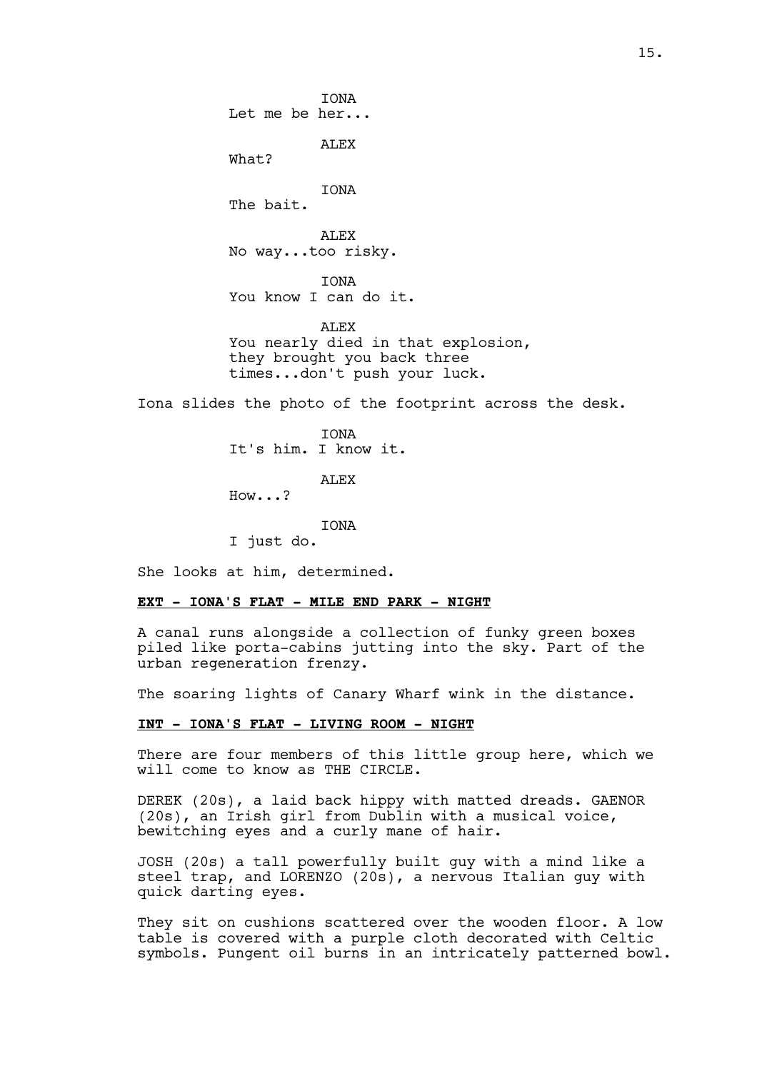IONA
Let me be her...

ALEX
What?

IONA
The bait.

ALEX
No way...too risky.

IONA
You know I can do it.

ALEX
You nearly died in that explosion, they brought you back three times...don't push your luck.

Iona slides the photo of the footprint across the desk.

IONA
It's him. I know it.

ALEX
How...?

IONA
I just do.

She looks at him, determined.

**EXT - IONA'S FLAT - MILE END PARK - NIGHT**

A canal runs alongside a collection of funky green boxes piled like porta-cabins jutting into the sky. Part of the urban regeneration frenzy.

The soaring lights of Canary Wharf wink in the distance.

**INT - IONA'S FLAT - LIVING ROOM - NIGHT**

There are four members of this little group here, which we will come to know as THE CIRCLE.

DEREK (20s), a laid back hippy with matted dreads. GAENOR (20s), an Irish girl from Dublin with a musical voice, bewitching eyes and a curly mane of hair.

JOSH (20s) a tall powerfully built guy with a mind like a steel trap, and LORENZO (20s), a nervous Italian guy with quick darting eyes.

They sit on cushions scattered over the wooden floor. A low table is covered with a purple cloth decorated with Celtic symbols. Pungent oil burns in an intricately patterned bowl.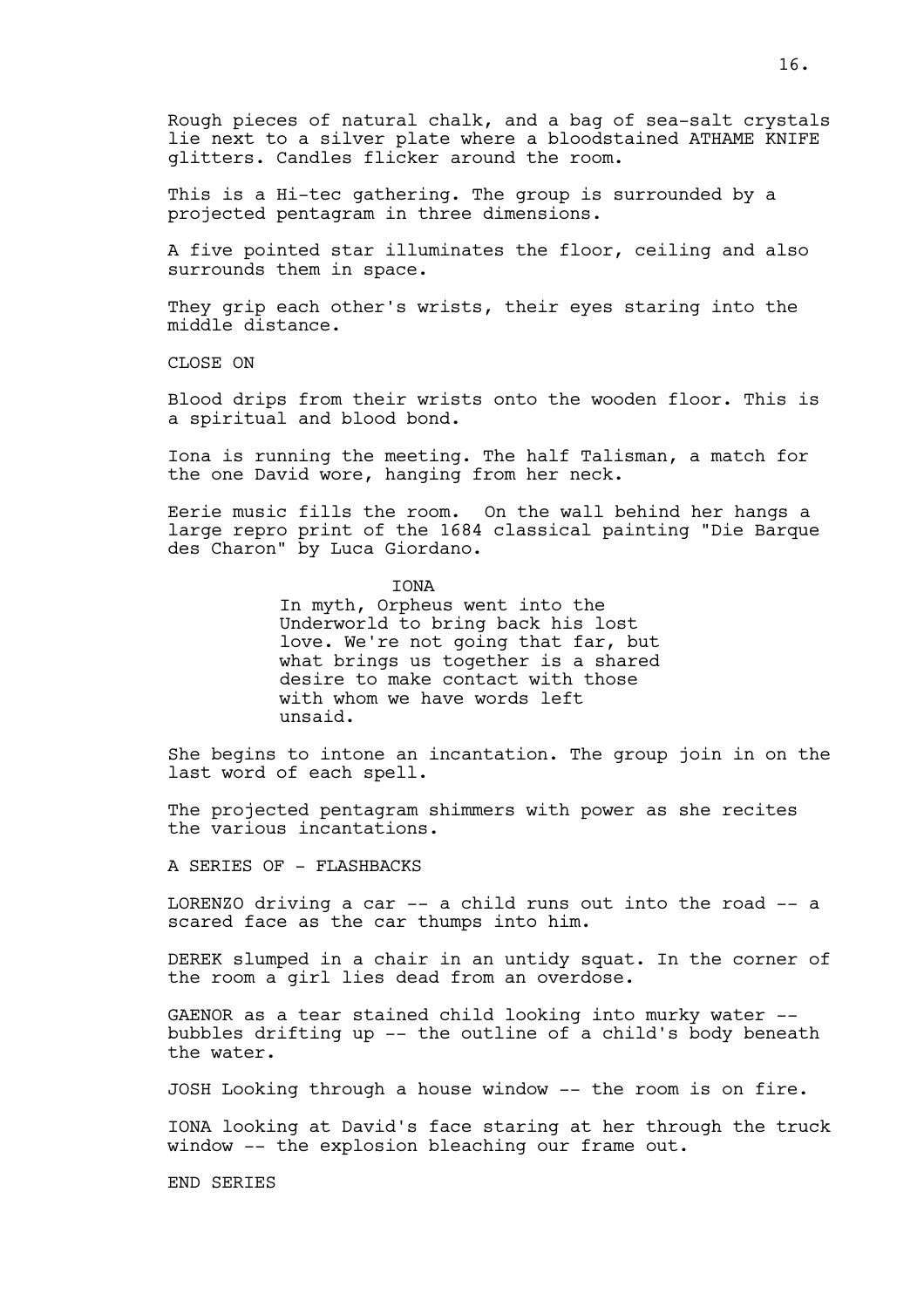Rough pieces of natural chalk, and a bag of sea-salt crystals lie next to a silver plate where a bloodstained ATHAME KNIFE glitters. Candles flicker around the room.

This is a Hi-tec gathering. The group is surrounded by a projected pentagram in three dimensions.

A five pointed star illuminates the floor, ceiling and also surrounds them in space.

They grip each other's wrists, their eyes staring into the middle distance.

CLOSE ON

Blood drips from their wrists onto the wooden floor. This is a spiritual and blood bond.

Iona is running the meeting. The half Talisman, a match for the one David wore, hanging from her neck.

Eerie music fills the room. On the wall behind her hangs a large repro print of the 1684 classical painting "Die Barque des Charon" by Luca Giordano.

IONA

In myth, Orpheus went into the Underworld to bring back his lost love. We're not going that far, but what brings us together is a shared desire to make contact with those with whom we have words left unsaid.

She begins to intone an incantation. The group join in on the last word of each spell.

The projected pentagram shimmers with power as she recites the various incantations.

A SERIES OF - FLASHBACKS

LORENZO driving a car -- a child runs out into the road -- a scared face as the car thumps into him.

DEREK slumped in a chair in an untidy squat. In the corner of the room a girl lies dead from an overdose.

GAENOR as a tear stained child looking into murky water -- bubbles drifting up -- the outline of a child's body beneath the water.

JOSH Looking through a house window -- the room is on fire.

IONA looking at David's face staring at her through the truck window -- the explosion bleaching our frame out.

END SERIES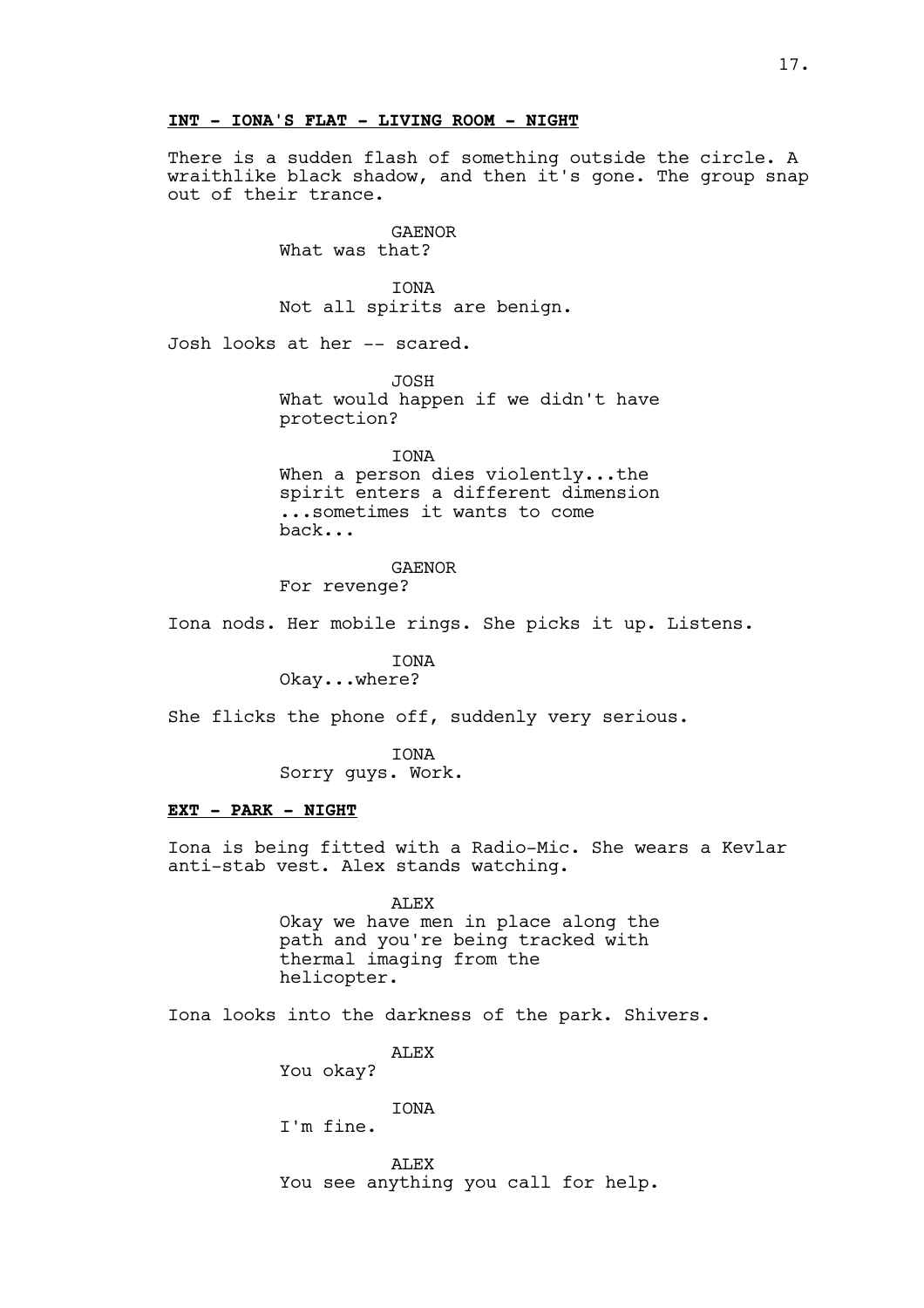**INT - IONA'S FLAT - LIVING ROOM - NIGHT**

There is a sudden flash of something outside the circle. A wraithlike black shadow, and then it's gone. The group snap out of their trance.

GAENOR
What was that?

IONA
Not all spirits are benign.

Josh looks at her -- scared.

JOSH
What would happen if we didn't have protection?

IONA
When a person dies violently...the spirit enters a different dimension ...sometimes it wants to come back...

GAENOR
For revenge?

Iona nods. Her mobile rings. She picks it up. Listens.

IONA
Okay...where?

She flicks the phone off, suddenly very serious.

IONA
Sorry guys. Work.

**EXT - PARK - NIGHT**

Iona is being fitted with a Radio-Mic. She wears a Kevlar anti-stab vest. Alex stands watching.

ALEX
Okay we have men in place along the path and you're being tracked with thermal imaging from the helicopter.

Iona looks into the darkness of the park. Shivers.

ALEX
You okay?

IONA
I'm fine.

ALEX
You see anything you call for help.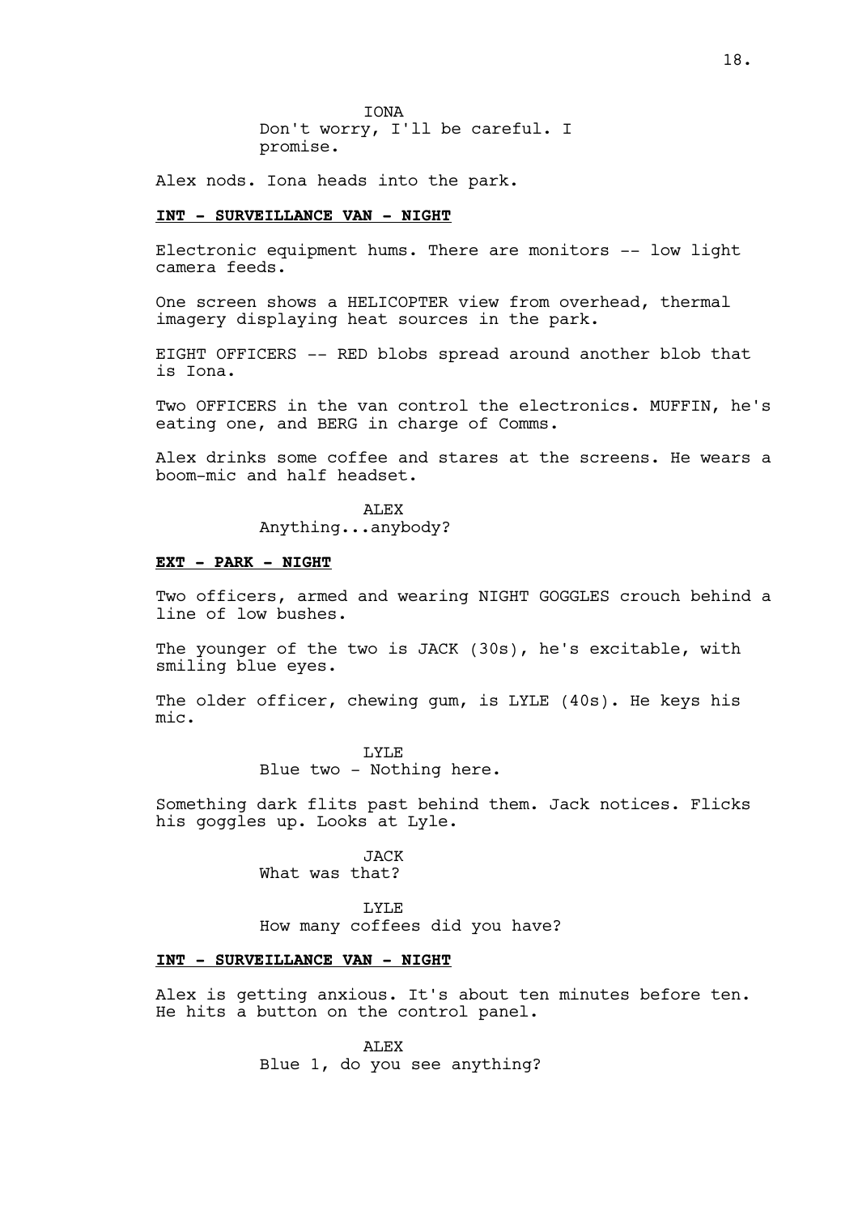IONA
Don't worry, I'll be careful. I promise.

Alex nods. Iona heads into the park.

**INT - SURVEILLANCE VAN - NIGHT**

Electronic equipment hums. There are monitors -- low light camera feeds.

One screen shows a HELICOPTER view from overhead, thermal imagery displaying heat sources in the park.

EIGHT OFFICERS -- RED blobs spread around another blob that is Iona.

Two OFFICERS in the van control the electronics. MUFFIN, he's eating one, and BERG in charge of Comms.

Alex drinks some coffee and stares at the screens. He wears a boom-mic and half headset.

ALEX
Anything...anybody?

**EXT - PARK - NIGHT**

Two officers, armed and wearing NIGHT GOGGLES crouch behind a line of low bushes.

The younger of the two is JACK (30s), he's excitable, with smiling blue eyes.

The older officer, chewing gum, is LYLE (40s). He keys his mic.

LYLE
Blue two - Nothing here.

Something dark flits past behind them. Jack notices. Flicks his goggles up. Looks at Lyle.

JACK
What was that?

LYLE
How many coffees did you have?

**INT - SURVEILLANCE VAN - NIGHT**

Alex is getting anxious. It's about ten minutes before ten. He hits a button on the control panel.

ALEX
Blue 1, do you see anything?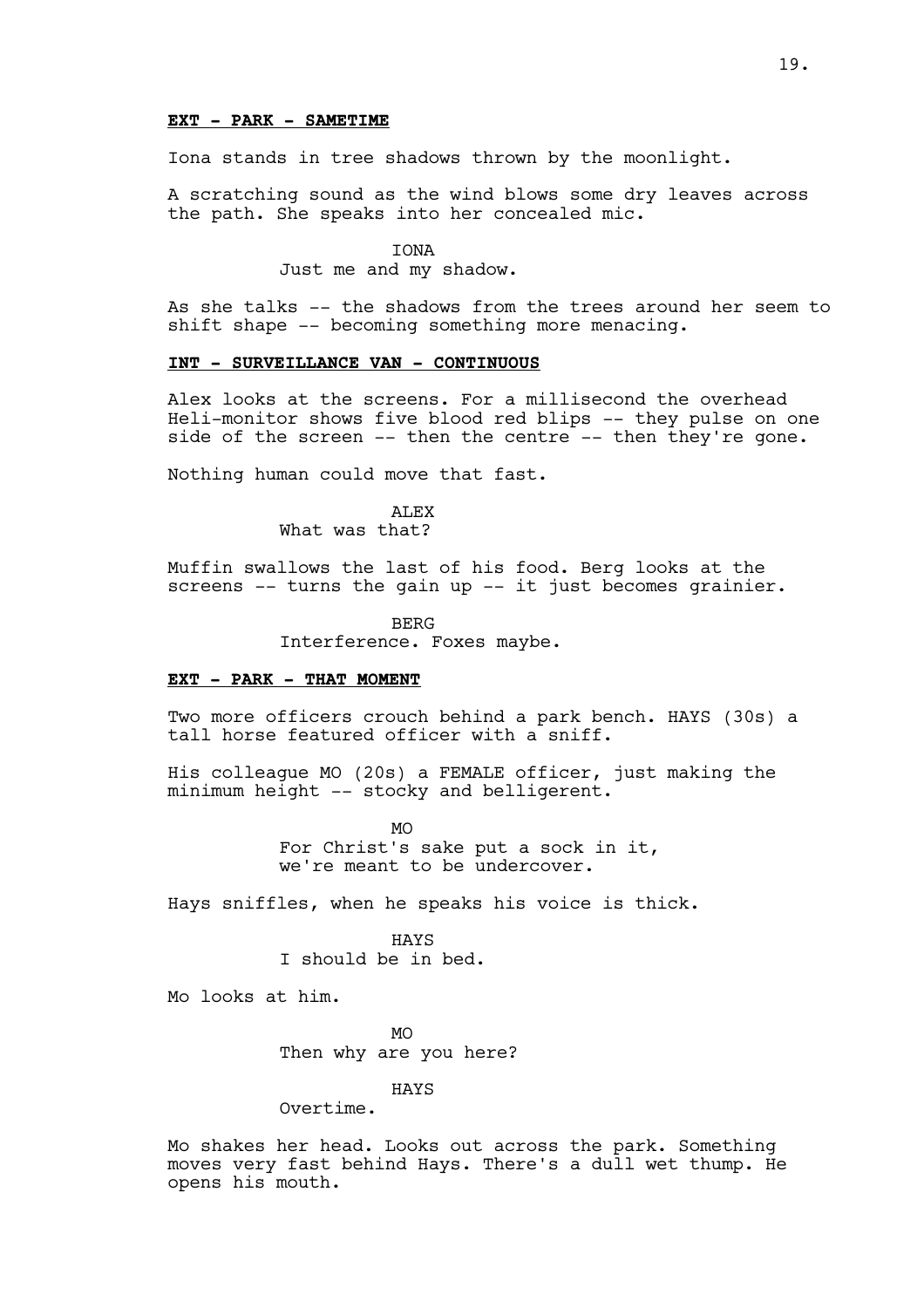**EXT - PARK - SAMETIME**

Iona stands in tree shadows thrown by the moonlight.

A scratching sound as the wind blows some dry leaves across the path. She speaks into her concealed mic.

IONA
Just me and my shadow.

As she talks -- the shadows from the trees around her seem to shift shape -- becoming something more menacing.

**INT - SURVEILLANCE VAN - CONTINUOUS**

Alex looks at the screens. For a millisecond the overhead Heli-monitor shows five blood red blips -- they pulse on one side of the screen -- then the centre -- then they're gone.

Nothing human could move that fast.

ALEX
What was that?

Muffin swallows the last of his food. Berg looks at the screens -- turns the gain up -- it just becomes grainier.

BERG
Interference. Foxes maybe.

**EXT - PARK - THAT MOMENT**

Two more officers crouch behind a park bench. HAYS (30s) a tall horse featured officer with a sniff.

His colleague MO (20s) a FEMALE officer, just making the minimum height -- stocky and belligerent.

MO
For Christ's sake put a sock in it, we're meant to be undercover.

Hays sniffles, when he speaks his voice is thick.

HAYS
I should be in bed.

Mo looks at him.

MO
Then why are you here?

HAYS
Overtime.

Mo shakes her head. Looks out across the park. Something moves very fast behind Hays. There's a dull wet thump. He opens his mouth.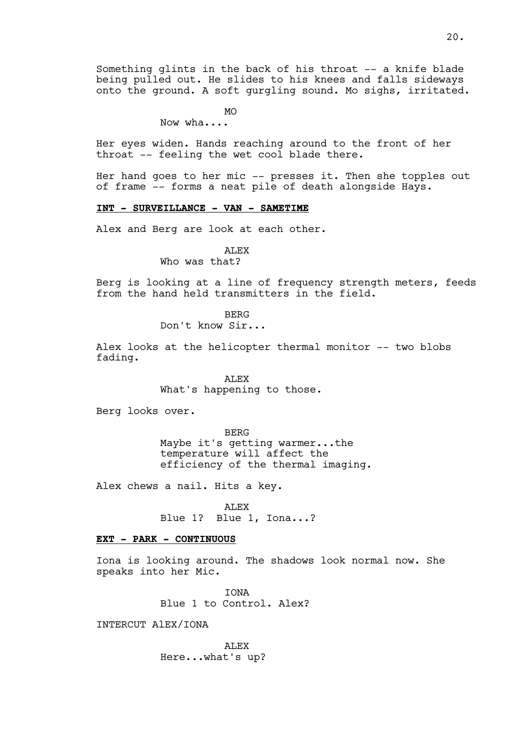Something glints in the back of his throat -- a knife blade being pulled out. He slides to his knees and falls sideways onto the ground. A soft gurgling sound. Mo sighs, irritated.

MO
Now wha....

Her eyes widen. Hands reaching around to the front of her throat -- feeling the wet cool blade there.

Her hand goes to her mic -- presses it. Then she topples out of frame -- forms a neat pile of death alongside Hays.

**INT - SURVEILLANCE - VAN - SAMETIME**

Alex and Berg are look at each other.

ALEX
Who was that?

Berg is looking at a line of frequency strength meters, feeds from the hand held transmitters in the field.

BERG
Don't know Sir...

Alex looks at the helicopter thermal monitor -- two blobs fading.

ALEX
What's happening to those.

Berg looks over.

BERG
Maybe it's getting warmer...the temperature will affect the efficiency of the thermal imaging.

Alex chews a nail. Hits a key.

ALEX
Blue 1? Blue 1, Iona...?

**EXT - PARK - CONTINUOUS**

Iona is looking around. The shadows look normal now. She speaks into her Mic.

IONA
Blue 1 to Control. Alex?

INTERCUT AlEX/IONA

ALEX
Here...what's up?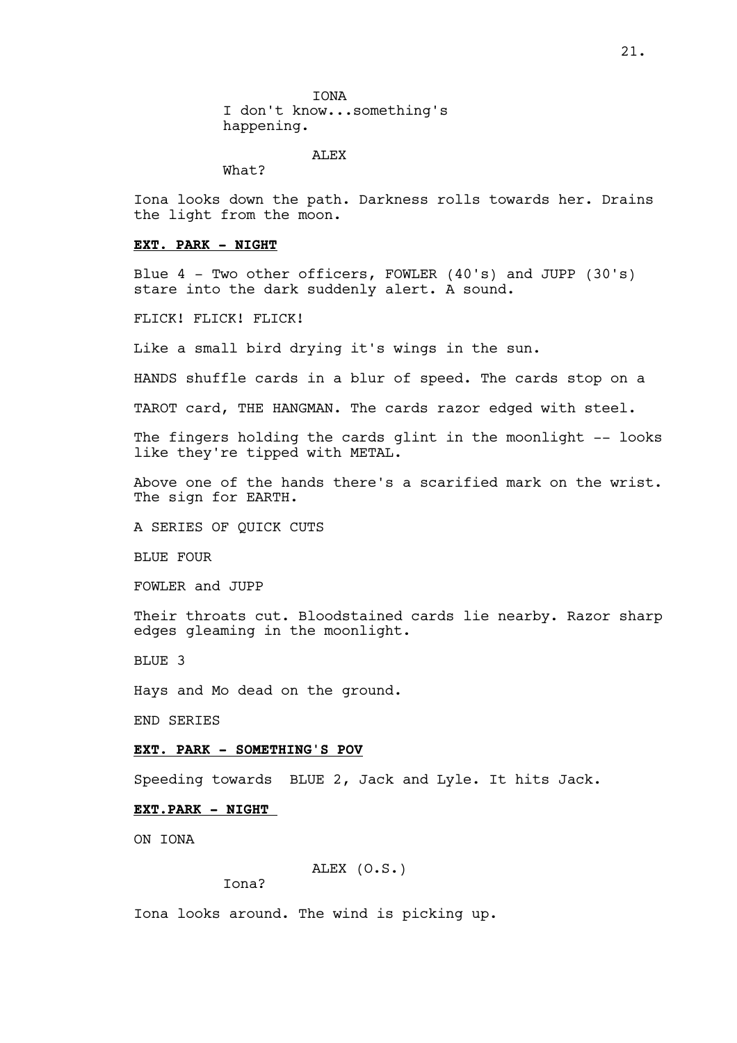IONA
I don't know...something's happening.

ALEX
What?

Iona looks down the path. Darkness rolls towards her. Drains the light from the moon.

**EXT. PARK - NIGHT**

Blue 4 - Two other officers, FOWLER (40's) and JUPP (30's) stare into the dark suddenly alert. A sound.

FLICK! FLICK! FLICK!

Like a small bird drying it's wings in the sun.

HANDS shuffle cards in a blur of speed. The cards stop on a

TAROT card, THE HANGMAN. The cards razor edged with steel.

The fingers holding the cards glint in the moonlight -- looks like they're tipped with METAL.

Above one of the hands there's a scarified mark on the wrist. The sign for EARTH.

A SERIES OF QUICK CUTS

BLUE FOUR

FOWLER and JUPP

Their throats cut. Bloodstained cards lie nearby. Razor sharp edges gleaming in the moonlight.

BLUE 3

Hays and Mo dead on the ground.

END SERIES

**EXT. PARK - SOMETHING'S POV**

Speeding towards BLUE 2, Jack and Lyle. It hits Jack.

**EXT.PARK - NIGHT**

ON IONA

ALEX (O.S.)
Iona?

Iona looks around. The wind is picking up.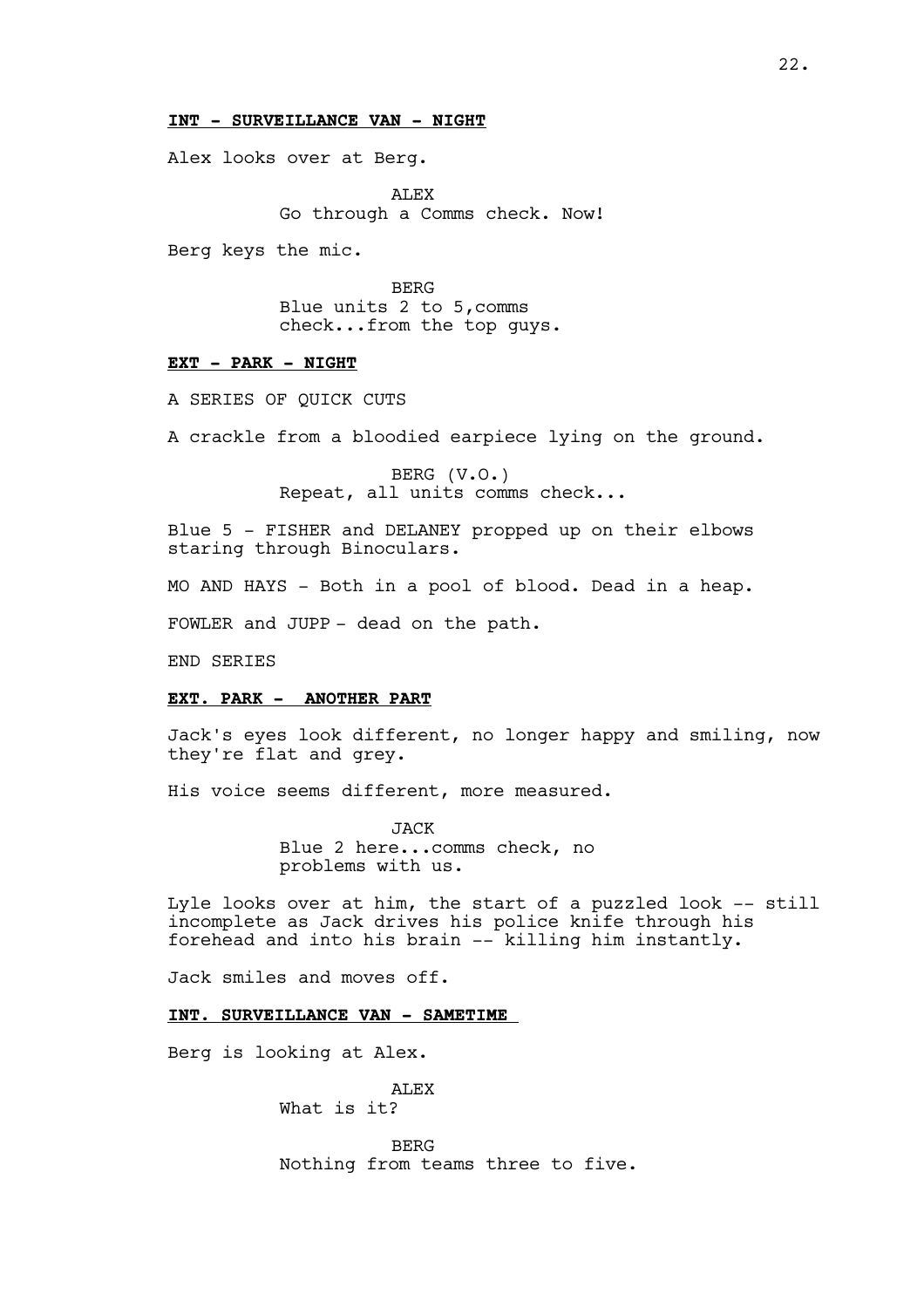**INT - SURVEILLANCE VAN - NIGHT**

Alex looks over at Berg.

ALEX
Go through a Comms check. Now!

Berg keys the mic.

BERG
Blue units 2 to 5,comms check...from the top guys.

**EXT - PARK - NIGHT**

A SERIES OF QUICK CUTS

A crackle from a bloodied earpiece lying on the ground.

BERG (V.O.)
Repeat, all units comms check...

Blue 5 - FISHER and DELANEY propped up on their elbows staring through Binoculars.

MO AND HAYS - Both in a pool of blood. Dead in a heap.

FOWLER and JUPP - dead on the path.

END SERIES

**EXT. PARK - ANOTHER PART**

Jack's eyes look different, no longer happy and smiling, now they're flat and grey.

His voice seems different, more measured.

JACK
Blue 2 here...comms check, no problems with us.

Lyle looks over at him, the start of a puzzled look -- still incomplete as Jack drives his police knife through his forehead and into his brain -- killing him instantly.

Jack smiles and moves off.

**INT. SURVEILLANCE VAN - SAMETIME**

Berg is looking at Alex.

ALEX
What is it?

BERG
Nothing from teams three to five.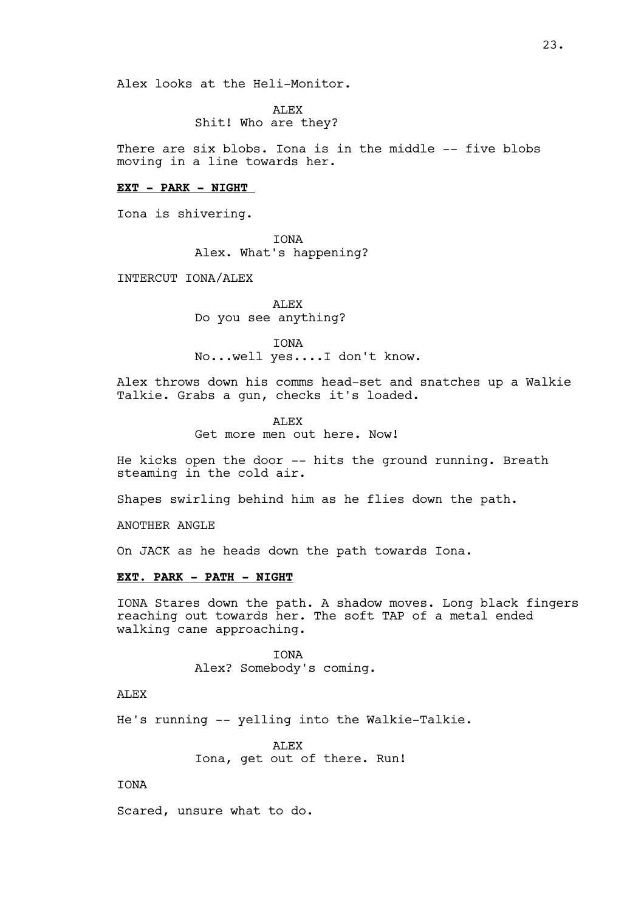Alex looks at the Heli-Monitor.

ALEX
Shit! Who are they?

There are six blobs. Iona is in the middle -- five blobs moving in a line towards her.

**EXT - PARK - NIGHT**

Iona is shivering.

IONA
Alex. What's happening?

INTERCUT IONA/ALEX

ALEX
Do you see anything?

IONA
No...well yes....I don't know.

Alex throws down his comms head-set and snatches up a Walkie Talkie. Grabs a gun, checks it's loaded.

ALEX
Get more men out here. Now!

He kicks open the door -- hits the ground running. Breath steaming in the cold air.

Shapes swirling behind him as he flies down the path.

ANOTHER ANGLE

On JACK as he heads down the path towards Iona.

**EXT. PARK - PATH - NIGHT**

IONA Stares down the path. A shadow moves. Long black fingers reaching out towards her. The soft TAP of a metal ended walking cane approaching.

IONA
Alex? Somebody's coming.

ALEX

He's running -- yelling into the Walkie-Talkie.

ALEX
Iona, get out of there. Run!

IONA

Scared, unsure what to do.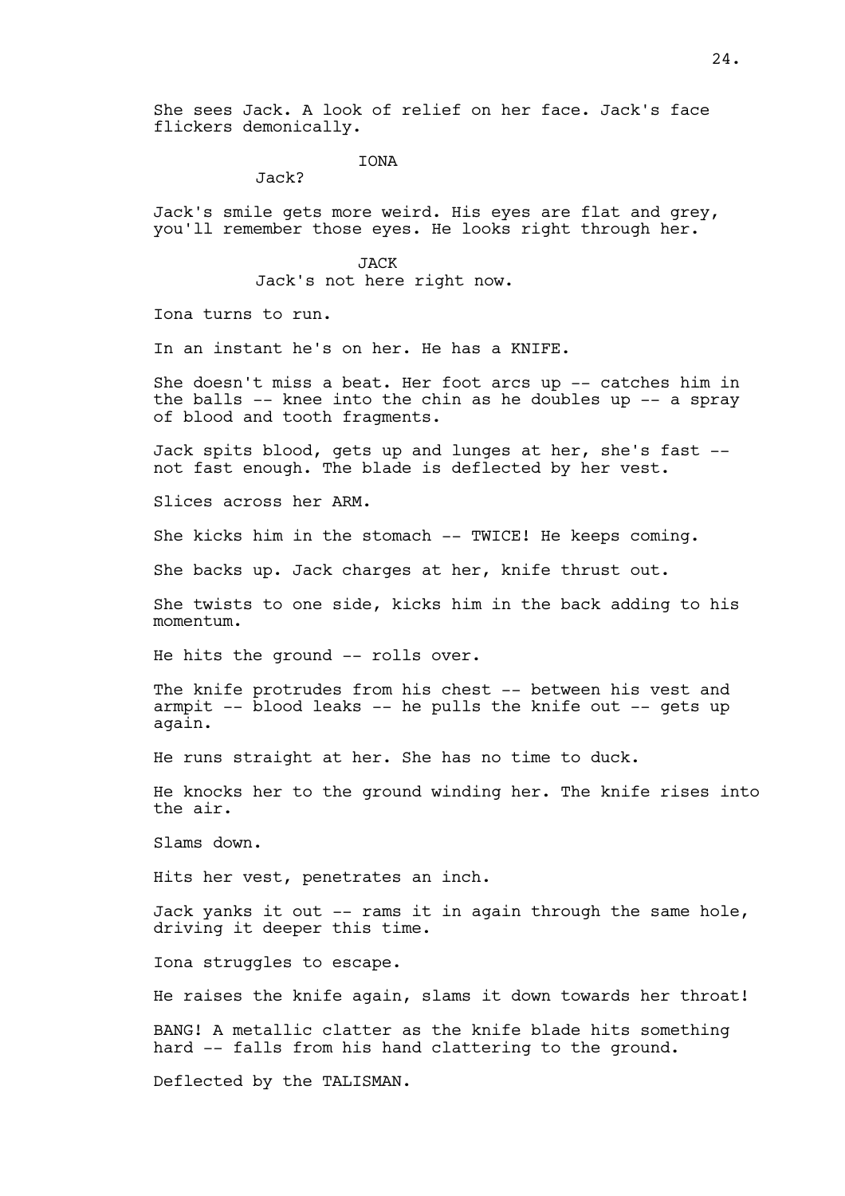She sees Jack. A look of relief on her face. Jack's face flickers demonically.

IONA
Jack?

Jack's smile gets more weird. His eyes are flat and grey, you'll remember those eyes. He looks right through her.

JACK
Jack's not here right now.

Iona turns to run.

In an instant he's on her. He has a KNIFE.

She doesn't miss a beat. Her foot arcs up -- catches him in the balls -- knee into the chin as he doubles up -- a spray of blood and tooth fragments.

Jack spits blood, gets up and lunges at her, she's fast -- not fast enough. The blade is deflected by her vest.

Slices across her ARM.

She kicks him in the stomach -- TWICE! He keeps coming.

She backs up. Jack charges at her, knife thrust out.

She twists to one side, kicks him in the back adding to his momentum.

He hits the ground -- rolls over.

The knife protrudes from his chest -- between his vest and armpit -- blood leaks -- he pulls the knife out -- gets up again.

He runs straight at her. She has no time to duck.

He knocks her to the ground winding her. The knife rises into the air.

Slams down.

Hits her vest, penetrates an inch.

Jack yanks it out -- rams it in again through the same hole, driving it deeper this time.

Iona struggles to escape.

He raises the knife again, slams it down towards her throat!

BANG! A metallic clatter as the knife blade hits something hard -- falls from his hand clattering to the ground.

Deflected by the TALISMAN.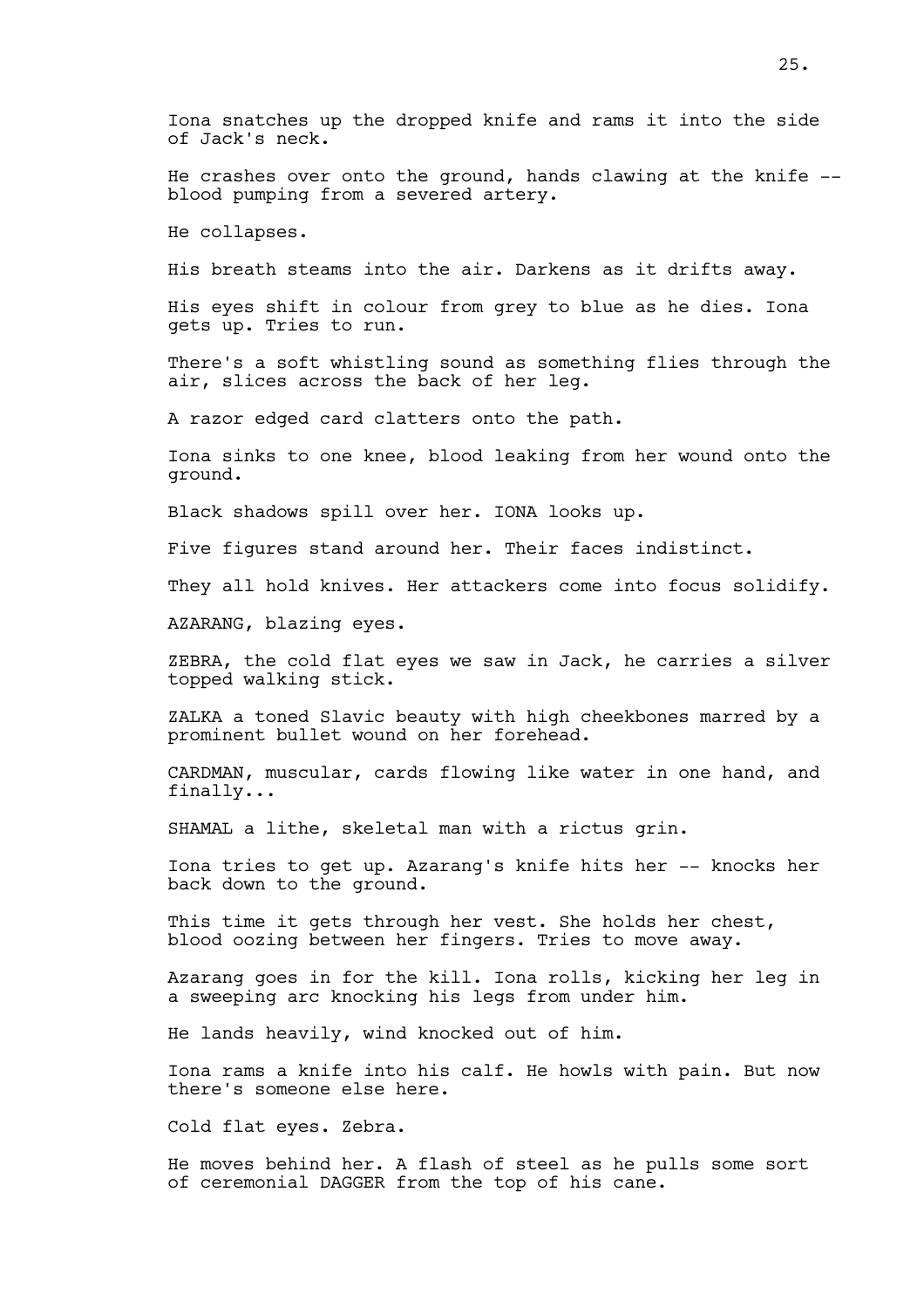Iona snatches up the dropped knife and rams it into the side of Jack's neck.

He crashes over onto the ground, hands clawing at the knife -- blood pumping from a severed artery.

He collapses.

His breath steams into the air. Darkens as it drifts away.

His eyes shift in colour from grey to blue as he dies. Iona gets up. Tries to run.

There's a soft whistling sound as something flies through the air, slices across the back of her leg.

A razor edged card clatters onto the path.

Iona sinks to one knee, blood leaking from her wound onto the ground.

Black shadows spill over her. IONA looks up.

Five figures stand around her. Their faces indistinct.

They all hold knives. Her attackers come into focus solidify.

AZARANG, blazing eyes.

ZEBRA, the cold flat eyes we saw in Jack, he carries a silver topped walking stick.

ZALKA a toned Slavic beauty with high cheekbones marred by a prominent bullet wound on her forehead.

CARDMAN, muscular, cards flowing like water in one hand, and finally...

SHAMAL a lithe, skeletal man with a rictus grin.

Iona tries to get up. Azarang's knife hits her -- knocks her back down to the ground.

This time it gets through her vest. She holds her chest, blood oozing between her fingers. Tries to move away.

Azarang goes in for the kill. Iona rolls, kicking her leg in a sweeping arc knocking his legs from under him.

He lands heavily, wind knocked out of him.

Iona rams a knife into his calf. He howls with pain. But now there's someone else here.

Cold flat eyes. Zebra.

He moves behind her. A flash of steel as he pulls some sort of ceremonial DAGGER from the top of his cane.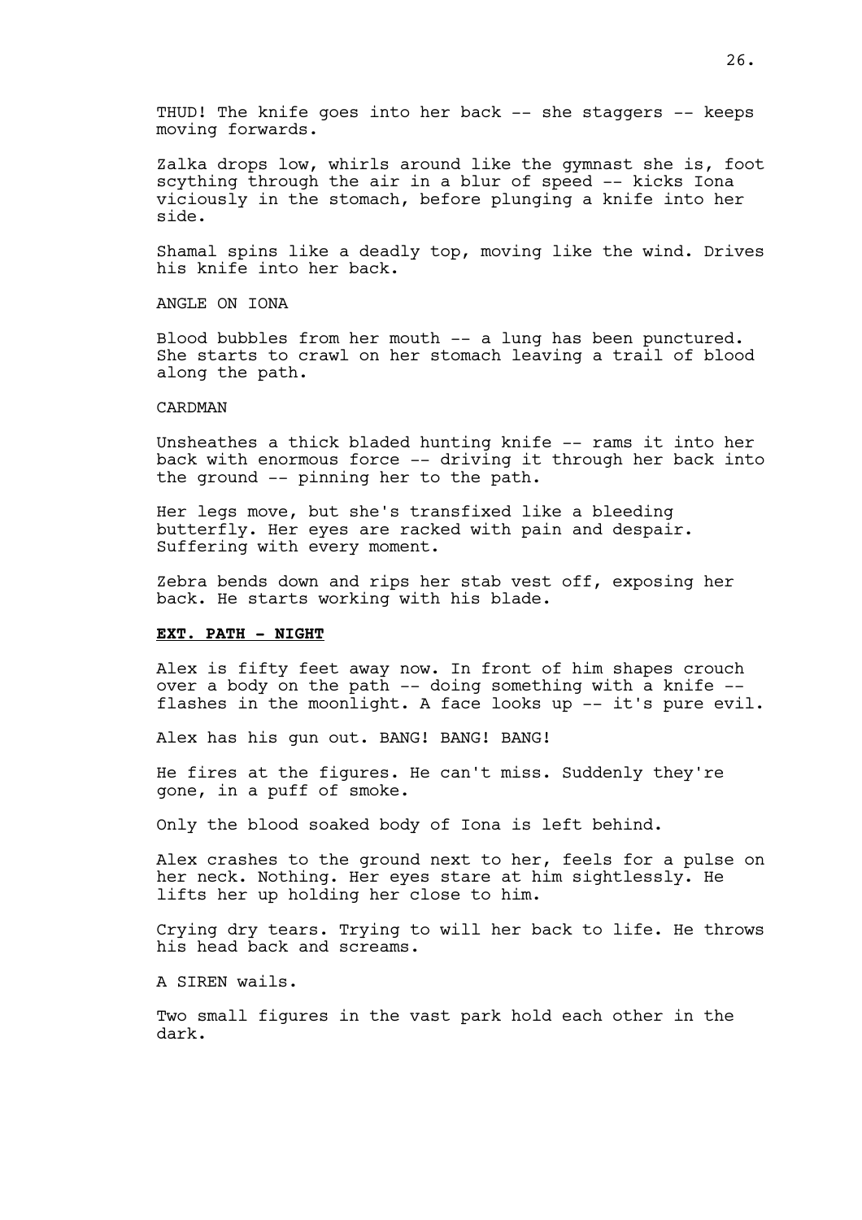THUD! The knife goes into her back -- she staggers -- keeps moving forwards.

Zalka drops low, whirls around like the gymnast she is, foot scything through the air in a blur of speed -- kicks Iona viciously in the stomach, before plunging a knife into her side.

Shamal spins like a deadly top, moving like the wind. Drives his knife into her back.

ANGLE ON IONA

Blood bubbles from her mouth -- a lung has been punctured. She starts to crawl on her stomach leaving a trail of blood along the path.

CARDMAN

Unsheathes a thick bladed hunting knife -- rams it into her back with enormous force -- driving it through her back into the ground -- pinning her to the path.

Her legs move, but she's transfixed like a bleeding butterfly. Her eyes are racked with pain and despair. Suffering with every moment.

Zebra bends down and rips her stab vest off, exposing her back. He starts working with his blade.

**EXT. PATH - NIGHT**

Alex is fifty feet away now. In front of him shapes crouch over a body on the path -- doing something with a knife -- flashes in the moonlight. A face looks up -- it's pure evil.

Alex has his gun out. BANG! BANG! BANG!

He fires at the figures. He can't miss. Suddenly they're gone, in a puff of smoke.

Only the blood soaked body of Iona is left behind.

Alex crashes to the ground next to her, feels for a pulse on her neck. Nothing. Her eyes stare at him sightlessly. He lifts her up holding her close to him.

Crying dry tears. Trying to will her back to life. He throws his head back and screams.

A SIREN wails.

Two small figures in the vast park hold each other in the dark.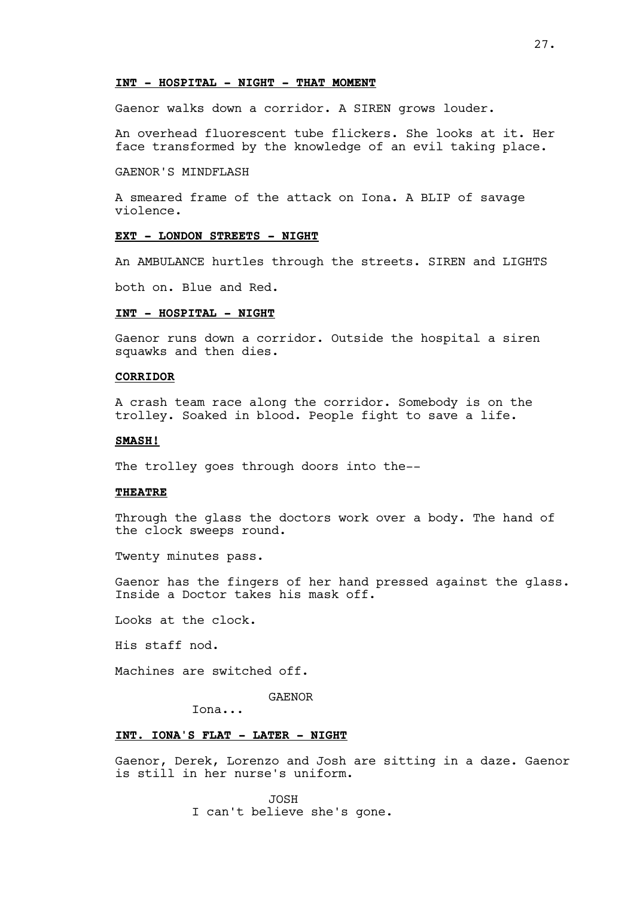**INT - HOSPITAL - NIGHT - THAT MOMENT**

Gaenor walks down a corridor. A SIREN grows louder.

An overhead fluorescent tube flickers. She looks at it. Her face transformed by the knowledge of an evil taking place.

GAENOR'S MINDFLASH

A smeared frame of the attack on Iona. A BLIP of savage violence.

**EXT - LONDON STREETS - NIGHT**

An AMBULANCE hurtles through the streets. SIREN and LIGHTS

both on. Blue and Red.

**INT - HOSPITAL - NIGHT**

Gaenor runs down a corridor. Outside the hospital a siren squawks and then dies.

**CORRIDOR**

A crash team race along the corridor. Somebody is on the trolley. Soaked in blood. People fight to save a life.

**SMASH!**

The trolley goes through doors into the--

**THEATRE**

Through the glass the doctors work over a body. The hand of the clock sweeps round.

Twenty minutes pass.

Gaenor has the fingers of her hand pressed against the glass. Inside a Doctor takes his mask off.

Looks at the clock.

His staff nod.

Machines are switched off.

GAENOR
Iona...

**INT. IONA'S FLAT - LATER - NIGHT**

Gaenor, Derek, Lorenzo and Josh are sitting in a daze. Gaenor is still in her nurse's uniform.

JOSH
I can't believe she's gone.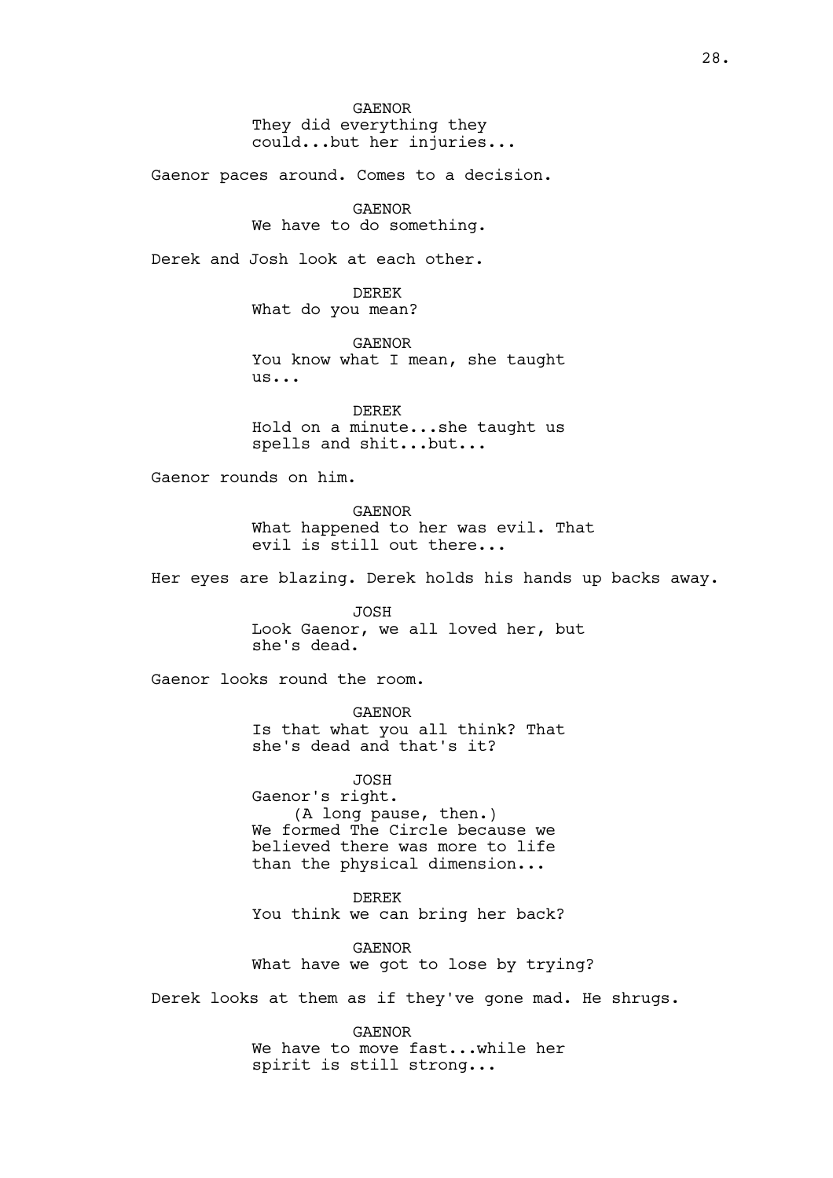GAENOR
They did everything they could...but her injuries...

Gaenor paces around. Comes to a decision.

GAENOR
We have to do something.

Derek and Josh look at each other.

DEREK
What do you mean?

GAENOR
You know what I mean, she taught us...

DEREK
Hold on a minute...she taught us spells and shit...but...

Gaenor rounds on him.

GAENOR
What happened to her was evil. That evil is still out there...

Her eyes are blazing. Derek holds his hands up backs away.

JOSH
Look Gaenor, we all loved her, but she's dead.

Gaenor looks round the room.

GAENOR
Is that what you all think? That she's dead and that's it?

JOSH
Gaenor's right.
(A long pause, then.)
We formed The Circle because we believed there was more to life than the physical dimension...

DEREK
You think we can bring her back?

GAENOR
What have we got to lose by trying?

Derek looks at them as if they've gone mad. He shrugs.

GAENOR
We have to move fast...while her spirit is still strong...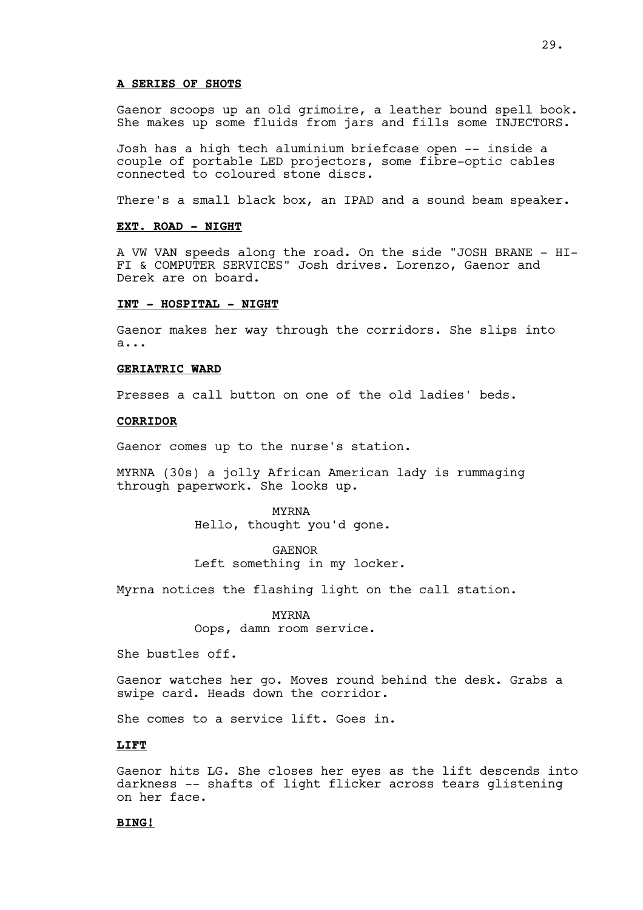**A SERIES OF SHOTS**

Gaenor scoops up an old grimoire, a leather bound spell book. She makes up some fluids from jars and fills some INJECTORS.

Josh has a high tech aluminium briefcase open -- inside a couple of portable LED projectors, some fibre-optic cables connected to coloured stone discs.

There's a small black box, an IPAD and a sound beam speaker.

**EXT. ROAD - NIGHT**

A VW VAN speeds along the road. On the side "JOSH BRANE - HI-FI & COMPUTER SERVICES" Josh drives. Lorenzo, Gaenor and Derek are on board.

**INT - HOSPITAL - NIGHT**

Gaenor makes her way through the corridors. She slips into a...

**GERIATRIC WARD**

Presses a call button on one of the old ladies' beds.

**CORRIDOR**

Gaenor comes up to the nurse's station.

MYRNA (30s) a jolly African American lady is rummaging through paperwork. She looks up.

MYRNA
Hello, thought you'd gone.

GAENOR
Left something in my locker.

Myrna notices the flashing light on the call station.

MYRNA
Oops, damn room service.

She bustles off.

Gaenor watches her go. Moves round behind the desk. Grabs a swipe card. Heads down the corridor.

She comes to a service lift. Goes in.

**LIFT**

Gaenor hits LG. She closes her eyes as the lift descends into darkness -- shafts of light flicker across tears glistening on her face.

**BING!**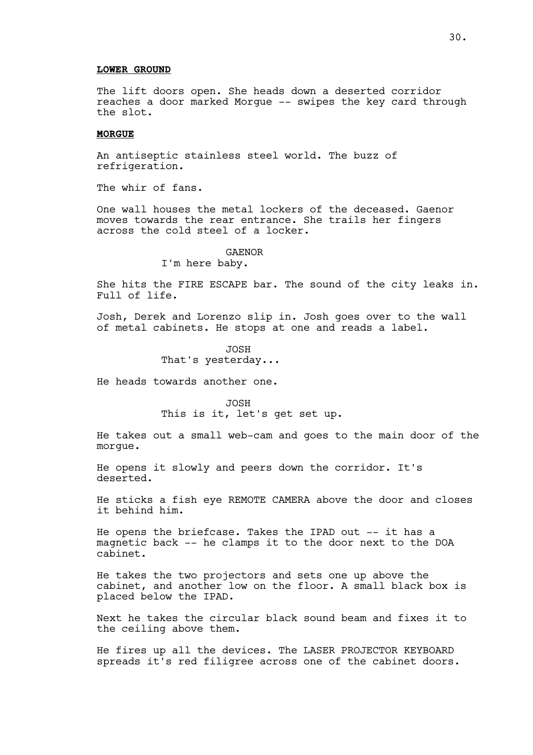**LOWER GROUND**

The lift doors open. She heads down a deserted corridor reaches a door marked Morgue -- swipes the key card through the slot.

**MORGUE**

An antiseptic stainless steel world. The buzz of refrigeration.

The whir of fans.

One wall houses the metal lockers of the deceased. Gaenor moves towards the rear entrance. She trails her fingers across the cold steel of a locker.

GAENOR
I'm here baby.

She hits the FIRE ESCAPE bar. The sound of the city leaks in. Full of life.

Josh, Derek and Lorenzo slip in. Josh goes over to the wall of metal cabinets. He stops at one and reads a label.

JOSH
That's yesterday...

He heads towards another one.

JOSH
This is it, let's get set up.

He takes out a small web-cam and goes to the main door of the morgue.

He opens it slowly and peers down the corridor. It's deserted.

He sticks a fish eye REMOTE CAMERA above the door and closes it behind him.

He opens the briefcase. Takes the IPAD out -- it has a magnetic back -- he clamps it to the door next to the DOA cabinet.

He takes the two projectors and sets one up above the cabinet, and another low on the floor. A small black box is placed below the IPAD.

Next he takes the circular black sound beam and fixes it to the ceiling above them.

He fires up all the devices. The LASER PROJECTOR KEYBOARD spreads it's red filigree across one of the cabinet doors.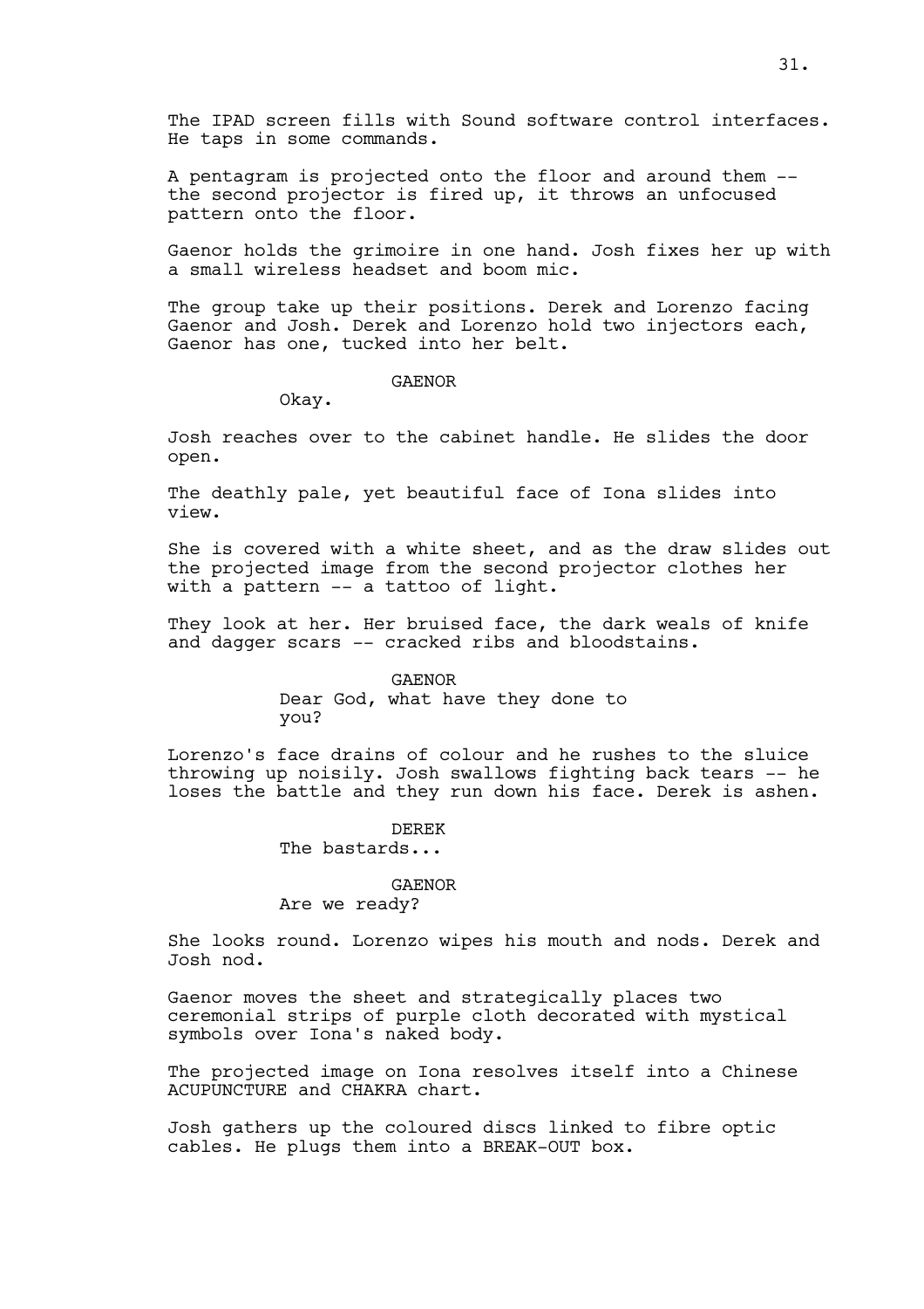The IPAD screen fills with Sound software control interfaces. He taps in some commands.

A pentagram is projected onto the floor and around them -- the second projector is fired up, it throws an unfocused pattern onto the floor.

Gaenor holds the grimoire in one hand. Josh fixes her up with a small wireless headset and boom mic.

The group take up their positions. Derek and Lorenzo facing Gaenor and Josh. Derek and Lorenzo hold two injectors each, Gaenor has one, tucked into her belt.

GAENOR

Okay.

Josh reaches over to the cabinet handle. He slides the door open.

The deathly pale, yet beautiful face of Iona slides into view.

She is covered with a white sheet, and as the draw slides out the projected image from the second projector clothes her with a pattern -- a tattoo of light.

They look at her. Her bruised face, the dark weals of knife and dagger scars -- cracked ribs and bloodstains.

GAENOR

Dear God, what have they done to you?

Lorenzo's face drains of colour and he rushes to the sluice throwing up noisily. Josh swallows fighting back tears -- he loses the battle and they run down his face. Derek is ashen.

DEREK

The bastards...

GAENOR

Are we ready?

She looks round. Lorenzo wipes his mouth and nods. Derek and Josh nod.

Gaenor moves the sheet and strategically places two ceremonial strips of purple cloth decorated with mystical symbols over Iona's naked body.

The projected image on Iona resolves itself into a Chinese ACUPUNCTURE and CHAKRA chart.

Josh gathers up the coloured discs linked to fibre optic cables. He plugs them into a BREAK-OUT box.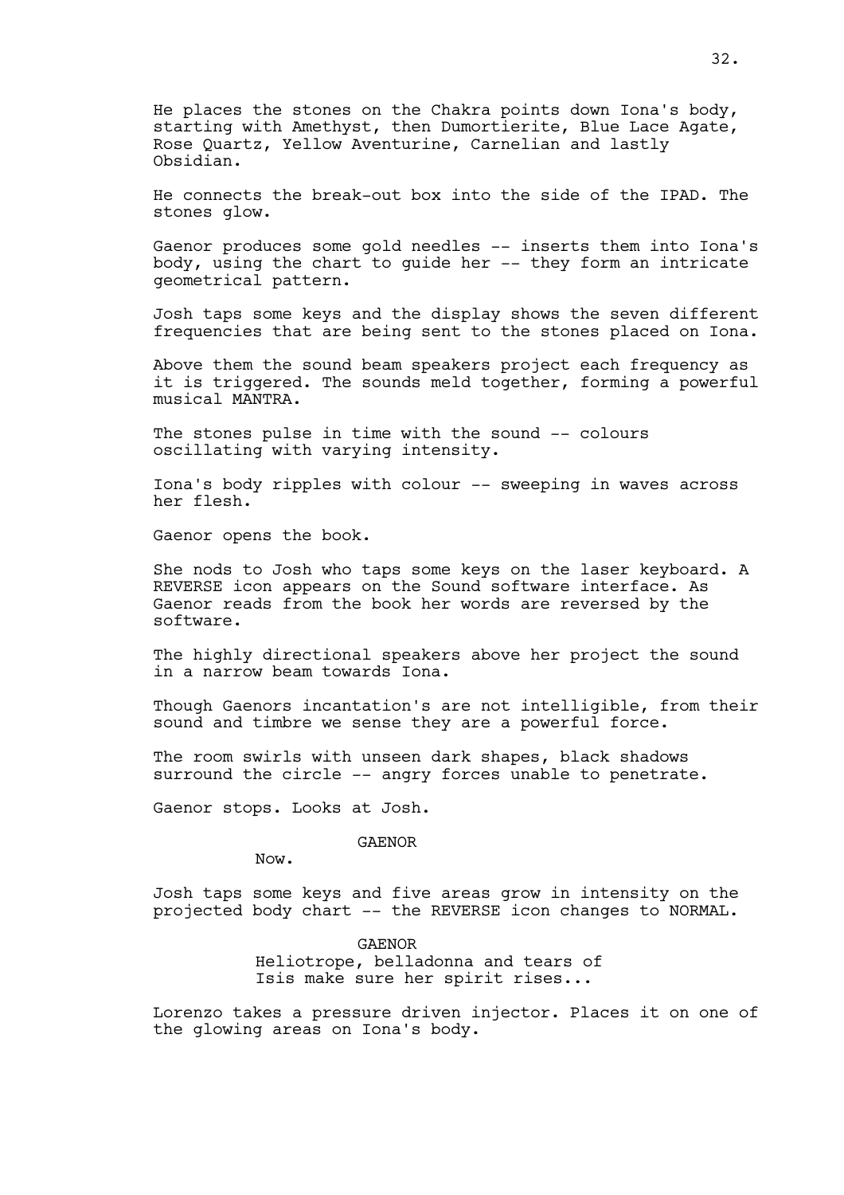He places the stones on the Chakra points down Iona's body, starting with Amethyst, then Dumortierite, Blue Lace Agate, Rose Quartz, Yellow Aventurine, Carnelian and lastly Obsidian.

He connects the break-out box into the side of the IPAD. The stones glow.

Gaenor produces some gold needles -- inserts them into Iona's body, using the chart to guide her -- they form an intricate geometrical pattern.

Josh taps some keys and the display shows the seven different frequencies that are being sent to the stones placed on Iona.

Above them the sound beam speakers project each frequency as it is triggered. The sounds meld together, forming a powerful musical MANTRA.

The stones pulse in time with the sound -- colours oscillating with varying intensity.

Iona's body ripples with colour -- sweeping in waves across her flesh.

Gaenor opens the book.

She nods to Josh who taps some keys on the laser keyboard. A REVERSE icon appears on the Sound software interface. As Gaenor reads from the book her words are reversed by the software.

The highly directional speakers above her project the sound in a narrow beam towards Iona.

Though Gaenors incantation's are not intelligible, from their sound and timbre we sense they are a powerful force.

The room swirls with unseen dark shapes, black shadows surround the circle -- angry forces unable to penetrate.

Gaenor stops. Looks at Josh.

GAENOR
Now.

Josh taps some keys and five areas grow in intensity on the projected body chart -- the REVERSE icon changes to NORMAL.

GAENOR
Heliotrope, belladonna and tears of Isis make sure her spirit rises...

Lorenzo takes a pressure driven injector. Places it on one of the glowing areas on Iona's body.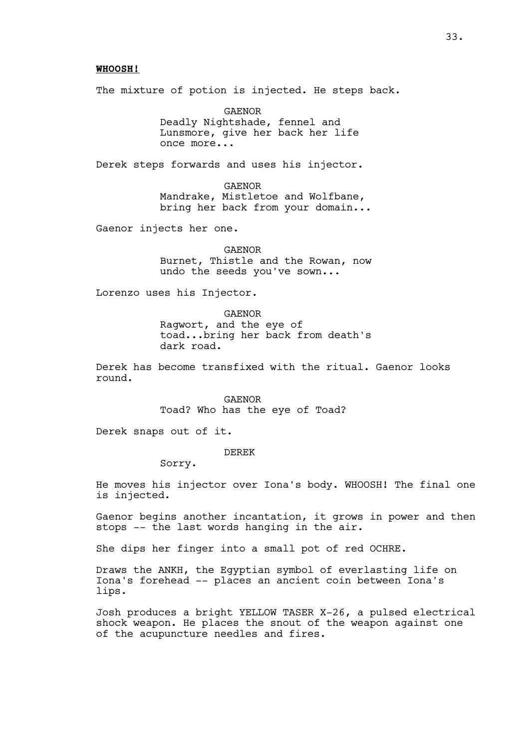**WHOOSH!**

The mixture of potion is injected. He steps back.

GAENOR
Deadly Nightshade, fennel and
Lunsmore, give her back her life
once more...

Derek steps forwards and uses his injector.

GAENOR
Mandrake, Mistletoe and Wolfbane,
bring her back from your domain...

Gaenor injects her one.

GAENOR
Burnet, Thistle and the Rowan, now
undo the seeds you've sown...

Lorenzo uses his Injector.

GAENOR
Ragwort, and the eye of
toad...bring her back from death's
dark road.

Derek has become transfixed with the ritual. Gaenor looks round.

GAENOR
Toad? Who has the eye of Toad?

Derek snaps out of it.

DEREK
Sorry.

He moves his injector over Iona's body. WHOOSH! The final one is injected.

Gaenor begins another incantation, it grows in power and then stops -- the last words hanging in the air.

She dips her finger into a small pot of red OCHRE.

Draws the ANKH, the Egyptian symbol of everlasting life on Iona's forehead -- places an ancient coin between Iona's lips.

Josh produces a bright YELLOW TASER X-26, a pulsed electrical shock weapon. He places the snout of the weapon against one of the acupuncture needles and fires.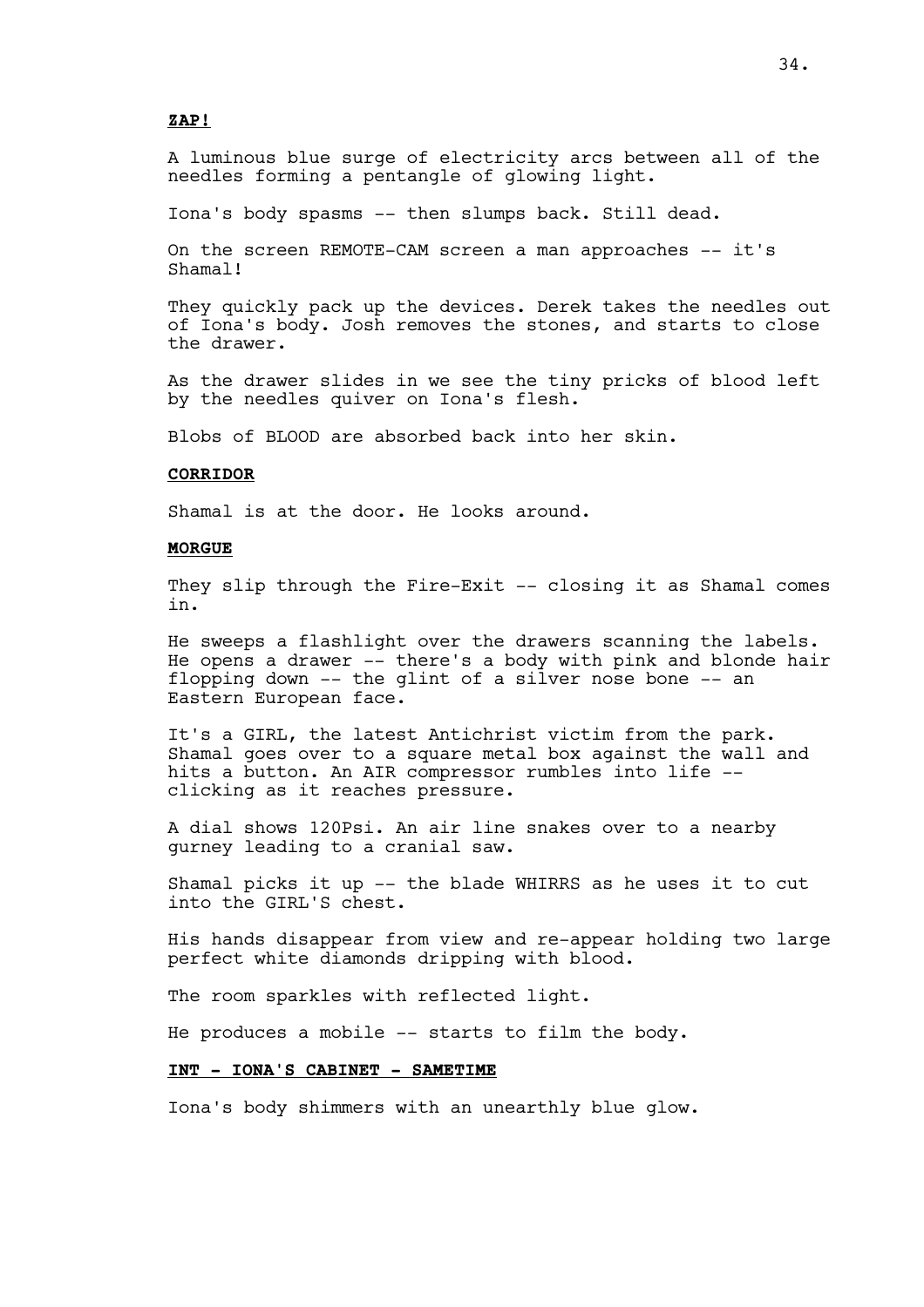**ZAP!**

A luminous blue surge of electricity arcs between all of the needles forming a pentangle of glowing light.

Iona's body spasms -- then slumps back. Still dead.

On the screen REMOTE-CAM screen a man approaches -- it's Shamal!

They quickly pack up the devices. Derek takes the needles out of Iona's body. Josh removes the stones, and starts to close the drawer.

As the drawer slides in we see the tiny pricks of blood left by the needles quiver on Iona's flesh.

Blobs of BLOOD are absorbed back into her skin.

**CORRIDOR**

Shamal is at the door. He looks around.

**MORGUE**

They slip through the Fire-Exit -- closing it as Shamal comes in.

He sweeps a flashlight over the drawers scanning the labels. He opens a drawer -- there's a body with pink and blonde hair flopping down -- the glint of a silver nose bone -- an Eastern European face.

It's a GIRL, the latest Antichrist victim from the park. Shamal goes over to a square metal box against the wall and hits a button. An AIR compressor rumbles into life -- clicking as it reaches pressure.

A dial shows 120Psi. An air line snakes over to a nearby gurney leading to a cranial saw.

Shamal picks it up -- the blade WHIRRS as he uses it to cut into the GIRL'S chest.

His hands disappear from view and re-appear holding two large perfect white diamonds dripping with blood.

The room sparkles with reflected light.

He produces a mobile -- starts to film the body.

**INT - IONA'S CABINET - SAMETIME**

Iona's body shimmers with an unearthly blue glow.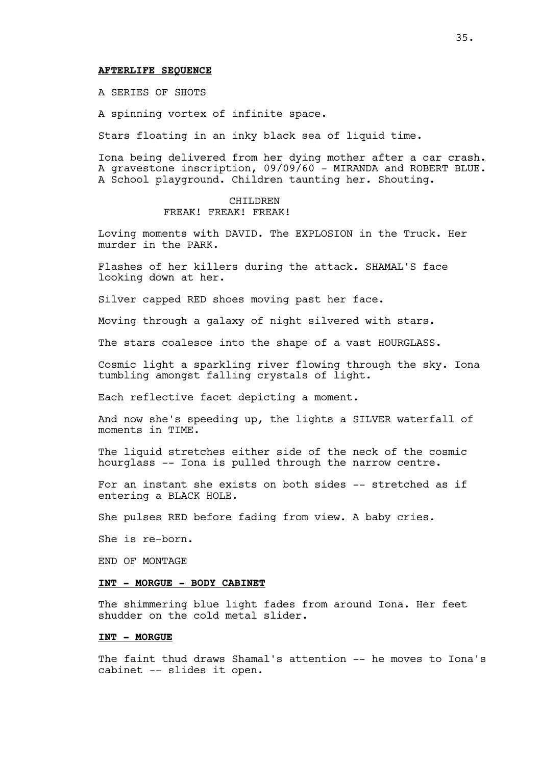**AFTERLIFE SEQUENCE**

A SERIES OF SHOTS

A spinning vortex of infinite space.

Stars floating in an inky black sea of liquid time.

Iona being delivered from her dying mother after a car crash. A gravestone inscription, 09/09/60 - MIRANDA and ROBERT BLUE. A School playground. Children taunting her. Shouting.

CHILDREN
FREAK! FREAK! FREAK!

Loving moments with DAVID. The EXPLOSION in the Truck. Her murder in the PARK.

Flashes of her killers during the attack. SHAMAL'S face looking down at her.

Silver capped RED shoes moving past her face.

Moving through a galaxy of night silvered with stars.

The stars coalesce into the shape of a vast HOURGLASS.

Cosmic light a sparkling river flowing through the sky. Iona tumbling amongst falling crystals of light.

Each reflective facet depicting a moment.

And now she's speeding up, the lights a SILVER waterfall of moments in TIME.

The liquid stretches either side of the neck of the cosmic hourglass -- Iona is pulled through the narrow centre.

For an instant she exists on both sides -- stretched as if entering a BLACK HOLE.

She pulses RED before fading from view. A baby cries.

She is re-born.

END OF MONTAGE

**INT - MORGUE - BODY CABINET**

The shimmering blue light fades from around Iona. Her feet shudder on the cold metal slider.

**INT - MORGUE**

The faint thud draws Shamal's attention -- he moves to Iona's cabinet -- slides it open.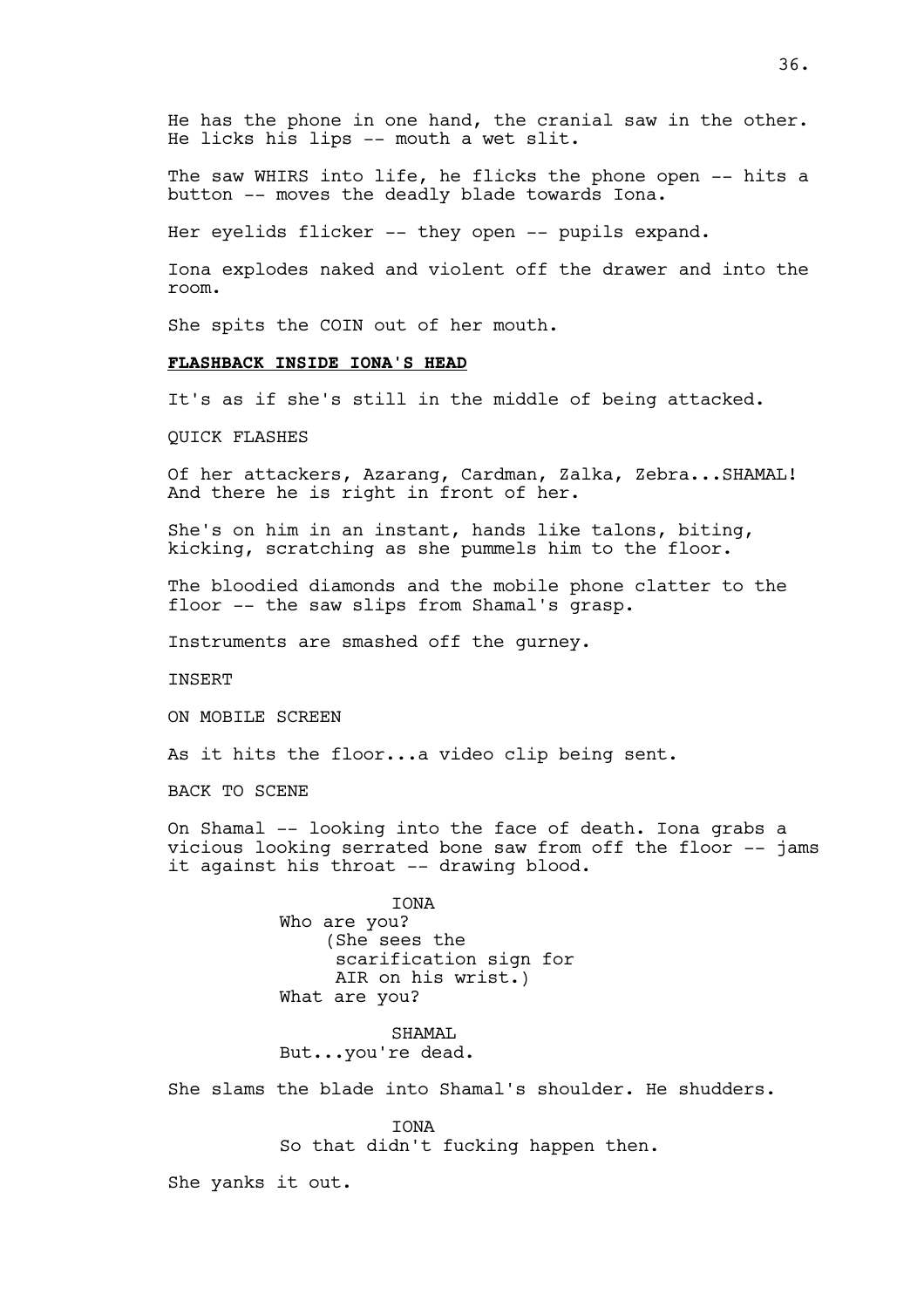He has the phone in one hand, the cranial saw in the other. He licks his lips -- mouth a wet slit.

The saw WHIRS into life, he flicks the phone open -- hits a button -- moves the deadly blade towards Iona.

Her eyelids flicker -- they open -- pupils expand.

Iona explodes naked and violent off the drawer and into the room.

She spits the COIN out of her mouth.

**FLASHBACK INSIDE IONA'S HEAD**

It's as if she's still in the middle of being attacked.

QUICK FLASHES

Of her attackers, Azarang, Cardman, Zalka, Zebra...SHAMAL! And there he is right in front of her.

She's on him in an instant, hands like talons, biting, kicking, scratching as she pummels him to the floor.

The bloodied diamonds and the mobile phone clatter to the floor -- the saw slips from Shamal's grasp.

Instruments are smashed off the gurney.

INSERT

ON MOBILE SCREEN

As it hits the floor...a video clip being sent.

BACK TO SCENE

On Shamal -- looking into the face of death. Iona grabs a vicious looking serrated bone saw from off the floor -- jams it against his throat -- drawing blood.

IONA
Who are you?
(She sees the scarification sign for AIR on his wrist.)
What are you?

SHAMAL
But...you're dead.

She slams the blade into Shamal's shoulder. He shudders.

IONA
So that didn't fucking happen then.

She yanks it out.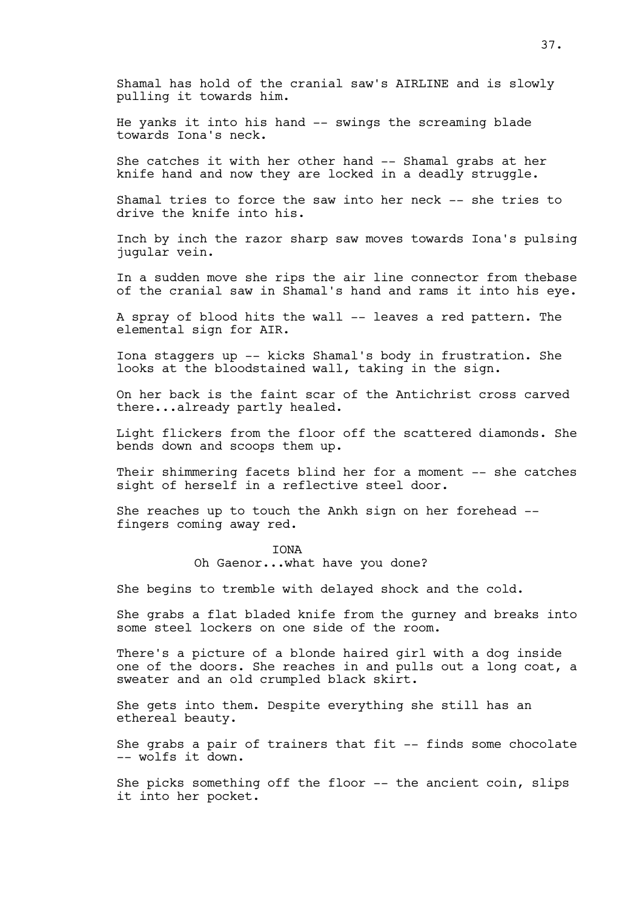Shamal has hold of the cranial saw's AIRLINE and is slowly pulling it towards him.

He yanks it into his hand -- swings the screaming blade towards Iona's neck.

She catches it with her other hand -- Shamal grabs at her knife hand and now they are locked in a deadly struggle.

Shamal tries to force the saw into her neck -- she tries to drive the knife into his.

Inch by inch the razor sharp saw moves towards Iona's pulsing jugular vein.

In a sudden move she rips the air line connector from thebase of the cranial saw in Shamal's hand and rams it into his eye.

A spray of blood hits the wall -- leaves a red pattern. The elemental sign for AIR.

Iona staggers up -- kicks Shamal's body in frustration. She looks at the bloodstained wall, taking in the sign.

On her back is the faint scar of the Antichrist cross carved there...already partly healed.

Light flickers from the floor off the scattered diamonds. She bends down and scoops them up.

Their shimmering facets blind her for a moment -- she catches sight of herself in a reflective steel door.

She reaches up to touch the Ankh sign on her forehead -- fingers coming away red.

IONA
Oh Gaenor...what have you done?

She begins to tremble with delayed shock and the cold.

She grabs a flat bladed knife from the gurney and breaks into some steel lockers on one side of the room.

There's a picture of a blonde haired girl with a dog inside one of the doors. She reaches in and pulls out a long coat, a sweater and an old crumpled black skirt.

She gets into them. Despite everything she still has an ethereal beauty.

She grabs a pair of trainers that fit -- finds some chocolate -- wolfs it down.

She picks something off the floor -- the ancient coin, slips it into her pocket.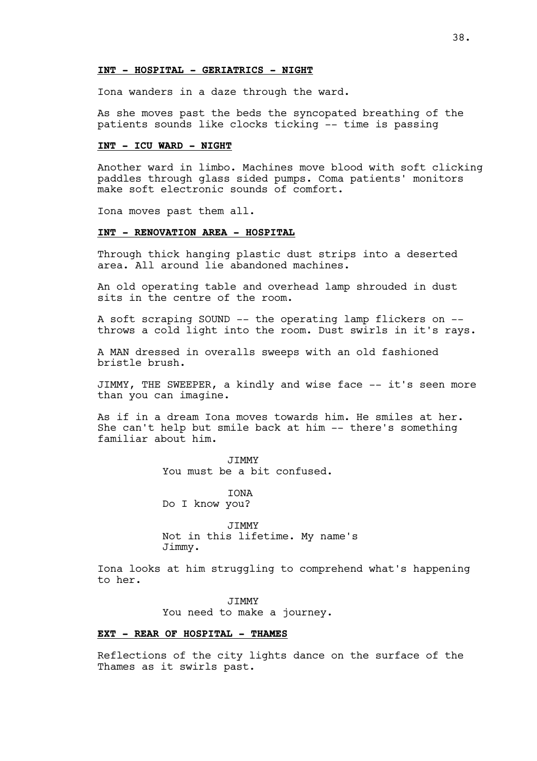**INT - HOSPITAL - GERIATRICS - NIGHT**

Iona wanders in a daze through the ward.

As she moves past the beds the syncopated breathing of the patients sounds like clocks ticking -- time is passing

**INT - ICU WARD - NIGHT**

Another ward in limbo. Machines move blood with soft clicking paddles through glass sided pumps. Coma patients' monitors make soft electronic sounds of comfort.

Iona moves past them all.

**INT - RENOVATION AREA - HOSPITAL**

Through thick hanging plastic dust strips into a deserted area. All around lie abandoned machines.

An old operating table and overhead lamp shrouded in dust sits in the centre of the room.

A soft scraping SOUND -- the operating lamp flickers on -- throws a cold light into the room. Dust swirls in it's rays.

A MAN dressed in overalls sweeps with an old fashioned bristle brush.

JIMMY, THE SWEEPER, a kindly and wise face -- it's seen more than you can imagine.

As if in a dream Iona moves towards him. He smiles at her. She can't help but smile back at him -- there's something familiar about him.

JIMMY
You must be a bit confused.

IONA
Do I know you?

JIMMY
Not in this lifetime. My name's Jimmy.

Iona looks at him struggling to comprehend what's happening to her.

JIMMY
You need to make a journey.

**EXT - REAR OF HOSPITAL - THAMES**

Reflections of the city lights dance on the surface of the Thames as it swirls past.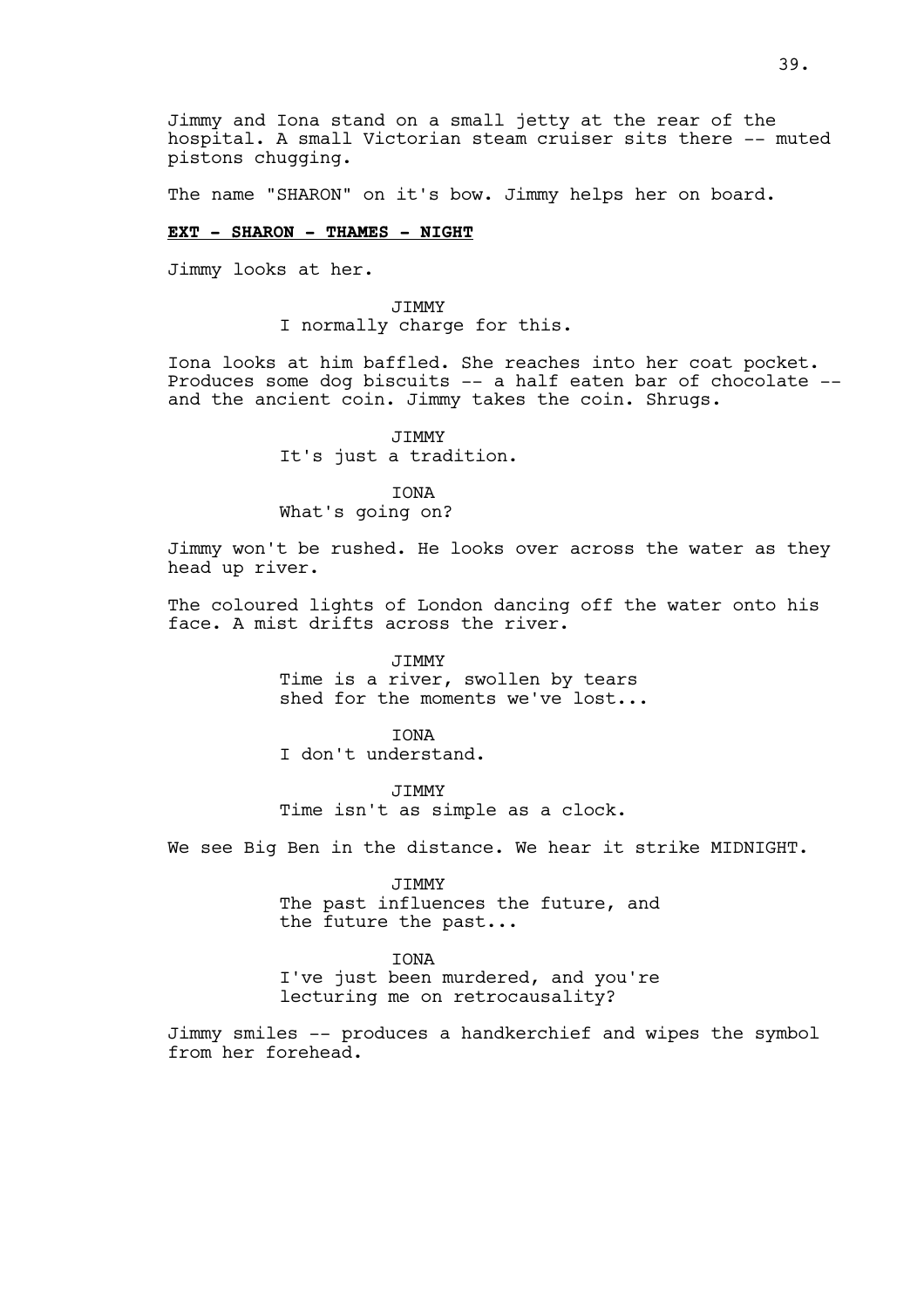Jimmy and Iona stand on a small jetty at the rear of the hospital. A small Victorian steam cruiser sits there -- muted pistons chugging.

The name "SHARON" on it's bow. Jimmy helps her on board.

**EXT - SHARON - THAMES - NIGHT**

Jimmy looks at her.

JIMMY
I normally charge for this.

Iona looks at him baffled. She reaches into her coat pocket. Produces some dog biscuits -- a half eaten bar of chocolate -- and the ancient coin. Jimmy takes the coin. Shrugs.

JIMMY
It's just a tradition.

IONA
What's going on?

Jimmy won't be rushed. He looks over across the water as they head up river.

The coloured lights of London dancing off the water onto his face. A mist drifts across the river.

JIMMY
Time is a river, swollen by tears
shed for the moments we've lost...

IONA
I don't understand.

JIMMY
Time isn't as simple as a clock.

We see Big Ben in the distance. We hear it strike MIDNIGHT.

JIMMY
The past influences the future, and
the future the past...

IONA
I've just been murdered, and you're
lecturing me on retrocausality?

Jimmy smiles -- produces a handkerchief and wipes the symbol from her forehead.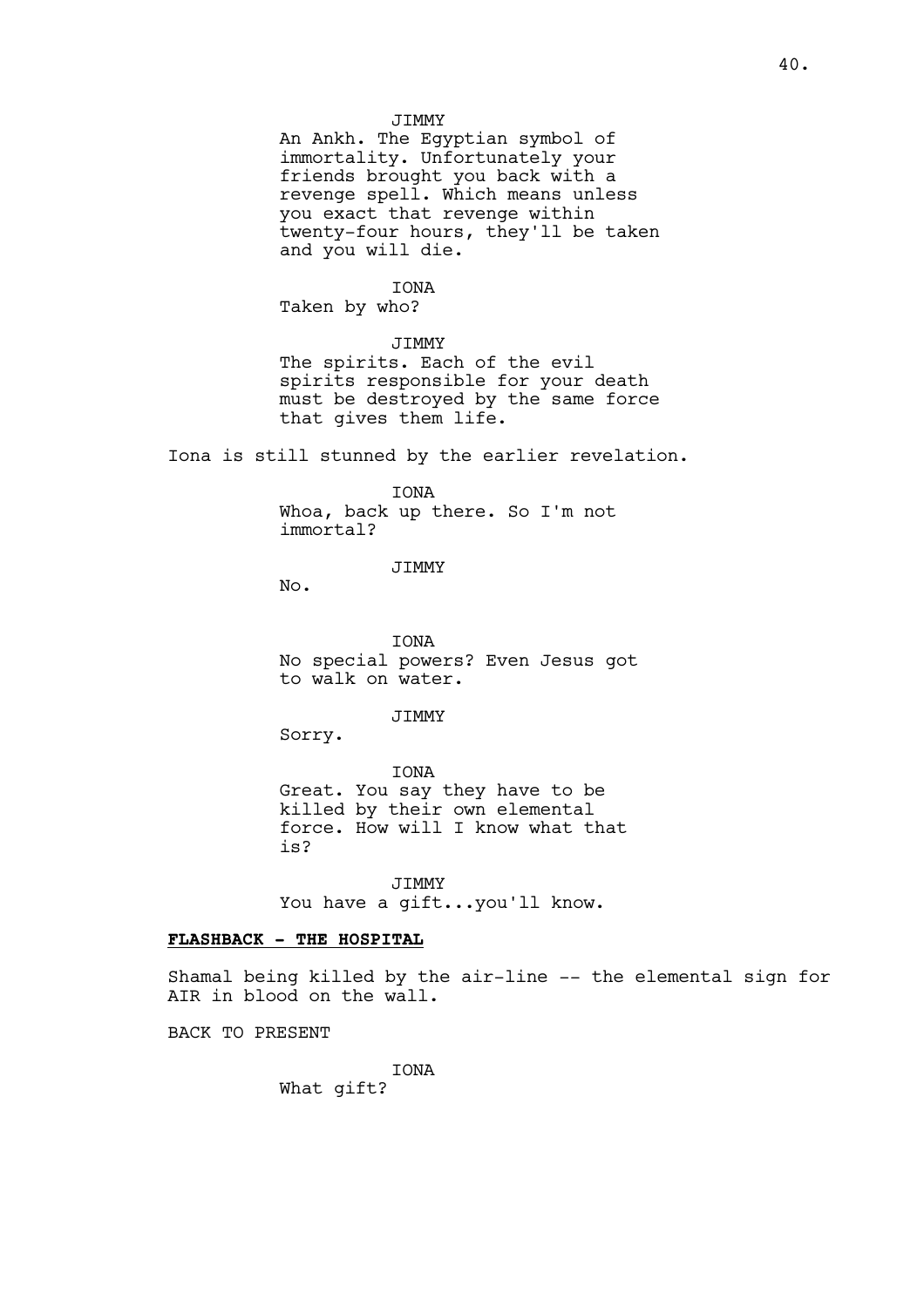JIMMY
An Ankh. The Egyptian symbol of immortality. Unfortunately your friends brought you back with a revenge spell. Which means unless you exact that revenge within twenty-four hours, they'll be taken and you will die.

IONA
Taken by who?

JIMMY
The spirits. Each of the evil spirits responsible for your death must be destroyed by the same force that gives them life.

Iona is still stunned by the earlier revelation.

IONA
Whoa, back up there. So I'm not immortal?

JIMMY
No.

IONA
No special powers? Even Jesus got to walk on water.

JIMMY
Sorry.

IONA
Great. You say they have to be killed by their own elemental force. How will I know what that is?

JIMMY
You have a gift...you'll know.

**FLASHBACK - THE HOSPITAL**

Shamal being killed by the air-line -- the elemental sign for AIR in blood on the wall.

BACK TO PRESENT

IONA
What gift?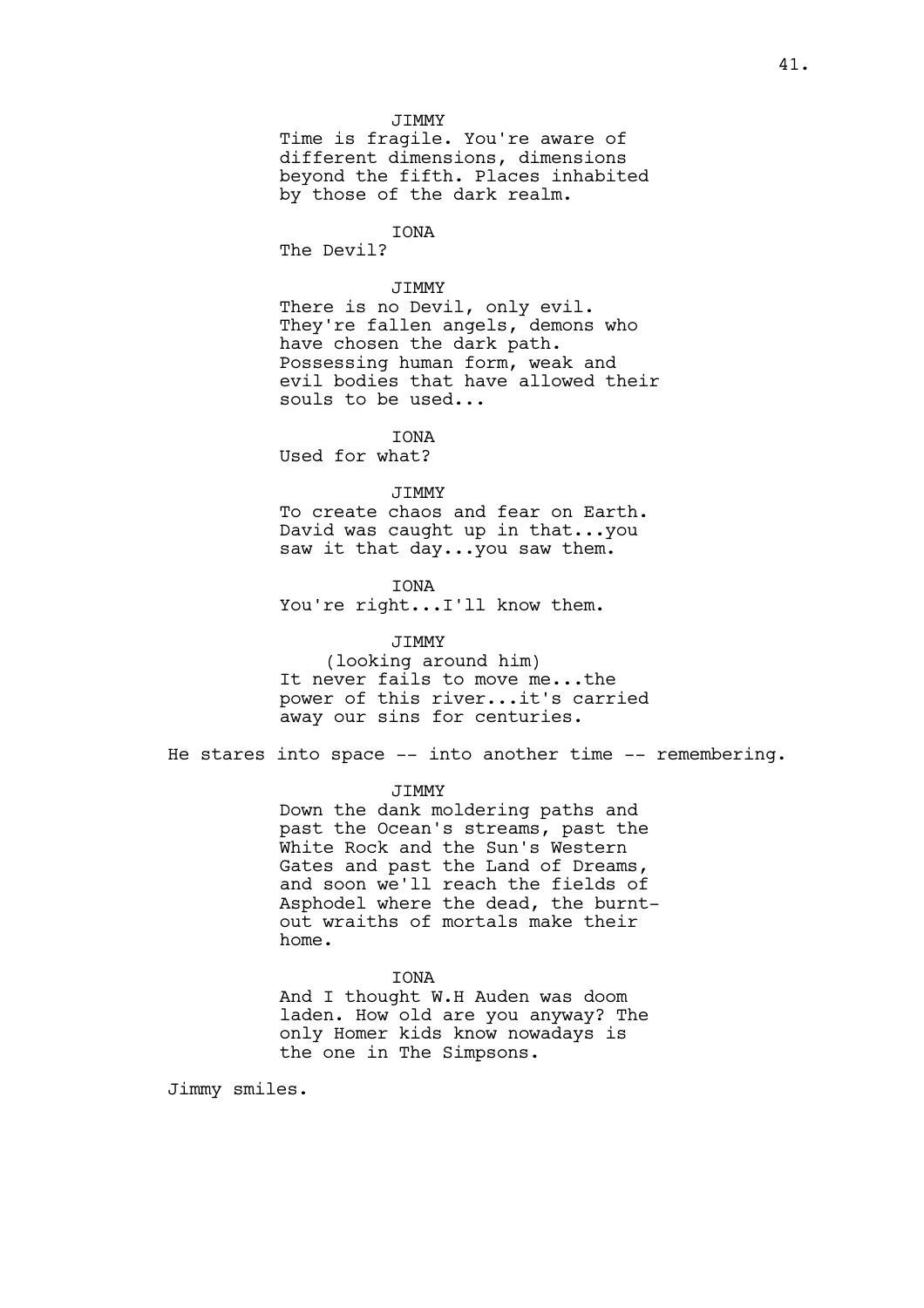JIMMY

Time is fragile. You're aware of different dimensions, dimensions beyond the fifth. Places inhabited by those of the dark realm.

IONA

The Devil?

JIMMY

There is no Devil, only evil. They're fallen angels, demons who have chosen the dark path. Possessing human form, weak and evil bodies that have allowed their souls to be used...

IONA

Used for what?

JIMMY

To create chaos and fear on Earth. David was caught up in that...you saw it that day...you saw them.

IONA

You're right...I'll know them.

JIMMY

(looking around him)

It never fails to move me...the power of this river...it's carried away our sins for centuries.

He stares into space -- into another time -- remembering.

JIMMY

Down the dank moldering paths and past the Ocean's streams, past the White Rock and the Sun's Western Gates and past the Land of Dreams, and soon we'll reach the fields of Asphodel where the dead, the burnt-out wraiths of mortals make their home.

IONA

And I thought W.H Auden was doom laden. How old are you anyway? The only Homer kids know nowadays is the one in The Simpsons.

Jimmy smiles.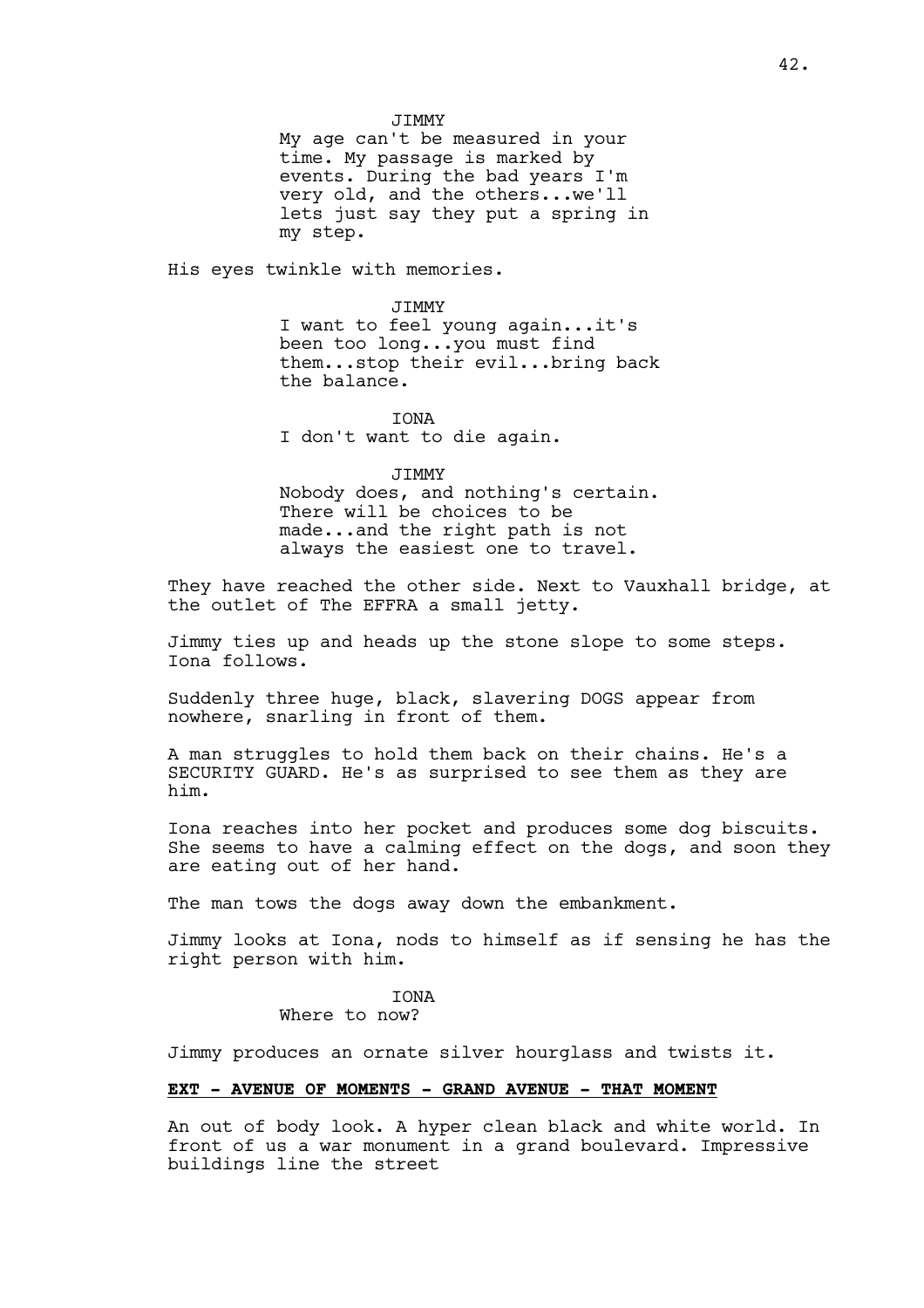JIMMY
My age can't be measured in your time. My passage is marked by events. During the bad years I'm very old, and the others...we'll lets just say they put a spring in my step.

His eyes twinkle with memories.

JIMMY
I want to feel young again...it's been too long...you must find them...stop their evil...bring back the balance.

IONA
I don't want to die again.

JIMMY
Nobody does, and nothing's certain. There will be choices to be made...and the right path is not always the easiest one to travel.

They have reached the other side. Next to Vauxhall bridge, at the outlet of The EFFRA a small jetty.

Jimmy ties up and heads up the stone slope to some steps. Iona follows.

Suddenly three huge, black, slavering DOGS appear from nowhere, snarling in front of them.

A man struggles to hold them back on their chains. He's a SECURITY GUARD. He's as surprised to see them as they are him.

Iona reaches into her pocket and produces some dog biscuits. She seems to have a calming effect on the dogs, and soon they are eating out of her hand.

The man tows the dogs away down the embankment.

Jimmy looks at Iona, nods to himself as if sensing he has the right person with him.

IONA
Where to now?

Jimmy produces an ornate silver hourglass and twists it.

**EXT - AVENUE OF MOMENTS - GRAND AVENUE - THAT MOMENT**

An out of body look. A hyper clean black and white world. In front of us a war monument in a grand boulevard. Impressive buildings line the street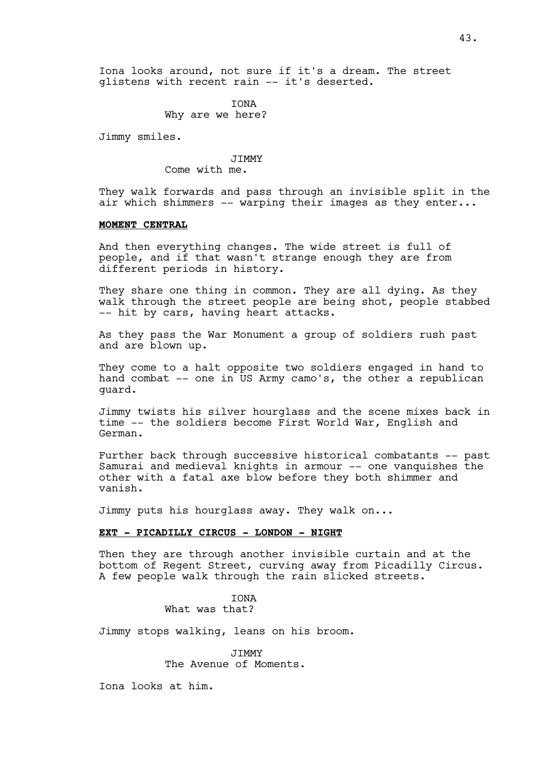Iona looks around, not sure if it's a dream. The street glistens with recent rain -- it's deserted.

IONA
Why are we here?

Jimmy smiles.

JIMMY
Come with me.

They walk forwards and pass through an invisible split in the air which shimmers -- warping their images as they enter...

**MOMENT CENTRAL**

And then everything changes. The wide street is full of people, and if that wasn't strange enough they are from different periods in history.

They share one thing in common. They are all dying. As they walk through the street people are being shot, people stabbed -- hit by cars, having heart attacks.

As they pass the War Monument a group of soldiers rush past and are blown up.

They come to a halt opposite two soldiers engaged in hand to hand combat -- one in US Army camo's, the other a republican guard.

Jimmy twists his silver hourglass and the scene mixes back in time -- the soldiers become First World War, English and German.

Further back through successive historical combatants -- past Samurai and medieval knights in armour -- one vanquishes the other with a fatal axe blow before they both shimmer and vanish.

Jimmy puts his hourglass away. They walk on...

**EXT - PICADILLY CIRCUS - LONDON - NIGHT**

Then they are through another invisible curtain and at the bottom of Regent Street, curving away from Picadilly Circus. A few people walk through the rain slicked streets.

IONA
What was that?

Jimmy stops walking, leans on his broom.

JIMMY
The Avenue of Moments.

Iona looks at him.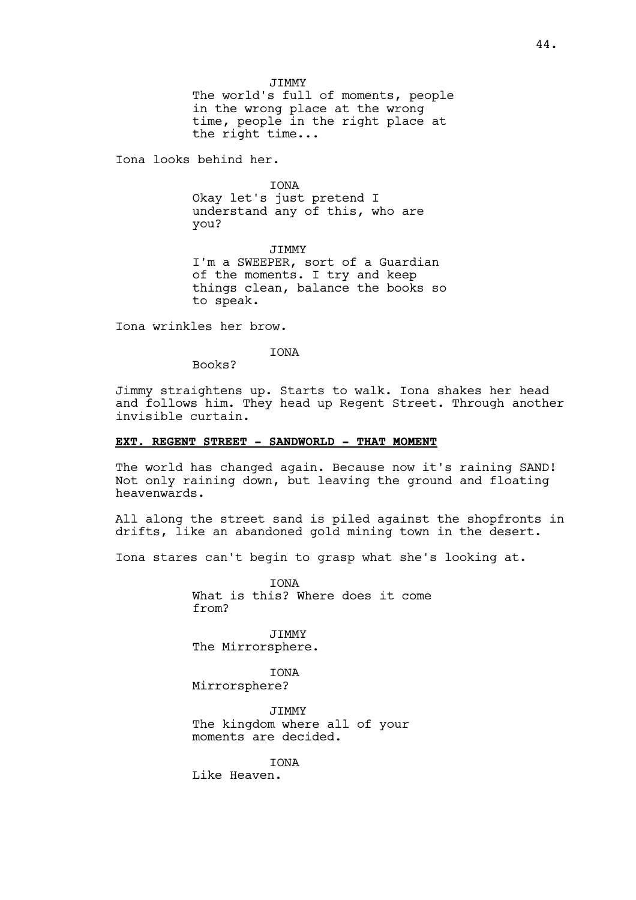JIMMY

The world's full of moments, people in the wrong place at the wrong time, people in the right place at the right time...

Iona looks behind her.

IONA

Okay let's just pretend I understand any of this, who are you?

JIMMY

I'm a SWEEPER, sort of a Guardian of the moments. I try and keep things clean, balance the books so to speak.

Iona wrinkles her brow.

IONA

Books?

Jimmy straightens up. Starts to walk. Iona shakes her head and follows him. They head up Regent Street. Through another invisible curtain.

**EXT. REGENT STREET - SANDWORLD - THAT MOMENT**

The world has changed again. Because now it's raining SAND! Not only raining down, but leaving the ground and floating heavenwards.

All along the street sand is piled against the shopfronts in drifts, like an abandoned gold mining town in the desert.

Iona stares can't begin to grasp what she's looking at.

IONA

What is this? Where does it come from?

JIMMY

The Mirrorsphere.

IONA

Mirrorsphere?

JIMMY

The kingdom where all of your moments are decided.

IONA

Like Heaven.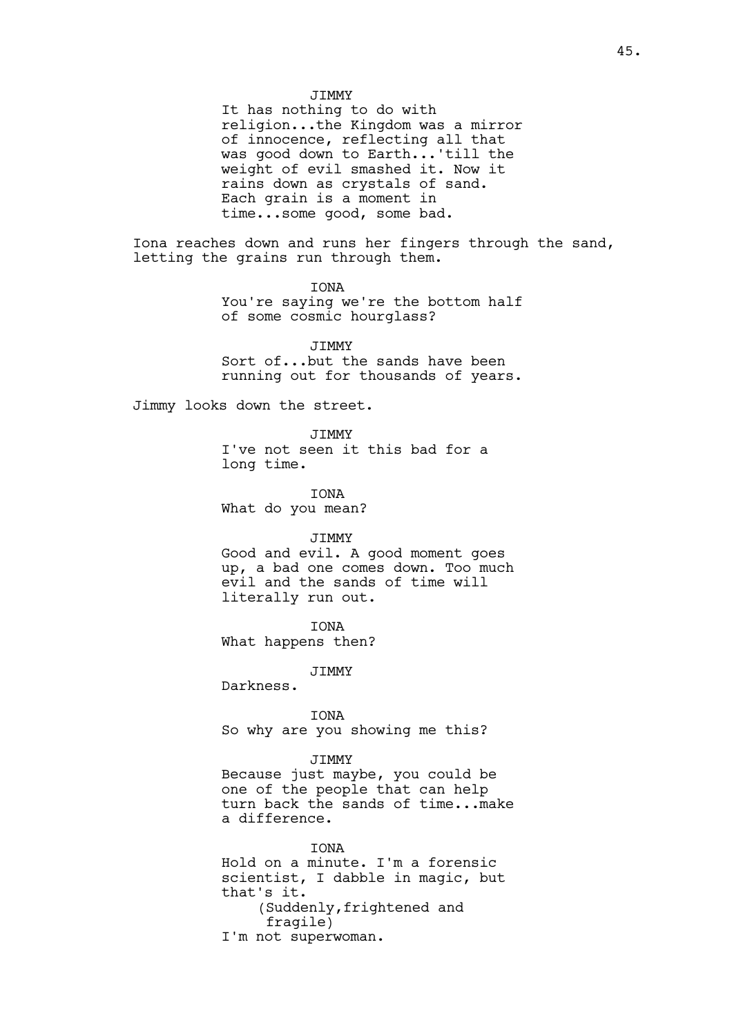JIMMY

It has nothing to do with religion...the Kingdom was a mirror of innocence, reflecting all that was good down to Earth...'till the weight of evil smashed it. Now it rains down as crystals of sand. Each grain is a moment in time...some good, some bad.

Iona reaches down and runs her fingers through the sand, letting the grains run through them.

IONA

You're saying we're the bottom half of some cosmic hourglass?

JIMMY

Sort of...but the sands have been running out for thousands of years.

Jimmy looks down the street.

JIMMY

I've not seen it this bad for a long time.

IONA

What do you mean?

JIMMY

Good and evil. A good moment goes up, a bad one comes down. Too much evil and the sands of time will literally run out.

IONA

What happens then?

JIMMY

Darkness.

IONA

So why are you showing me this?

JIMMY

Because just maybe, you could be one of the people that can help turn back the sands of time...make a difference.

IONA

Hold on a minute. I'm a forensic scientist, I dabble in magic, but that's it.

(Suddenly,frightened and fragile)

I'm not superwoman.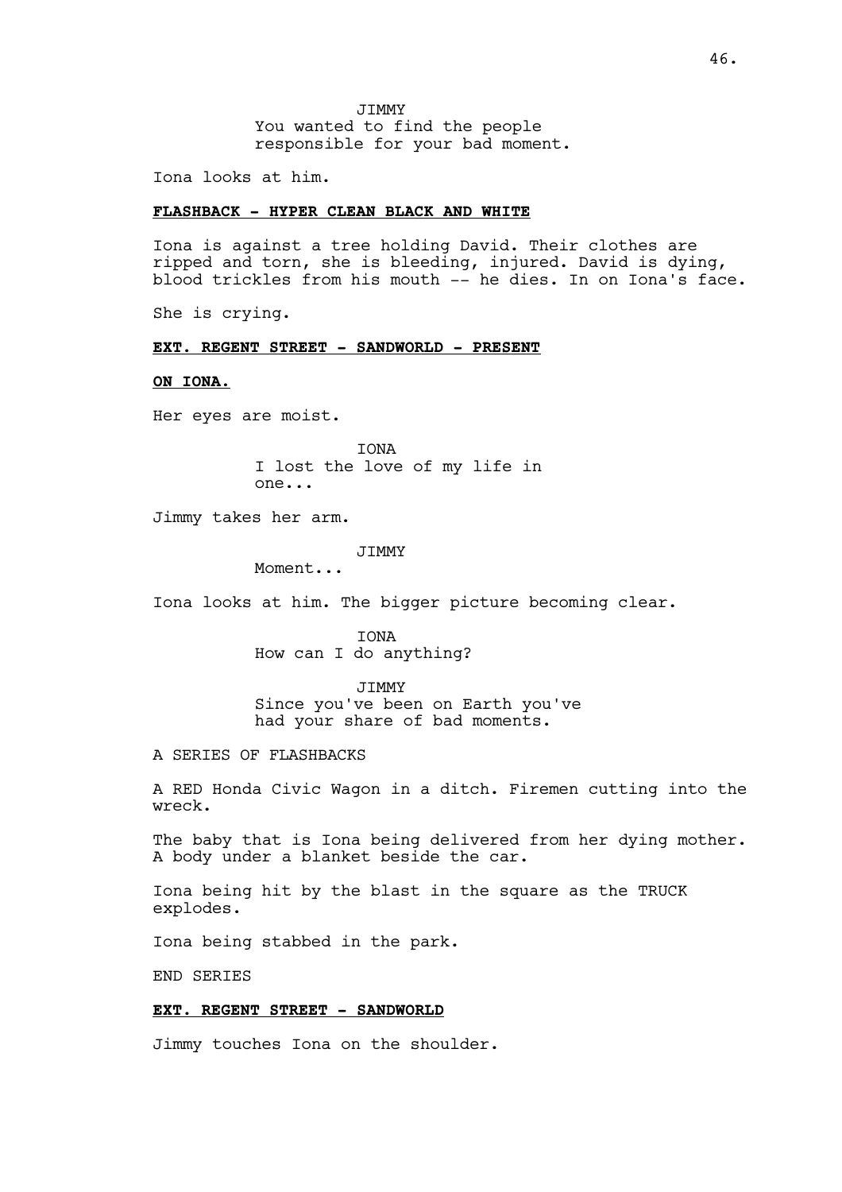JIMMY
You wanted to find the people responsible for your bad moment.

Iona looks at him.

**FLASHBACK - HYPER CLEAN BLACK AND WHITE**

Iona is against a tree holding David. Their clothes are ripped and torn, she is bleeding, injured. David is dying, blood trickles from his mouth -- he dies. In on Iona's face.

She is crying.

**EXT. REGENT STREET - SANDWORLD - PRESENT**

**ON IONA.**

Her eyes are moist.

IONA
I lost the love of my life in one...

Jimmy takes her arm.

JIMMY
Moment...

Iona looks at him. The bigger picture becoming clear.

IONA
How can I do anything?

JIMMY
Since you've been on Earth you've had your share of bad moments.

A SERIES OF FLASHBACKS

A RED Honda Civic Wagon in a ditch. Firemen cutting into the wreck.

The baby that is Iona being delivered from her dying mother. A body under a blanket beside the car.

Iona being hit by the blast in the square as the TRUCK explodes.

Iona being stabbed in the park.

END SERIES

**EXT. REGENT STREET - SANDWORLD**

Jimmy touches Iona on the shoulder.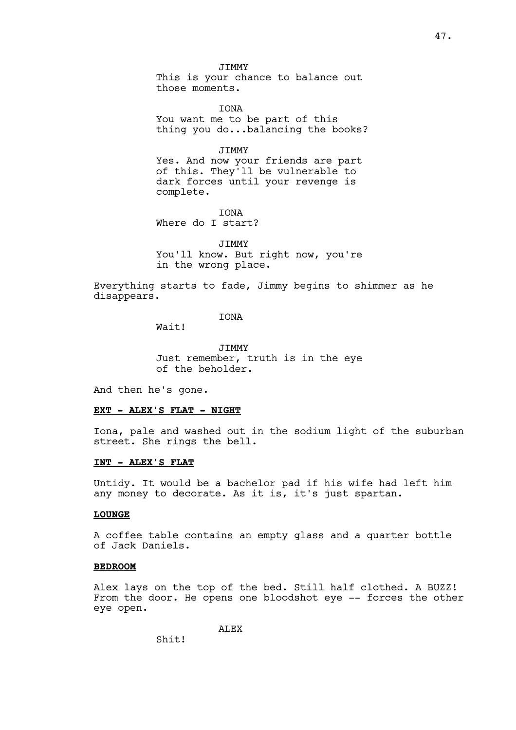JIMMY
This is your chance to balance out those moments.

IONA
You want me to be part of this thing you do...balancing the books?

JIMMY
Yes. And now your friends are part of this. They'll be vulnerable to dark forces until your revenge is complete.

IONA
Where do I start?

JIMMY
You'll know. But right now, you're in the wrong place.

Everything starts to fade, Jimmy begins to shimmer as he disappears.

IONA
Wait!

JIMMY
Just remember, truth is in the eye of the beholder.

And then he's gone.

**EXT - ALEX'S FLAT - NIGHT**

Iona, pale and washed out in the sodium light of the suburban street. She rings the bell.

**INT - ALEX'S FLAT**

Untidy. It would be a bachelor pad if his wife had left him any money to decorate. As it is, it's just spartan.

**LOUNGE**

A coffee table contains an empty glass and a quarter bottle of Jack Daniels.

**BEDROOM**

Alex lays on the top of the bed. Still half clothed. A BUZZ! From the door. He opens one bloodshot eye -- forces the other eye open.

ALEX
Shit!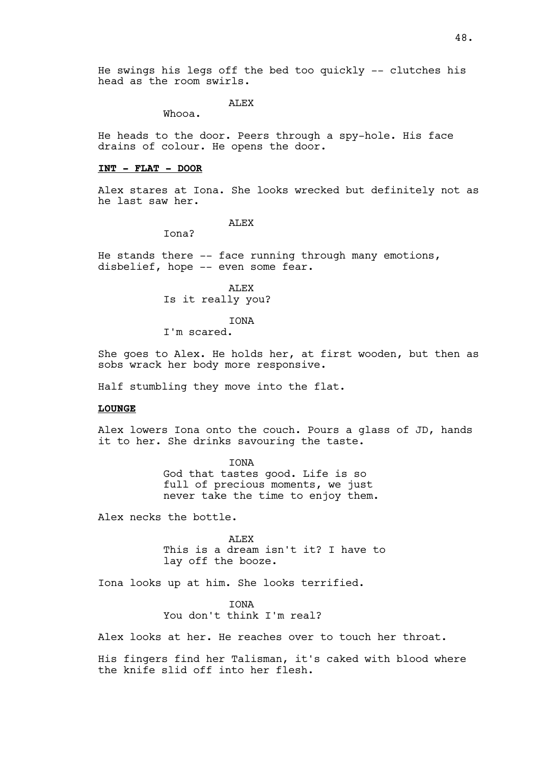He swings his legs off the bed too quickly -- clutches his head as the room swirls.

ALEX

Whooa.

He heads to the door. Peers through a spy-hole. His face drains of colour. He opens the door.

**INT - FLAT - DOOR**

Alex stares at Iona. She looks wrecked but definitely not as he last saw her.

ALEX

Iona?

He stands there -- face running through many emotions, disbelief, hope -- even some fear.

ALEX

Is it really you?

IONA

I'm scared.

She goes to Alex. He holds her, at first wooden, but then as sobs wrack her body more responsive.

Half stumbling they move into the flat.

**LOUNGE**

Alex lowers Iona onto the couch. Pours a glass of JD, hands it to her. She drinks savouring the taste.

IONA

God that tastes good. Life is so full of precious moments, we just never take the time to enjoy them.

Alex necks the bottle.

ALEX

This is a dream isn't it? I have to lay off the booze.

Iona looks up at him. She looks terrified.

IONA

You don't think I'm real?

Alex looks at her. He reaches over to touch her throat.

His fingers find her Talisman, it's caked with blood where the knife slid off into her flesh.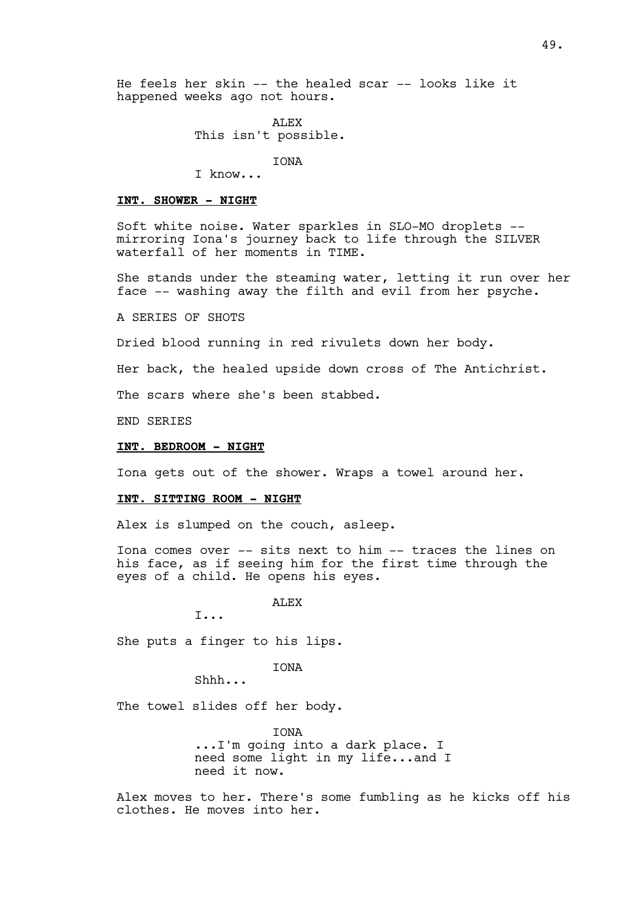He feels her skin -- the healed scar -- looks like it happened weeks ago not hours.

ALEX
This isn't possible.

IONA
I know...

**INT. SHOWER - NIGHT**

Soft white noise. Water sparkles in SLO-MO droplets -- mirroring Iona's journey back to life through the SILVER waterfall of her moments in TIME.

She stands under the steaming water, letting it run over her face -- washing away the filth and evil from her psyche.

A SERIES OF SHOTS

Dried blood running in red rivulets down her body.

Her back, the healed upside down cross of The Antichrist.

The scars where she's been stabbed.

END SERIES

**INT. BEDROOM - NIGHT**

Iona gets out of the shower. Wraps a towel around her.

**INT. SITTING ROOM - NIGHT**

Alex is slumped on the couch, asleep.

Iona comes over -- sits next to him -- traces the lines on his face, as if seeing him for the first time through the eyes of a child. He opens his eyes.

ALEX
I...

She puts a finger to his lips.

IONA
Shhh...

The towel slides off her body.

IONA
...I'm going into a dark place. I need some light in my life...and I need it now.

Alex moves to her. There's some fumbling as he kicks off his clothes. He moves into her.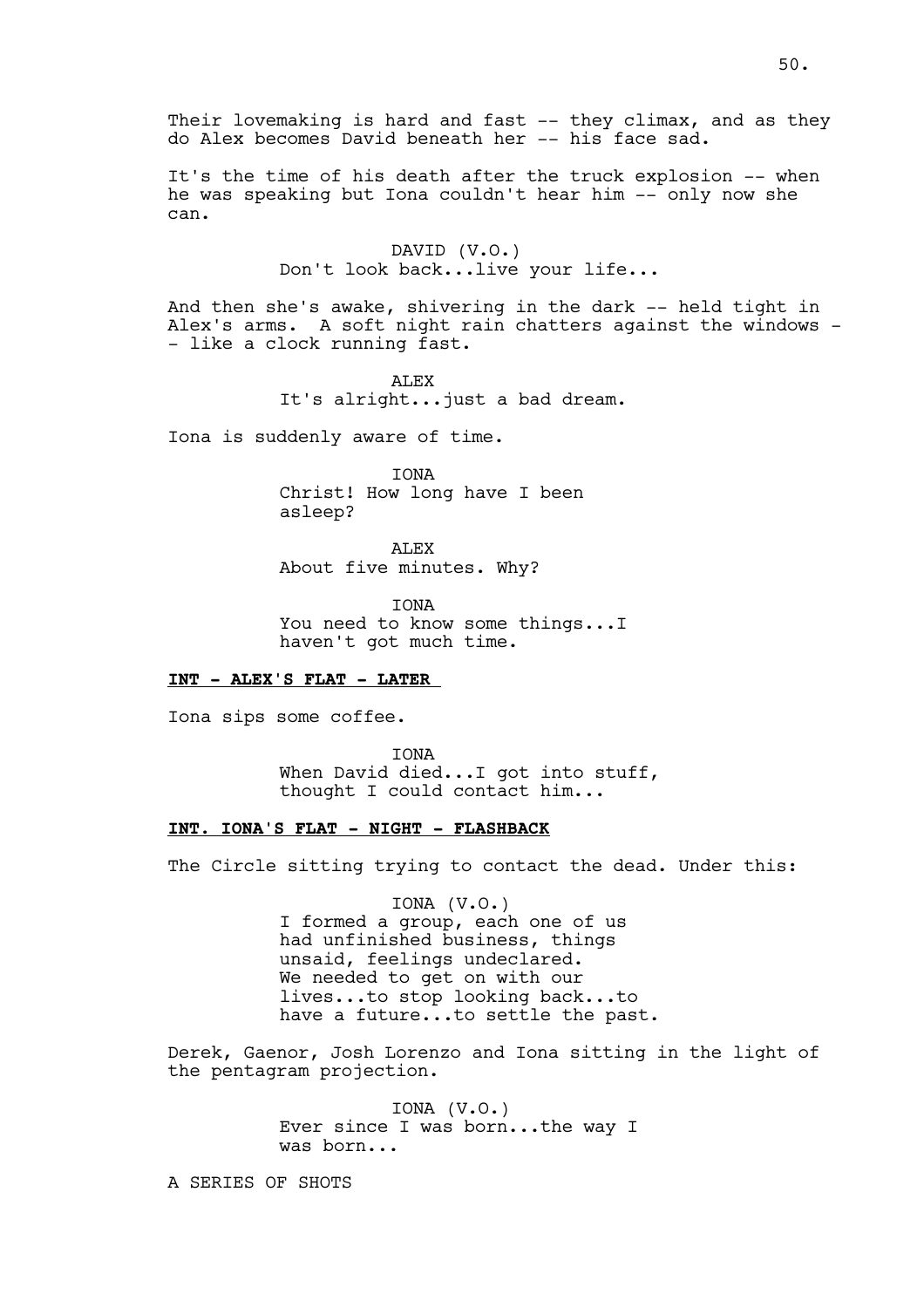Their lovemaking is hard and fast -- they climax, and as they do Alex becomes David beneath her -- his face sad.

It's the time of his death after the truck explosion -- when he was speaking but Iona couldn't hear him -- only now she can.

DAVID (V.O.)
Don't look back...live your life...

And then she's awake, shivering in the dark -- held tight in Alex's arms. A soft night rain chatters against the windows -- like a clock running fast.

ALEX
It's alright...just a bad dream.

Iona is suddenly aware of time.

IONA
Christ! How long have I been asleep?

ALEX
About five minutes. Why?

IONA
You need to know some things...I haven't got much time.

**INT - ALEX'S FLAT - LATER**

Iona sips some coffee.

IONA
When David died...I got into stuff, thought I could contact him...

**INT. IONA'S FLAT - NIGHT - FLASHBACK**

The Circle sitting trying to contact the dead. Under this:

IONA (V.O.)
I formed a group, each one of us had unfinished business, things unsaid, feelings undeclared. We needed to get on with our lives...to stop looking back...to have a future...to settle the past.

Derek, Gaenor, Josh Lorenzo and Iona sitting in the light of the pentagram projection.

IONA (V.O.)
Ever since I was born...the way I was born...

A SERIES OF SHOTS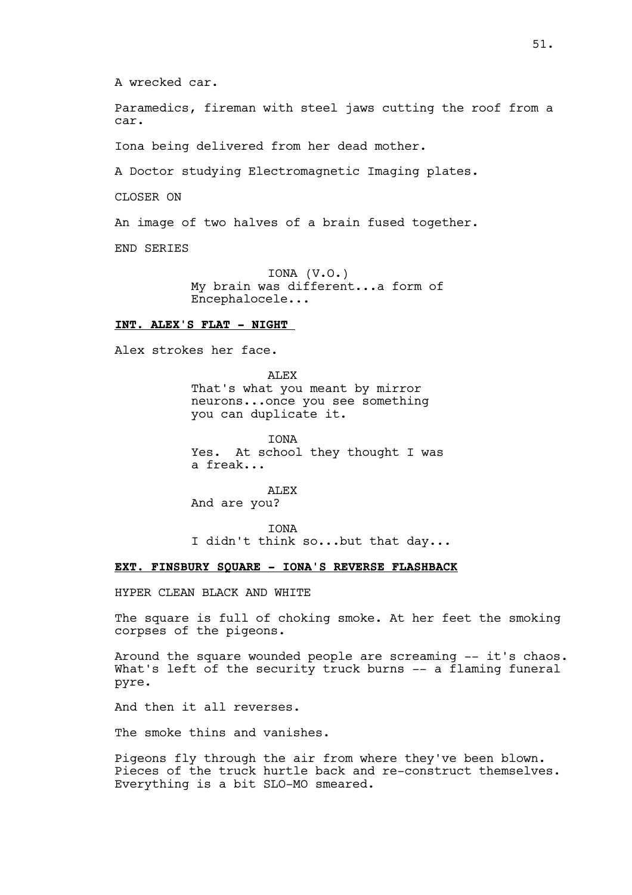A wrecked car.

Paramedics, fireman with steel jaws cutting the roof from a car.

Iona being delivered from her dead mother.

A Doctor studying Electromagnetic Imaging plates.

CLOSER ON

An image of two halves of a brain fused together.

END SERIES

IONA (V.O.)
My brain was different...a form of Encephalocele...

**INT. ALEX'S FLAT - NIGHT**

Alex strokes her face.

ALEX
That's what you meant by mirror neurons...once you see something you can duplicate it.

IONA
Yes. At school they thought I was a freak...

ALEX
And are you?

IONA
I didn't think so...but that day...

**EXT. FINSBURY SQUARE - IONA'S REVERSE FLASHBACK**

HYPER CLEAN BLACK AND WHITE

The square is full of choking smoke. At her feet the smoking corpses of the pigeons.

Around the square wounded people are screaming -- it's chaos. What's left of the security truck burns -- a flaming funeral pyre.

And then it all reverses.

The smoke thins and vanishes.

Pigeons fly through the air from where they've been blown. Pieces of the truck hurtle back and re-construct themselves. Everything is a bit SLO-MO smeared.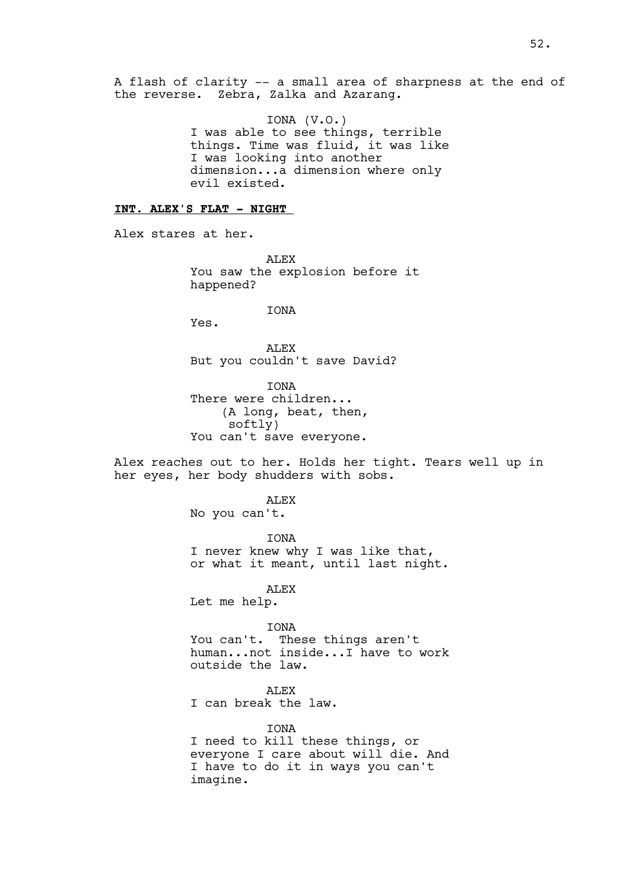A flash of clarity -- a small area of sharpness at the end of the reverse. Zebra, Zalka and Azarang.

IONA (V.O.)
I was able to see things, terrible things. Time was fluid, it was like I was looking into another dimension...a dimension where only evil existed.

**INT. ALEX'S FLAT - NIGHT**

Alex stares at her.

ALEX
You saw the explosion before it happened?

IONA
Yes.

ALEX
But you couldn't save David?

IONA
There were children...
(A long, beat, then, softly)
You can't save everyone.

Alex reaches out to her. Holds her tight. Tears well up in her eyes, her body shudders with sobs.

ALEX
No you can't.

IONA
I never knew why I was like that, or what it meant, until last night.

ALEX
Let me help.

IONA
You can't. These things aren't human...not inside...I have to work outside the law.

ALEX
I can break the law.

IONA
I need to kill these things, or everyone I care about will die. And I have to do it in ways you can't imagine.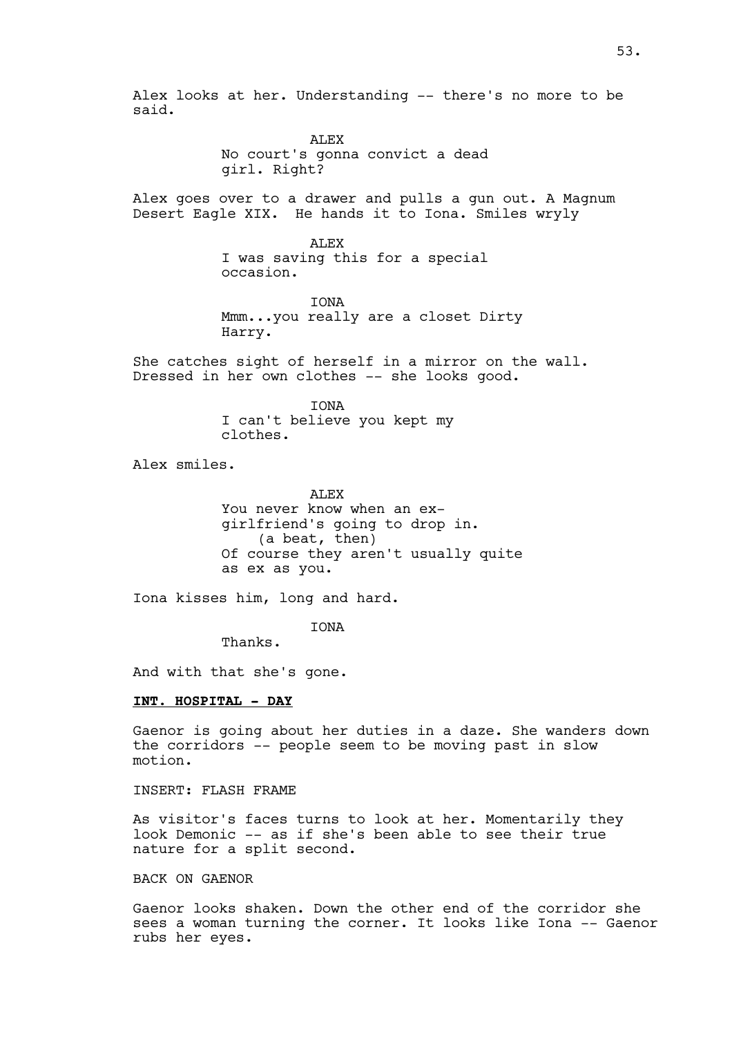Alex looks at her. Understanding -- there's no more to be said.

ALEX
No court's gonna convict a dead girl. Right?

Alex goes over to a drawer and pulls a gun out. A Magnum Desert Eagle XIX. He hands it to Iona. Smiles wryly

ALEX
I was saving this for a special occasion.

IONA
Mmm...you really are a closet Dirty Harry.

She catches sight of herself in a mirror on the wall. Dressed in her own clothes -- she looks good.

IONA
I can't believe you kept my clothes.

Alex smiles.

ALEX
You never know when an ex-girlfriend's going to drop in.
(a beat, then)
Of course they aren't usually quite as ex as you.

Iona kisses him, long and hard.

IONA
Thanks.

And with that she's gone.

**INT. HOSPITAL - DAY**

Gaenor is going about her duties in a daze. She wanders down the corridors -- people seem to be moving past in slow motion.

INSERT: FLASH FRAME

As visitor's faces turns to look at her. Momentarily they look Demonic -- as if she's been able to see their true nature for a split second.

BACK ON GAENOR

Gaenor looks shaken. Down the other end of the corridor she sees a woman turning the corner. It looks like Iona -- Gaenor rubs her eyes.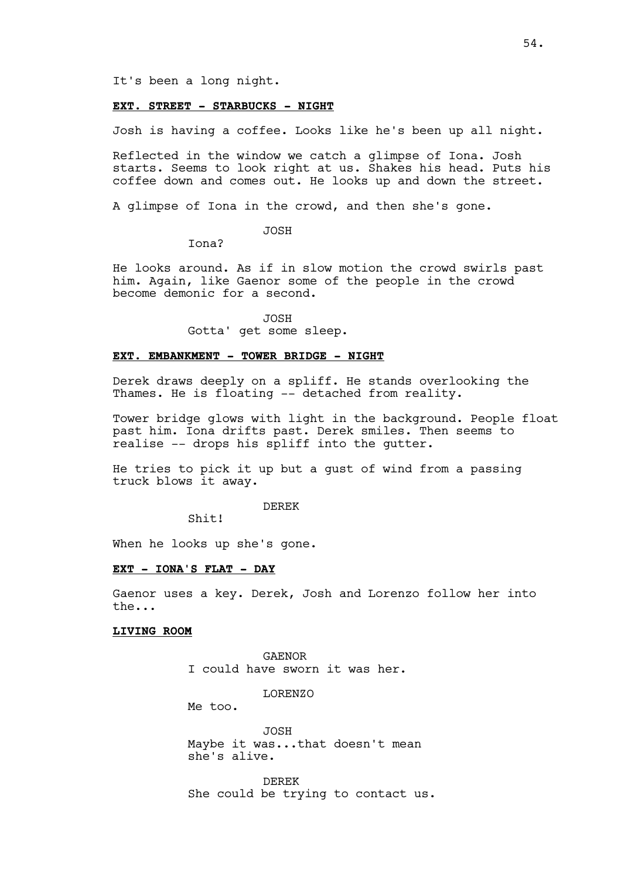It's been a long night.

**EXT. STREET - STARBUCKS - NIGHT**

Josh is having a coffee. Looks like he's been up all night.

Reflected in the window we catch a glimpse of Iona. Josh starts. Seems to look right at us. Shakes his head. Puts his coffee down and comes out. He looks up and down the street.

A glimpse of Iona in the crowd, and then she's gone.

JOSH
Iona?

He looks around. As if in slow motion the crowd swirls past him. Again, like Gaenor some of the people in the crowd become demonic for a second.

JOSH
Gotta' get some sleep.

**EXT. EMBANKMENT - TOWER BRIDGE - NIGHT**

Derek draws deeply on a spliff. He stands overlooking the Thames. He is floating -- detached from reality.

Tower bridge glows with light in the background. People float past him. Iona drifts past. Derek smiles. Then seems to realise -- drops his spliff into the gutter.

He tries to pick it up but a gust of wind from a passing truck blows it away.

DEREK
Shit!

When he looks up she's gone.

**EXT - IONA'S FLAT - DAY**

Gaenor uses a key. Derek, Josh and Lorenzo follow her into the...

**LIVING ROOM**

GAENOR
I could have sworn it was her.

LORENZO
Me too.

JOSH
Maybe it was...that doesn't mean she's alive.

DEREK
She could be trying to contact us.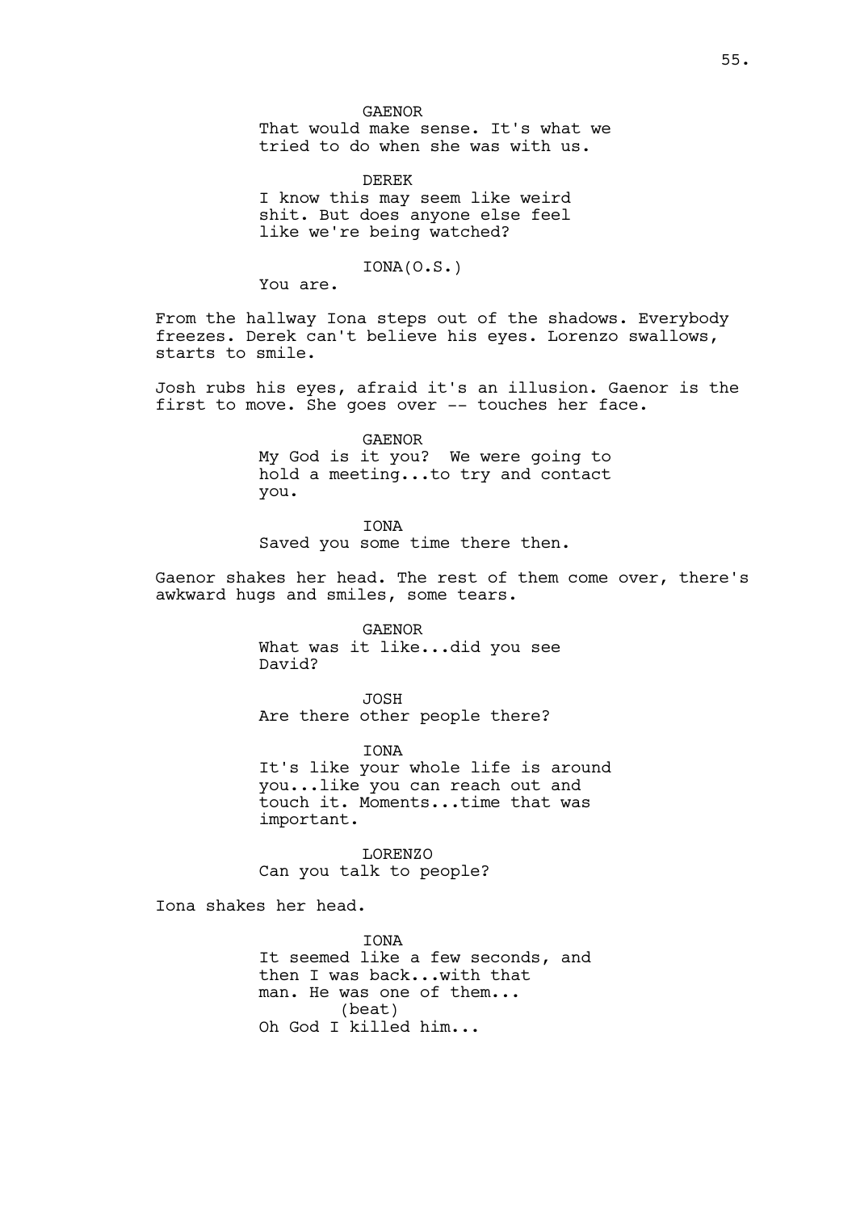GAENOR
That would make sense. It's what we tried to do when she was with us.

DEREK
I know this may seem like weird shit. But does anyone else feel like we're being watched?

IONA(O.S.)
You are.

From the hallway Iona steps out of the shadows. Everybody freezes. Derek can't believe his eyes. Lorenzo swallows, starts to smile.

Josh rubs his eyes, afraid it's an illusion. Gaenor is the first to move. She goes over -- touches her face.

GAENOR
My God is it you? We were going to hold a meeting...to try and contact you.

IONA
Saved you some time there then.

Gaenor shakes her head. The rest of them come over, there's awkward hugs and smiles, some tears.

GAENOR
What was it like...did you see David?

JOSH
Are there other people there?

IONA
It's like your whole life is around you...like you can reach out and touch it. Moments...time that was important.

LORENZO
Can you talk to people?

Iona shakes her head.

IONA
It seemed like a few seconds, and then I was back...with that man. He was one of them...
(beat)
Oh God I killed him...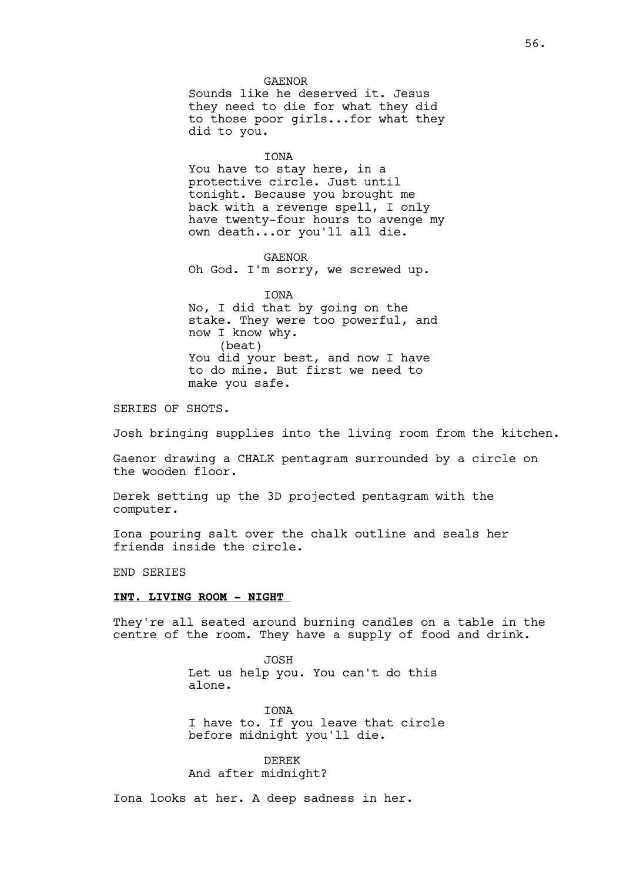GAENOR
Sounds like he deserved it. Jesus they need to die for what they did to those poor girls...for what they did to you.

IONA
You have to stay here, in a protective circle. Just until tonight. Because you brought me back with a revenge spell, I only have twenty-four hours to avenge my own death...or you'll all die.

GAENOR
Oh God. I'm sorry, we screwed up.

IONA
No, I did that by going on the stake. They were too powerful, and now I know why.
(beat)
You did your best, and now I have to do mine. But first we need to make you safe.

SERIES OF SHOTS.

Josh bringing supplies into the living room from the kitchen.

Gaenor drawing a CHALK pentagram surrounded by a circle on the wooden floor.

Derek setting up the 3D projected pentagram with the computer.

Iona pouring salt over the chalk outline and seals her friends inside the circle.

END SERIES

**INT. LIVING ROOM - NIGHT**

They're all seated around burning candles on a table in the centre of the room. They have a supply of food and drink.

JOSH
Let us help you. You can't do this alone.

IONA
I have to. If you leave that circle before midnight you'll die.

DEREK
And after midnight?

Iona looks at her. A deep sadness in her.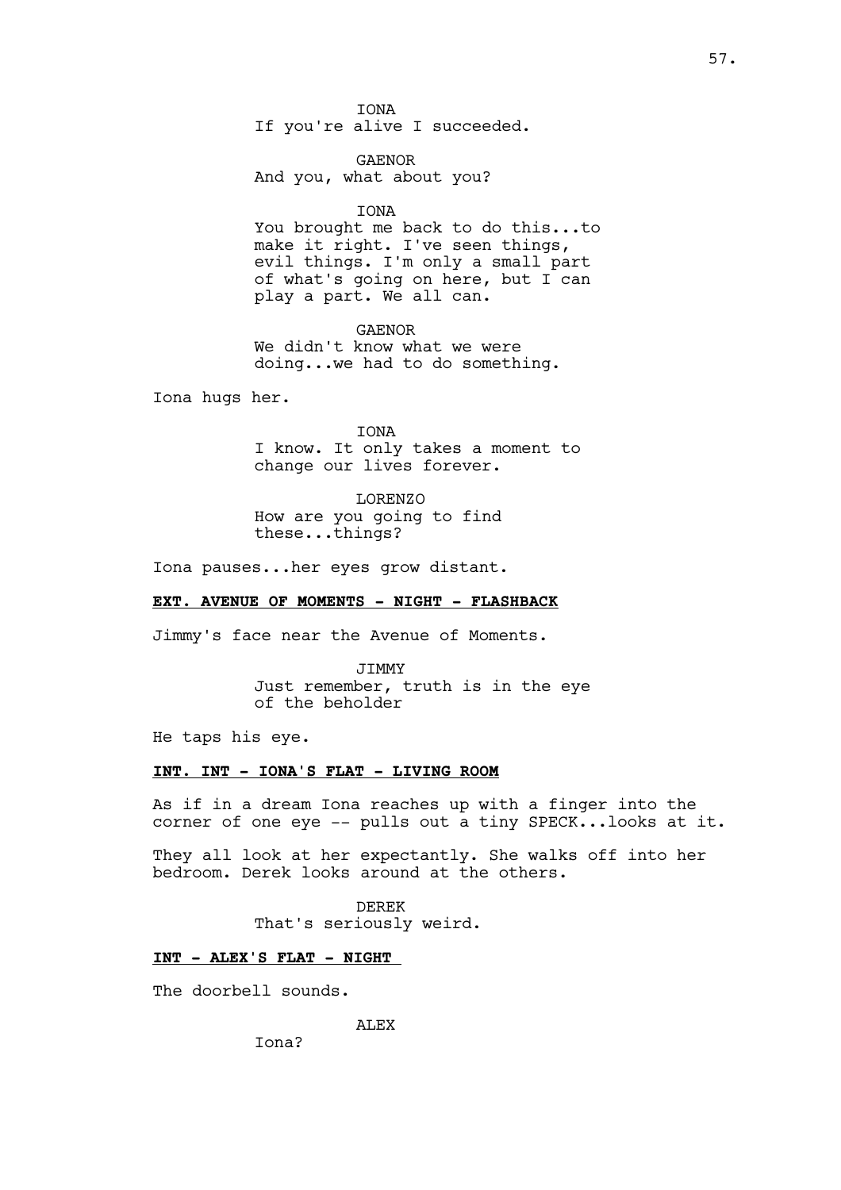IONA
If you're alive I succeeded.

GAENOR
And you, what about you?

IONA
You brought me back to do this...to make it right. I've seen things, evil things. I'm only a small part of what's going on here, but I can play a part. We all can.

GAENOR
We didn't know what we were doing...we had to do something.

Iona hugs her.

IONA
I know. It only takes a moment to change our lives forever.

LORENZO
How are you going to find these...things?

Iona pauses...her eyes grow distant.

**EXT. AVENUE OF MOMENTS - NIGHT - FLASHBACK**

Jimmy's face near the Avenue of Moments.

JIMMY
Just remember, truth is in the eye of the beholder

He taps his eye.

**INT. INT - IONA'S FLAT - LIVING ROOM**

As if in a dream Iona reaches up with a finger into the corner of one eye -- pulls out a tiny SPECK...looks at it.

They all look at her expectantly. She walks off into her bedroom. Derek looks around at the others.

DEREK
That's seriously weird.

**INT - ALEX'S FLAT - NIGHT**

The doorbell sounds.

ALEX
Iona?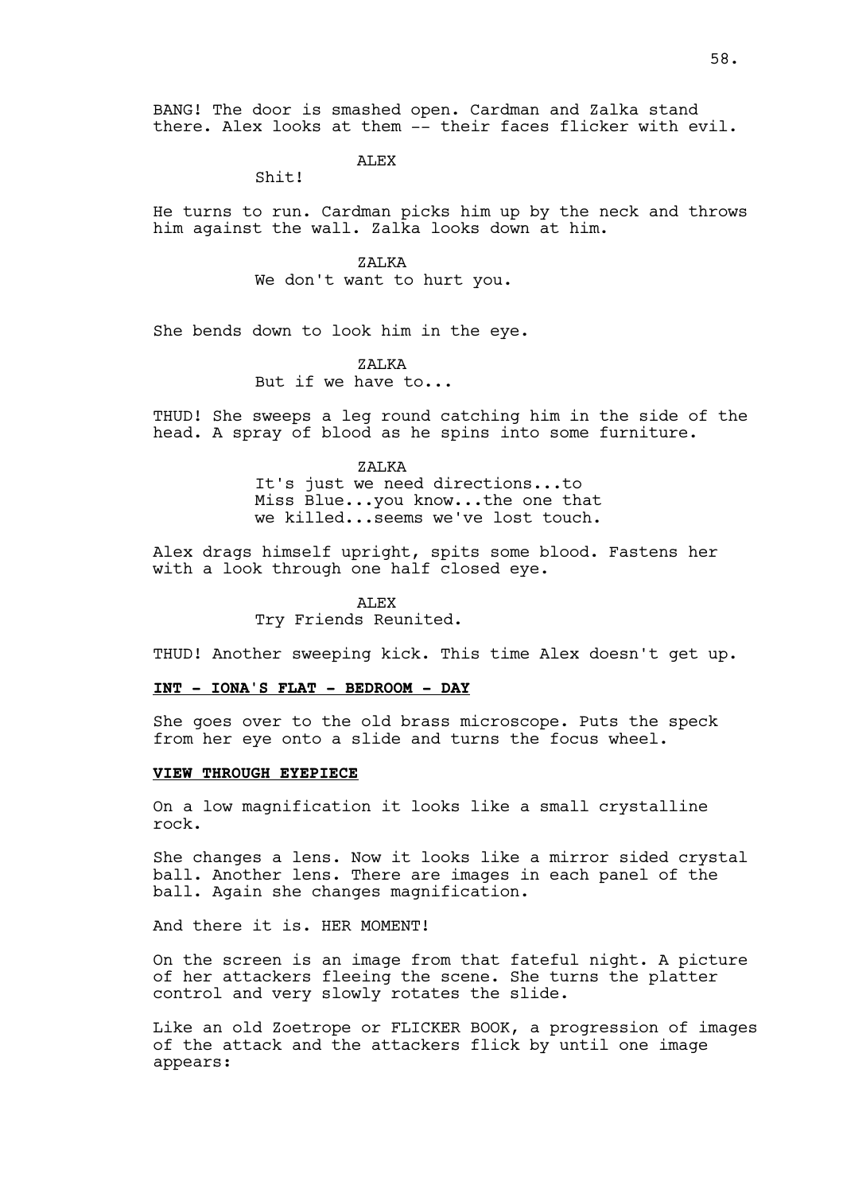BANG! The door is smashed open. Cardman and Zalka stand there. Alex looks at them -- their faces flicker with evil.

ALEX
Shit!

He turns to run. Cardman picks him up by the neck and throws him against the wall. Zalka looks down at him.

ZALKA
We don't want to hurt you.

She bends down to look him in the eye.

ZALKA
But if we have to...

THUD! She sweeps a leg round catching him in the side of the head. A spray of blood as he spins into some furniture.

ZALKA
It's just we need directions...to Miss Blue...you know...the one that we killed...seems we've lost touch.

Alex drags himself upright, spits some blood. Fastens her with a look through one half closed eye.

ALEX
Try Friends Reunited.

THUD! Another sweeping kick. This time Alex doesn't get up.

**INT - IONA'S FLAT - BEDROOM - DAY**

She goes over to the old brass microscope. Puts the speck from her eye onto a slide and turns the focus wheel.

**VIEW THROUGH EYEPIECE**

On a low magnification it looks like a small crystalline rock.

She changes a lens. Now it looks like a mirror sided crystal ball. Another lens. There are images in each panel of the ball. Again she changes magnification.

And there it is. HER MOMENT!

On the screen is an image from that fateful night. A picture of her attackers fleeing the scene. She turns the platter control and very slowly rotates the slide.

Like an old Zoetrope or FLICKER BOOK, a progression of images of the attack and the attackers flick by until one image appears: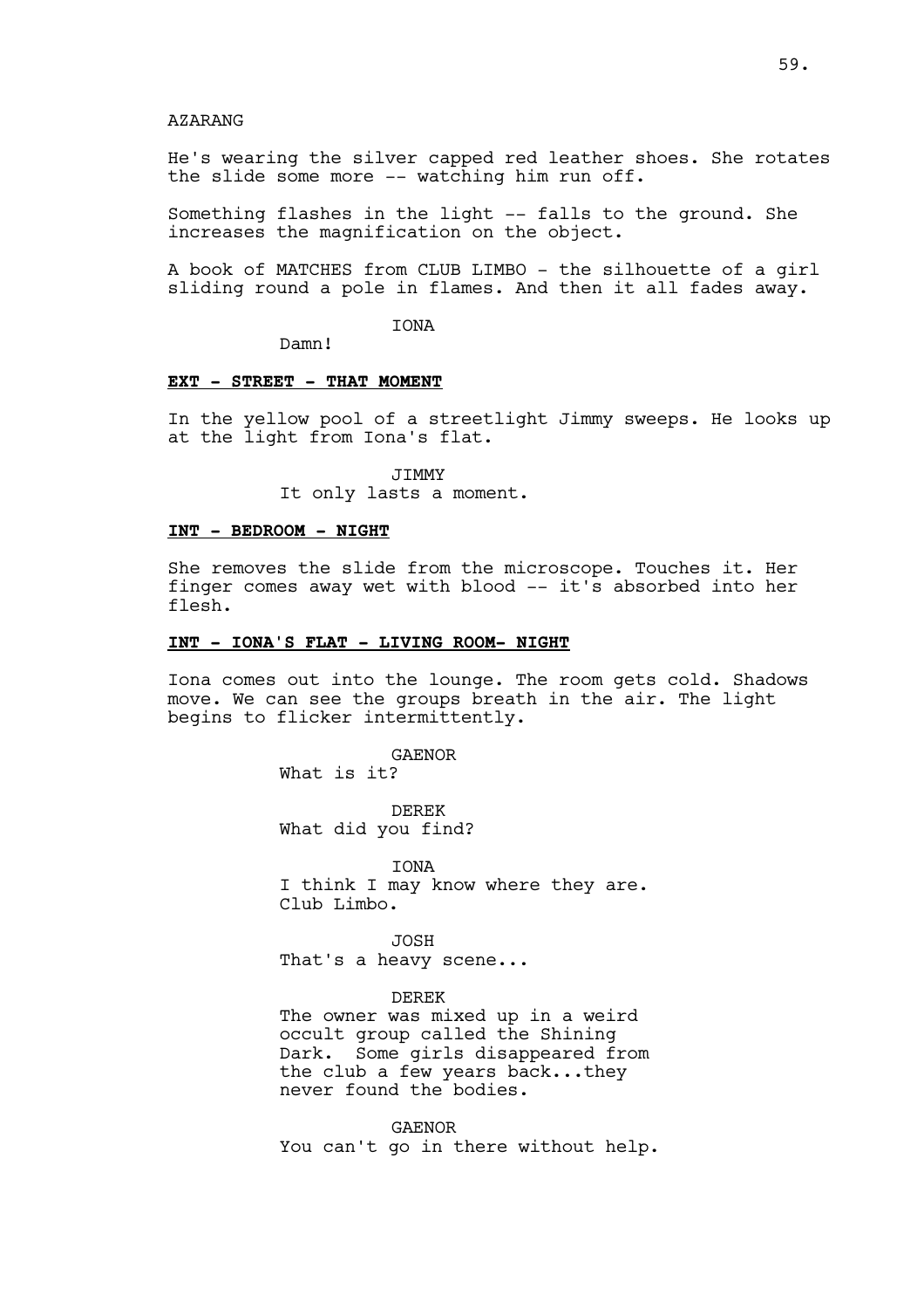AZARANG

He's wearing the silver capped red leather shoes. She rotates the slide some more -- watching him run off.

Something flashes in the light -- falls to the ground. She increases the magnification on the object.

A book of MATCHES from CLUB LIMBO - the silhouette of a girl sliding round a pole in flames. And then it all fades away.

IONA
Damn!

**EXT - STREET - THAT MOMENT**

In the yellow pool of a streetlight Jimmy sweeps. He looks up at the light from Iona's flat.

JIMMY
It only lasts a moment.

**INT - BEDROOM - NIGHT**

She removes the slide from the microscope. Touches it. Her finger comes away wet with blood -- it's absorbed into her flesh.

**INT - IONA'S FLAT - LIVING ROOM- NIGHT**

Iona comes out into the lounge. The room gets cold. Shadows move. We can see the groups breath in the air. The light begins to flicker intermittently.

GAENOR
What is it?

DEREK
What did you find?

IONA
I think I may know where they are. Club Limbo.

JOSH
That's a heavy scene...

DEREK
The owner was mixed up in a weird occult group called the Shining Dark. Some girls disappeared from the club a few years back...they never found the bodies.

GAENOR
You can't go in there without help.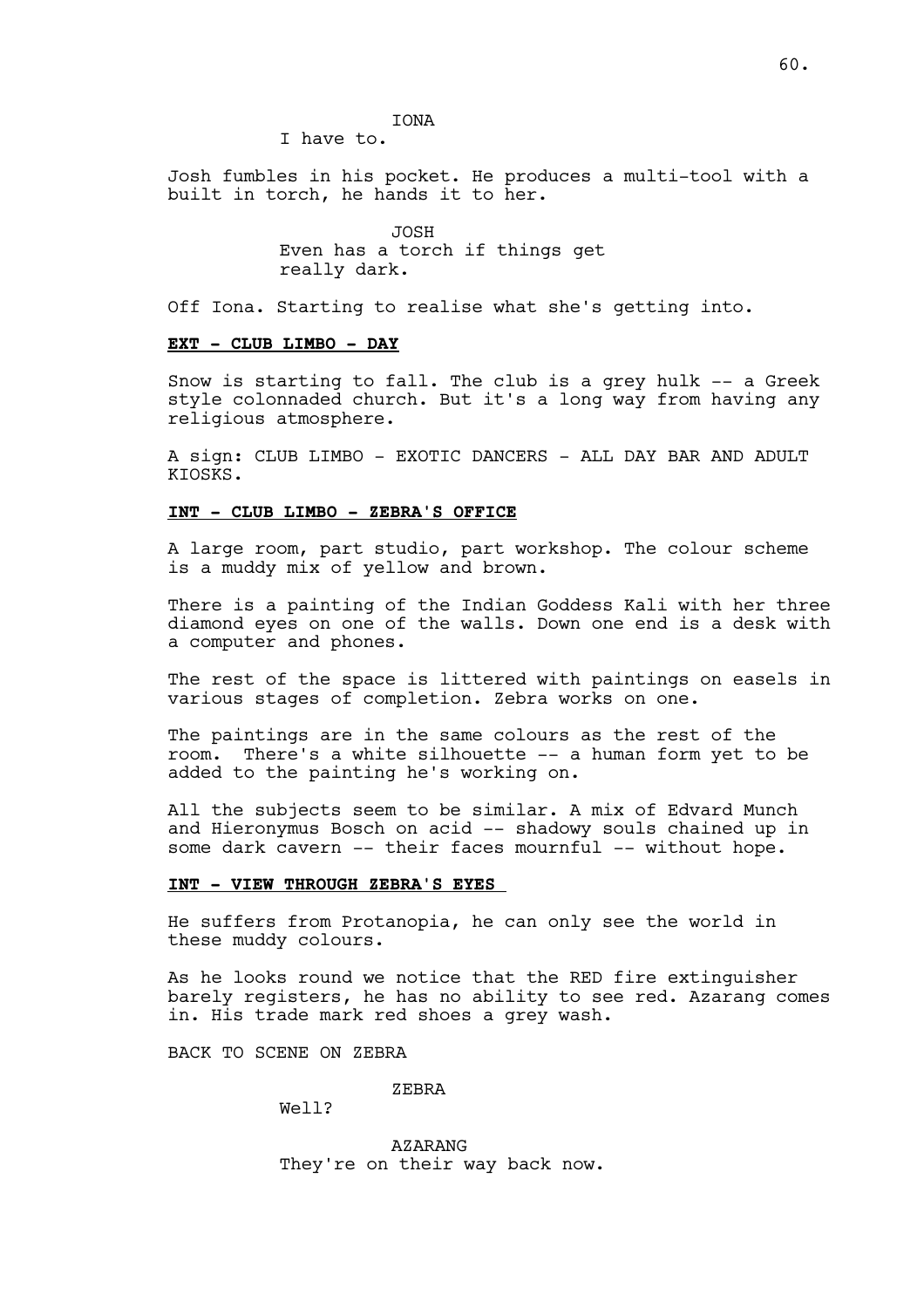IONA

I have to.

Josh fumbles in his pocket. He produces a multi-tool with a built in torch, he hands it to her.

JOSH

Even has a torch if things get really dark.

Off Iona. Starting to realise what she's getting into.

**EXT - CLUB LIMBO - DAY**

Snow is starting to fall. The club is a grey hulk -- a Greek style colonnaded church. But it's a long way from having any religious atmosphere.

A sign: CLUB LIMBO - EXOTIC DANCERS - ALL DAY BAR AND ADULT KIOSKS.

**INT - CLUB LIMBO - ZEBRA'S OFFICE**

A large room, part studio, part workshop. The colour scheme is a muddy mix of yellow and brown.

There is a painting of the Indian Goddess Kali with her three diamond eyes on one of the walls. Down one end is a desk with a computer and phones.

The rest of the space is littered with paintings on easels in various stages of completion. Zebra works on one.

The paintings are in the same colours as the rest of the room. There's a white silhouette -- a human form yet to be added to the painting he's working on.

All the subjects seem to be similar. A mix of Edvard Munch and Hieronymus Bosch on acid -- shadowy souls chained up in some dark cavern -- their faces mournful -- without hope.

**INT - VIEW THROUGH ZEBRA'S EYES**

He suffers from Protanopia, he can only see the world in these muddy colours.

As he looks round we notice that the RED fire extinguisher barely registers, he has no ability to see red. Azarang comes in. His trade mark red shoes a grey wash.

BACK TO SCENE ON ZEBRA

ZEBRA

Well?

AZARANG

They're on their way back now.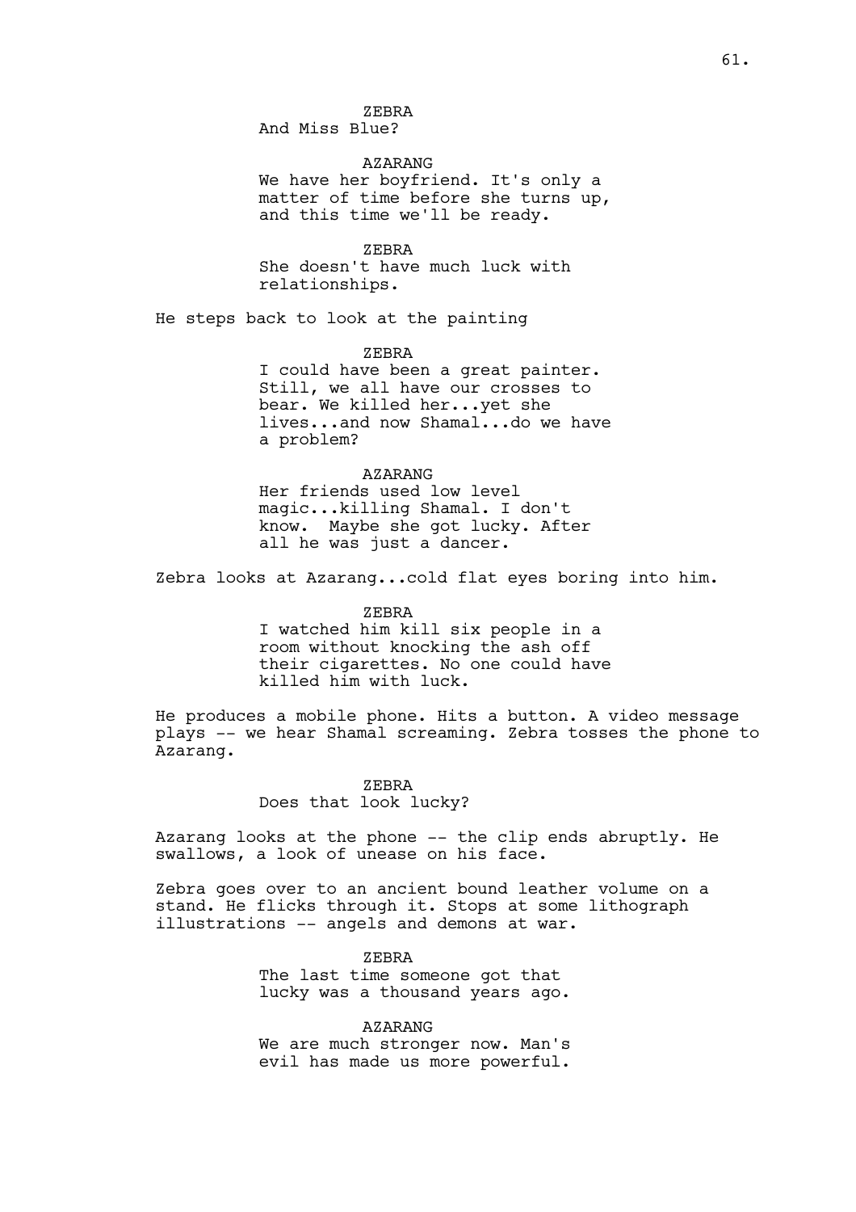ZEBRA
And Miss Blue?

AZARANG
We have her boyfriend. It's only a matter of time before she turns up, and this time we'll be ready.

ZEBRA
She doesn't have much luck with relationships.

He steps back to look at the painting

ZEBRA
I could have been a great painter. Still, we all have our crosses to bear. We killed her...yet she lives...and now Shamal...do we have a problem?

AZARANG
Her friends used low level magic...killing Shamal. I don't know. Maybe she got lucky. After all he was just a dancer.

Zebra looks at Azarang...cold flat eyes boring into him.

ZEBRA
I watched him kill six people in a room without knocking the ash off their cigarettes. No one could have killed him with luck.

He produces a mobile phone. Hits a button. A video message plays -- we hear Shamal screaming. Zebra tosses the phone to Azarang.

ZEBRA
Does that look lucky?

Azarang looks at the phone -- the clip ends abruptly. He swallows, a look of unease on his face.

Zebra goes over to an ancient bound leather volume on a stand. He flicks through it. Stops at some lithograph illustrations -- angels and demons at war.

ZEBRA
The last time someone got that lucky was a thousand years ago.

AZARANG
We are much stronger now. Man's evil has made us more powerful.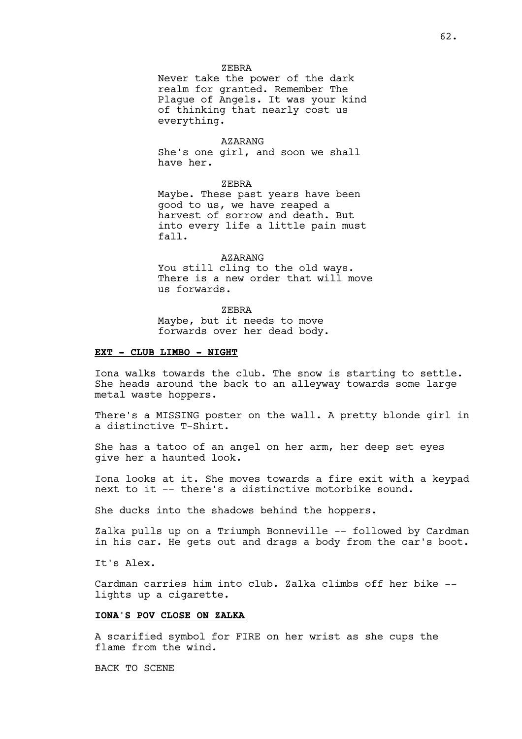ZEBRA
Never take the power of the dark realm for granted. Remember The Plague of Angels. It was your kind of thinking that nearly cost us everything.

AZARANG
She's one girl, and soon we shall have her.

ZEBRA
Maybe. These past years have been good to us, we have reaped a harvest of sorrow and death. But into every life a little pain must fall.

AZARANG
You still cling to the old ways. There is a new order that will move us forwards.

ZEBRA
Maybe, but it needs to move forwards over her dead body.

**EXT - CLUB LIMBO - NIGHT**

Iona walks towards the club. The snow is starting to settle. She heads around the back to an alleyway towards some large metal waste hoppers.

There's a MISSING poster on the wall. A pretty blonde girl in a distinctive T-Shirt.

She has a tatoo of an angel on her arm, her deep set eyes give her a haunted look.

Iona looks at it. She moves towards a fire exit with a keypad next to it -- there's a distinctive motorbike sound.

She ducks into the shadows behind the hoppers.

Zalka pulls up on a Triumph Bonneville -- followed by Cardman in his car. He gets out and drags a body from the car's boot.

It's Alex.

Cardman carries him into club. Zalka climbs off her bike -- lights up a cigarette.

**IONA'S POV CLOSE ON ZALKA**

A scarified symbol for FIRE on her wrist as she cups the flame from the wind.

BACK TO SCENE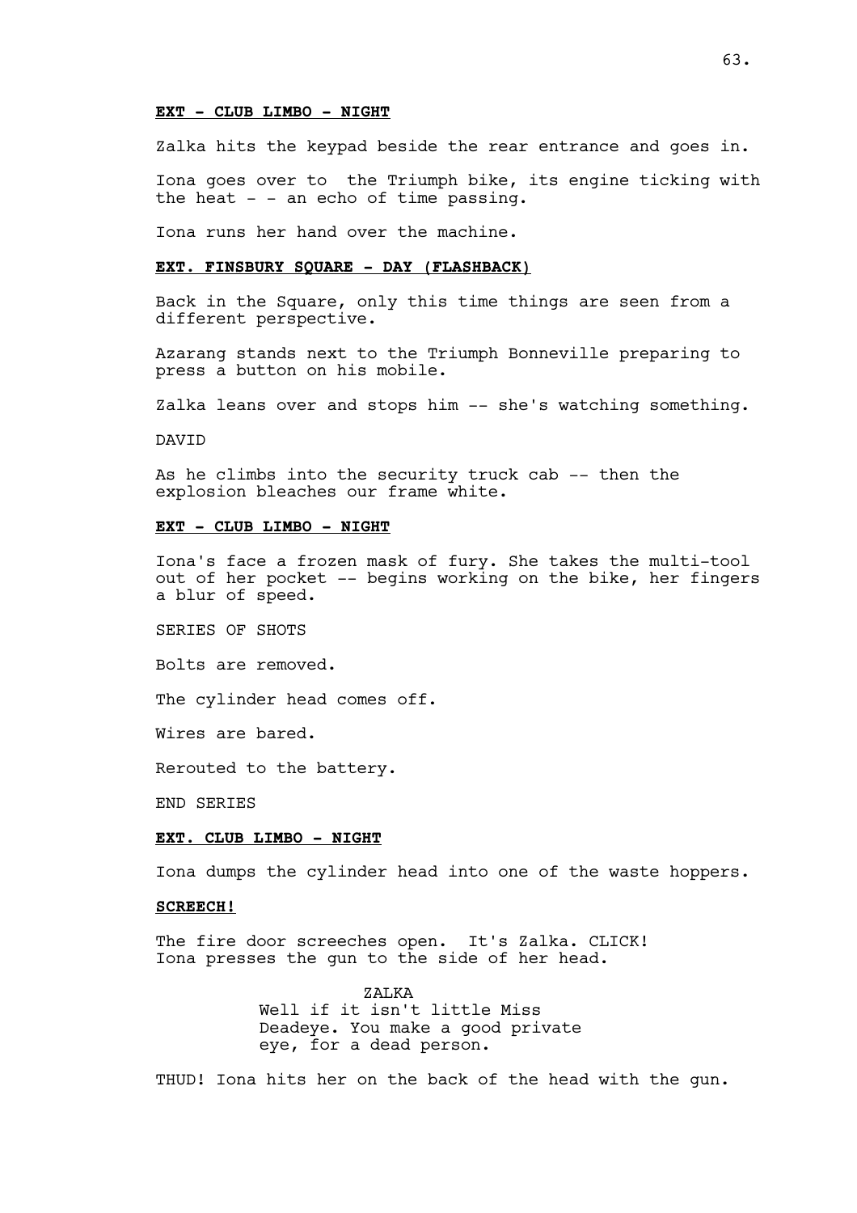**EXT - CLUB LIMBO - NIGHT**

Zalka hits the keypad beside the rear entrance and goes in.

Iona goes over to  the Triumph bike, its engine ticking with the heat - - an echo of time passing.

Iona runs her hand over the machine.

**EXT. FINSBURY SQUARE - DAY (FLASHBACK)**

Back in the Square, only this time things are seen from a different perspective.

Azarang stands next to the Triumph Bonneville preparing to press a button on his mobile.

Zalka leans over and stops him -- she's watching something.

DAVID

As he climbs into the security truck cab -- then the explosion bleaches our frame white.

**EXT - CLUB LIMBO - NIGHT**

Iona's face a frozen mask of fury. She takes the multi-tool out of her pocket -- begins working on the bike, her fingers a blur of speed.

SERIES OF SHOTS

Bolts are removed.

The cylinder head comes off.

Wires are bared.

Rerouted to the battery.

END SERIES

**EXT. CLUB LIMBO - NIGHT**

Iona dumps the cylinder head into one of the waste hoppers.

**SCREECH!**

The fire door screeches open.  It's Zalka. CLICK!
Iona presses the gun to the side of her head.

ZALKA
Well if it isn't little Miss Deadeye. You make a good private eye, for a dead person.

THUD! Iona hits her on the back of the head with the gun.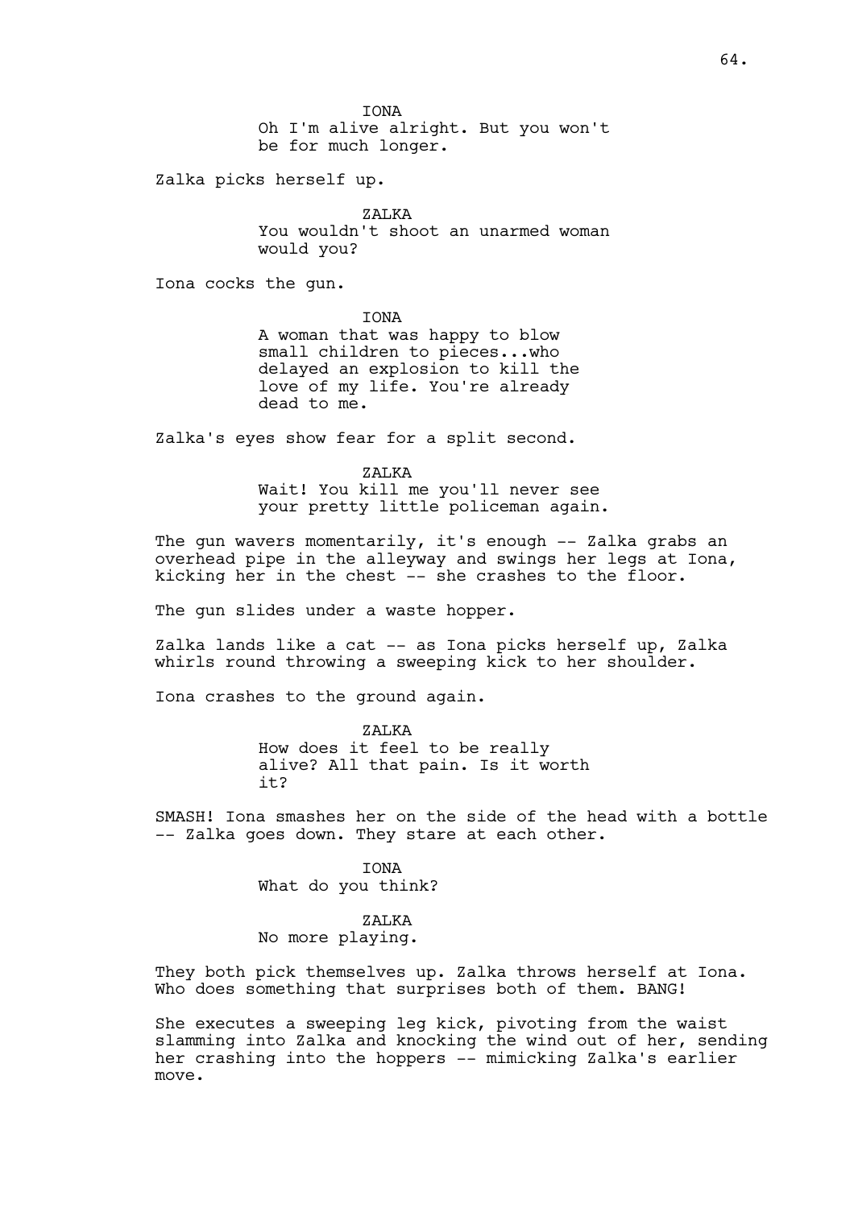IONA

Oh I'm alive alright. But you won't be for much longer.

Zalka picks herself up.

ZALKA

You wouldn't shoot an unarmed woman would you?

Iona cocks the gun.

IONA

A woman that was happy to blow small children to pieces...who delayed an explosion to kill the love of my life. You're already dead to me.

Zalka's eyes show fear for a split second.

ZALKA

Wait! You kill me you'll never see your pretty little policeman again.

The gun wavers momentarily, it's enough -- Zalka grabs an overhead pipe in the alleyway and swings her legs at Iona, kicking her in the chest -- she crashes to the floor.

The gun slides under a waste hopper.

Zalka lands like a cat -- as Iona picks herself up, Zalka whirls round throwing a sweeping kick to her shoulder.

Iona crashes to the ground again.

ZALKA

How does it feel to be really alive? All that pain. Is it worth it?

SMASH! Iona smashes her on the side of the head with a bottle -- Zalka goes down. They stare at each other.

IONA

What do you think?

ZALKA

No more playing.

They both pick themselves up. Zalka throws herself at Iona. Who does something that surprises both of them. BANG!

She executes a sweeping leg kick, pivoting from the waist slamming into Zalka and knocking the wind out of her, sending her crashing into the hoppers -- mimicking Zalka's earlier move.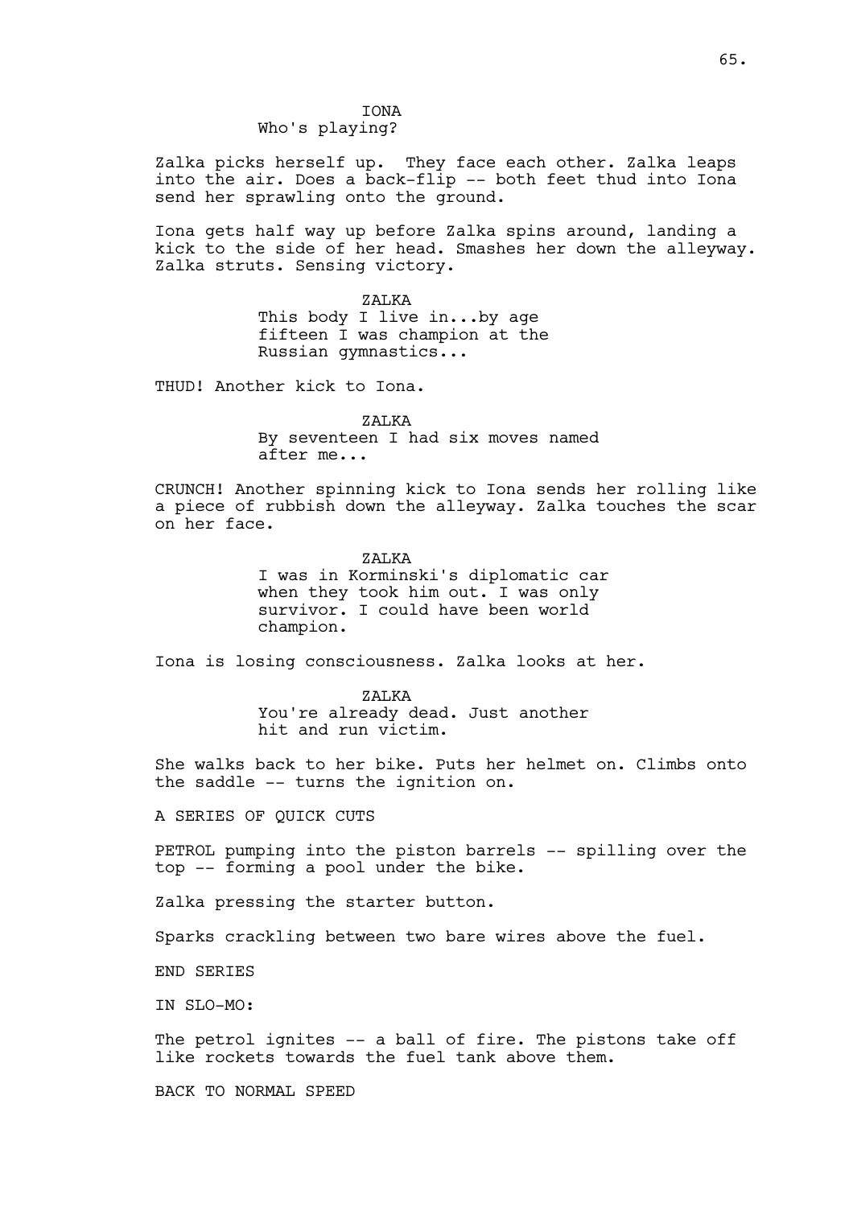IONA
Who's playing?

Zalka picks herself up. They face each other. Zalka leaps into the air. Does a back-flip -- both feet thud into Iona send her sprawling onto the ground.

Iona gets half way up before Zalka spins around, landing a kick to the side of her head. Smashes her down the alleyway. Zalka struts. Sensing victory.

ZALKA
This body I live in...by age fifteen I was champion at the Russian gymnastics...

THUD! Another kick to Iona.

ZALKA
By seventeen I had six moves named after me...

CRUNCH! Another spinning kick to Iona sends her rolling like a piece of rubbish down the alleyway. Zalka touches the scar on her face.

ZALKA
I was in Korminski's diplomatic car when they took him out. I was only survivor. I could have been world champion.

Iona is losing consciousness. Zalka looks at her.

ZALKA
You're already dead. Just another hit and run victim.

She walks back to her bike. Puts her helmet on. Climbs onto the saddle -- turns the ignition on.

A SERIES OF QUICK CUTS

PETROL pumping into the piston barrels -- spilling over the top -- forming a pool under the bike.

Zalka pressing the starter button.

Sparks crackling between two bare wires above the fuel.

END SERIES

IN SLO-MO:

The petrol ignites -- a ball of fire. The pistons take off like rockets towards the fuel tank above them.

BACK TO NORMAL SPEED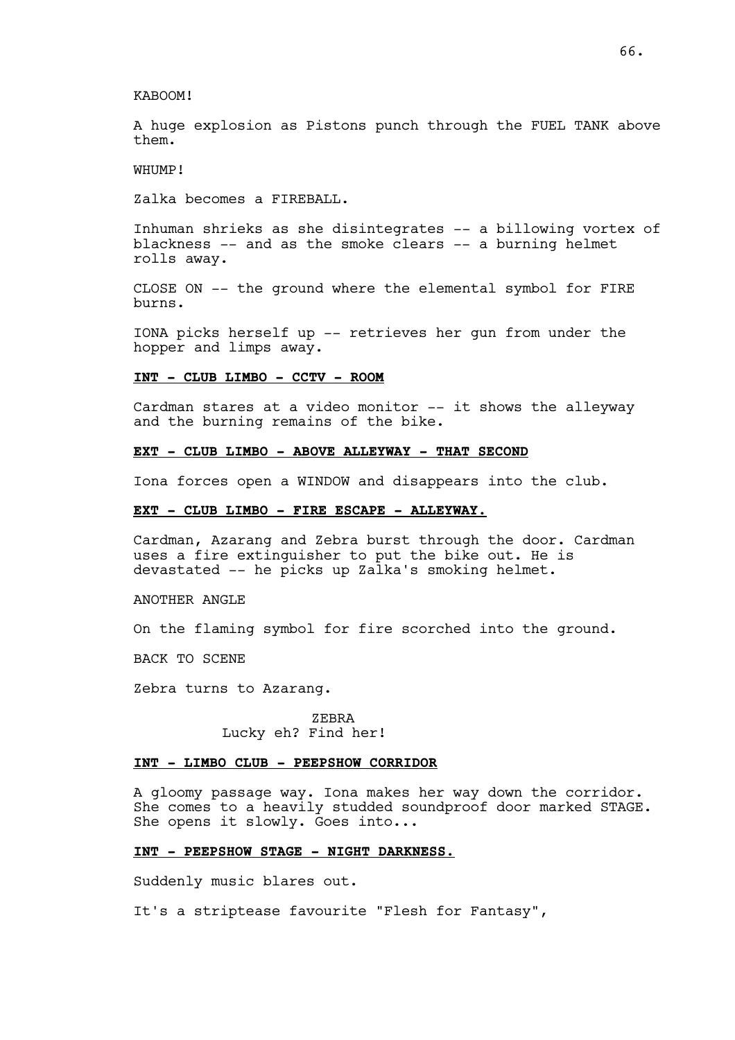KABOOM!

A huge explosion as Pistons punch through the FUEL TANK above them.

WHUMP!

Zalka becomes a FIREBALL.

Inhuman shrieks as she disintegrates -- a billowing vortex of blackness -- and as the smoke clears -- a burning helmet rolls away.

CLOSE ON -- the ground where the elemental symbol for FIRE burns.

IONA picks herself up -- retrieves her gun from under the hopper and limps away.

**INT - CLUB LIMBO - CCTV - ROOM**

Cardman stares at a video monitor -- it shows the alleyway and the burning remains of the bike.

**EXT - CLUB LIMBO - ABOVE ALLEYWAY - THAT SECOND**

Iona forces open a WINDOW and disappears into the club.

**EXT - CLUB LIMBO - FIRE ESCAPE - ALLEYWAY.**

Cardman, Azarang and Zebra burst through the door. Cardman uses a fire extinguisher to put the bike out. He is devastated -- he picks up Zalka's smoking helmet.

ANOTHER ANGLE

On the flaming symbol for fire scorched into the ground.

BACK TO SCENE

Zebra turns to Azarang.

ZEBRA
Lucky eh? Find her!

**INT - LIMBO CLUB - PEEPSHOW CORRIDOR**

A gloomy passage way. Iona makes her way down the corridor. She comes to a heavily studded soundproof door marked STAGE. She opens it slowly. Goes into...

**INT - PEEPSHOW STAGE - NIGHT DARKNESS.**

Suddenly music blares out.

It's a striptease favourite "Flesh for Fantasy",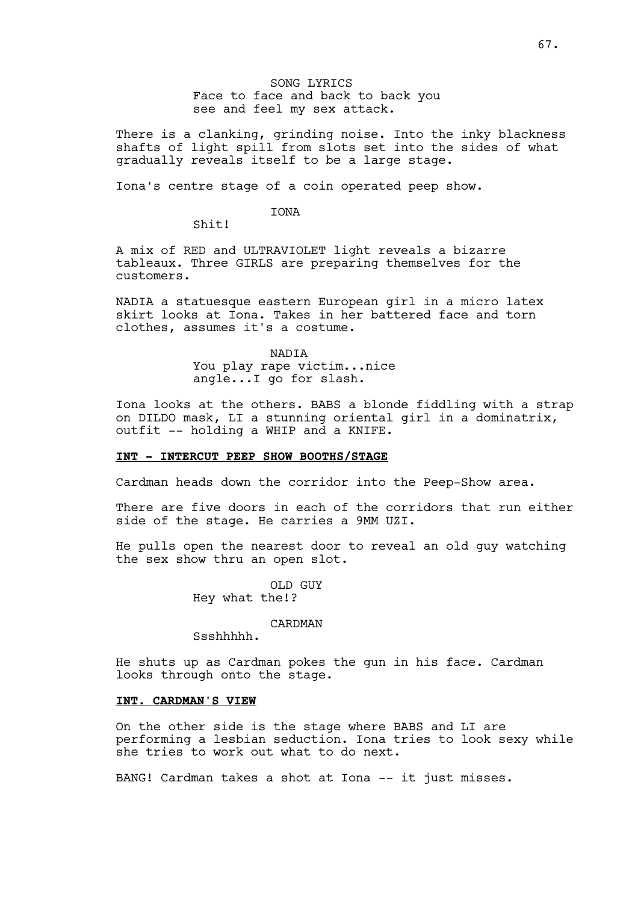SONG LYRICS
Face to face and back to back you see and feel my sex attack.

There is a clanking, grinding noise. Into the inky blackness shafts of light spill from slots set into the sides of what gradually reveals itself to be a large stage.

Iona's centre stage of a coin operated peep show.

IONA
Shit!

A mix of RED and ULTRAVIOLET light reveals a bizarre tableaux. Three GIRLS are preparing themselves for the customers.

NADIA a statuesque eastern European girl in a micro latex skirt looks at Iona. Takes in her battered face and torn clothes, assumes it's a costume.

NADIA
You play rape victim...nice angle...I go for slash.

Iona looks at the others. BABS a blonde fiddling with a strap on DILDO mask, LI a stunning oriental girl in a dominatrix, outfit -- holding a WHIP and a KNIFE.

**INT - INTERCUT PEEP SHOW BOOTHS/STAGE**

Cardman heads down the corridor into the Peep-Show area.

There are five doors in each of the corridors that run either side of the stage. He carries a 9MM UZI.

He pulls open the nearest door to reveal an old guy watching the sex show thru an open slot.

OLD GUY
Hey what the!?

CARDMAN
Ssshhhhh.

He shuts up as Cardman pokes the gun in his face. Cardman looks through onto the stage.

**INT. CARDMAN'S VIEW**

On the other side is the stage where BABS and LI are performing a lesbian seduction. Iona tries to look sexy while she tries to work out what to do next.

BANG! Cardman takes a shot at Iona -- it just misses.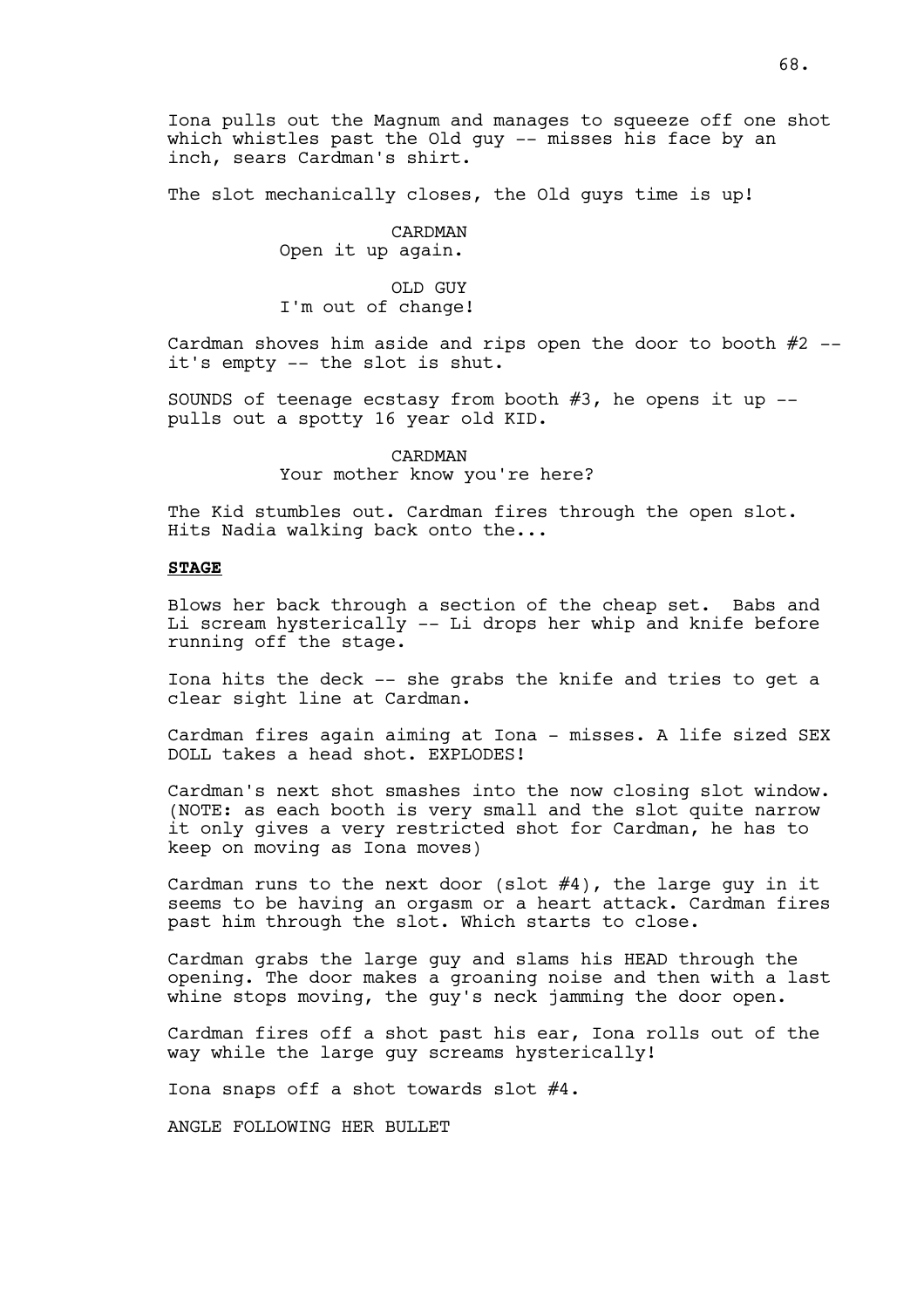Iona pulls out the Magnum and manages to squeeze off one shot which whistles past the Old guy -- misses his face by an inch, sears Cardman's shirt.

The slot mechanically closes, the Old guys time is up!

CARDMAN
Open it up again.

OLD GUY
I'm out of change!

Cardman shoves him aside and rips open the door to booth #2 -- it's empty -- the slot is shut.

SOUNDS of teenage ecstasy from booth #3, he opens it up -- pulls out a spotty 16 year old KID.

CARDMAN
Your mother know you're here?

The Kid stumbles out. Cardman fires through the open slot. Hits Nadia walking back onto the...

**STAGE**

Blows her back through a section of the cheap set. Babs and Li scream hysterically -- Li drops her whip and knife before running off the stage.

Iona hits the deck -- she grabs the knife and tries to get a clear sight line at Cardman.

Cardman fires again aiming at Iona - misses. A life sized SEX DOLL takes a head shot. EXPLODES!

Cardman's next shot smashes into the now closing slot window. (NOTE: as each booth is very small and the slot quite narrow it only gives a very restricted shot for Cardman, he has to keep on moving as Iona moves)

Cardman runs to the next door (slot #4), the large guy in it seems to be having an orgasm or a heart attack. Cardman fires past him through the slot. Which starts to close.

Cardman grabs the large guy and slams his HEAD through the opening. The door makes a groaning noise and then with a last whine stops moving, the guy's neck jamming the door open.

Cardman fires off a shot past his ear, Iona rolls out of the way while the large guy screams hysterically!

Iona snaps off a shot towards slot #4.

ANGLE FOLLOWING HER BULLET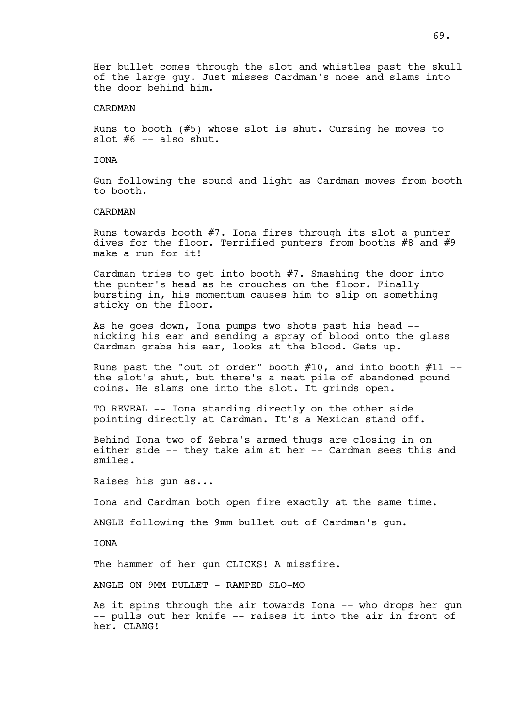Her bullet comes through the slot and whistles past the skull of the large guy. Just misses Cardman's nose and slams into the door behind him.

CARDMAN

Runs to booth (#5) whose slot is shut. Cursing he moves to slot #6 -- also shut.

IONA

Gun following the sound and light as Cardman moves from booth to booth.

CARDMAN

Runs towards booth #7. Iona fires through its slot a punter dives for the floor. Terrified punters from booths #8 and #9 make a run for it!

Cardman tries to get into booth #7. Smashing the door into the punter's head as he crouches on the floor. Finally bursting in, his momentum causes him to slip on something sticky on the floor.

As he goes down, Iona pumps two shots past his head -- nicking his ear and sending a spray of blood onto the glass Cardman grabs his ear, looks at the blood. Gets up.

Runs past the "out of order" booth #10, and into booth #11 -- the slot's shut, but there's a neat pile of abandoned pound coins. He slams one into the slot. It grinds open.

TO REVEAL -- Iona standing directly on the other side pointing directly at Cardman. It's a Mexican stand off.

Behind Iona two of Zebra's armed thugs are closing in on either side -- they take aim at her -- Cardman sees this and smiles.

Raises his gun as...

Iona and Cardman both open fire exactly at the same time.

ANGLE following the 9mm bullet out of Cardman's gun.

IONA

The hammer of her gun CLICKS! A missfire.

ANGLE ON 9MM BULLET - RAMPED SLO-MO

As it spins through the air towards Iona -- who drops her gun -- pulls out her knife -- raises it into the air in front of her. CLANG!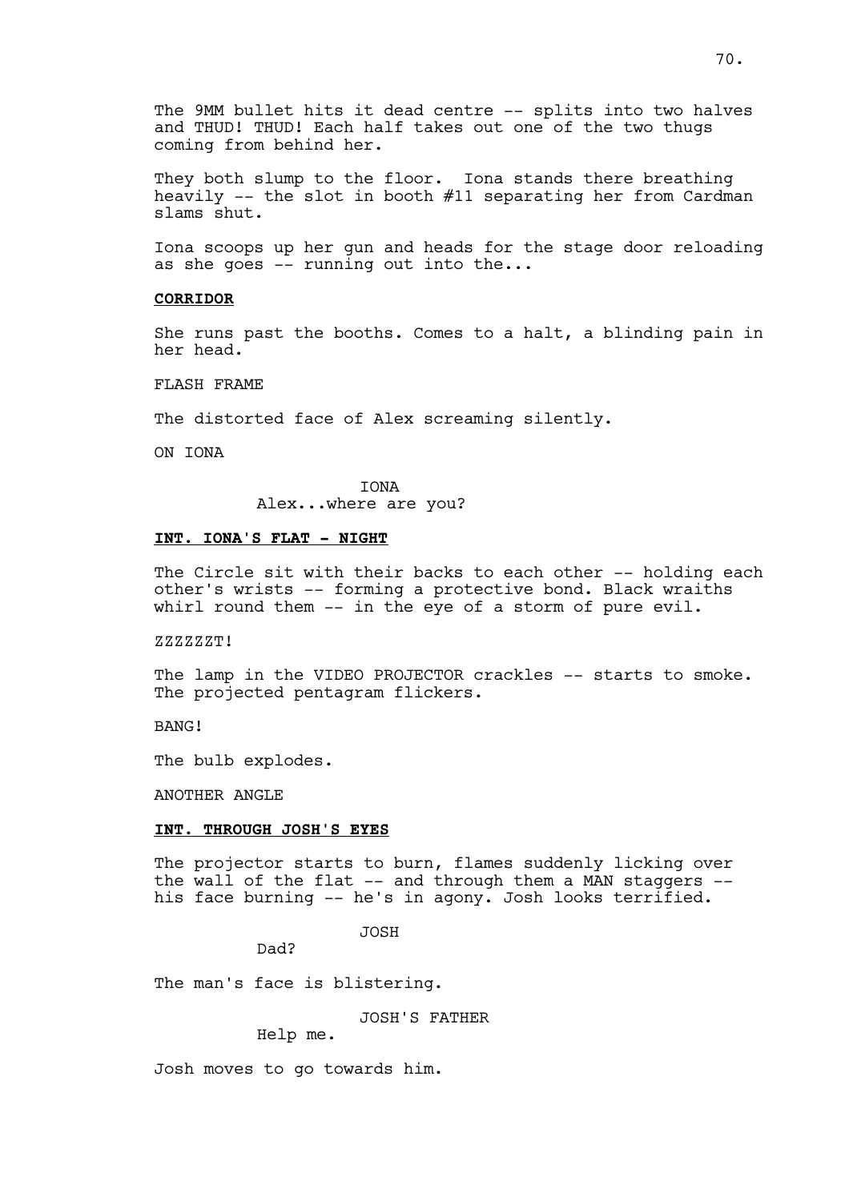The 9MM bullet hits it dead centre -- splits into two halves and THUD! THUD! Each half takes out one of the two thugs coming from behind her.

They both slump to the floor. Iona stands there breathing heavily -- the slot in booth #11 separating her from Cardman slams shut.

Iona scoops up her gun and heads for the stage door reloading as she goes -- running out into the...

**CORRIDOR**

She runs past the booths. Comes to a halt, a blinding pain in her head.

FLASH FRAME

The distorted face of Alex screaming silently.

ON IONA

IONA
Alex...where are you?

**INT. IONA'S FLAT - NIGHT**

The Circle sit with their backs to each other -- holding each other's wrists -- forming a protective bond. Black wraiths whirl round them -- in the eye of a storm of pure evil.

ZZZZZZT!

The lamp in the VIDEO PROJECTOR crackles -- starts to smoke. The projected pentagram flickers.

BANG!

The bulb explodes.

ANOTHER ANGLE

**INT. THROUGH JOSH'S EYES**

The projector starts to burn, flames suddenly licking over the wall of the flat -- and through them a MAN staggers -- his face burning -- he's in agony. Josh looks terrified.

JOSH
Dad?

The man's face is blistering.

JOSH'S FATHER
Help me.

Josh moves to go towards him.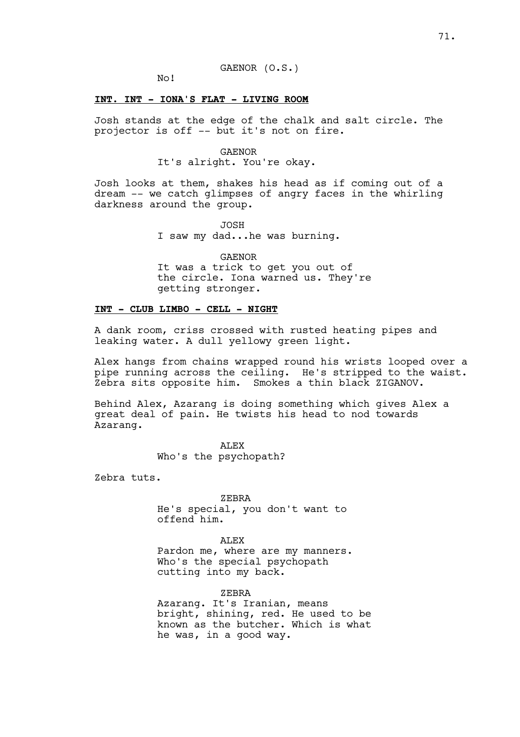GAENOR (O.S.)

No!

**INT. INT - IONA'S FLAT - LIVING ROOM**

Josh stands at the edge of the chalk and salt circle. The projector is off -- but it's not on fire.

GAENOR

It's alright. You're okay.

Josh looks at them, shakes his head as if coming out of a dream -- we catch glimpses of angry faces in the whirling darkness around the group.

JOSH

I saw my dad...he was burning.

GAENOR

It was a trick to get you out of the circle. Iona warned us. They're getting stronger.

**INT - CLUB LIMBO - CELL - NIGHT**

A dank room, criss crossed with rusted heating pipes and leaking water. A dull yellowy green light.

Alex hangs from chains wrapped round his wrists looped over a pipe running across the ceiling. He's stripped to the waist. Zebra sits opposite him. Smokes a thin black ZIGANOV.

Behind Alex, Azarang is doing something which gives Alex a great deal of pain. He twists his head to nod towards Azarang.

ALEX

Who's the psychopath?

Zebra tuts.

ZEBRA

He's special, you don't want to offend him.

ALEX

Pardon me, where are my manners. Who's the special psychopath cutting into my back.

ZEBRA

Azarang. It's Iranian, means bright, shining, red. He used to be known as the butcher. Which is what he was, in a good way.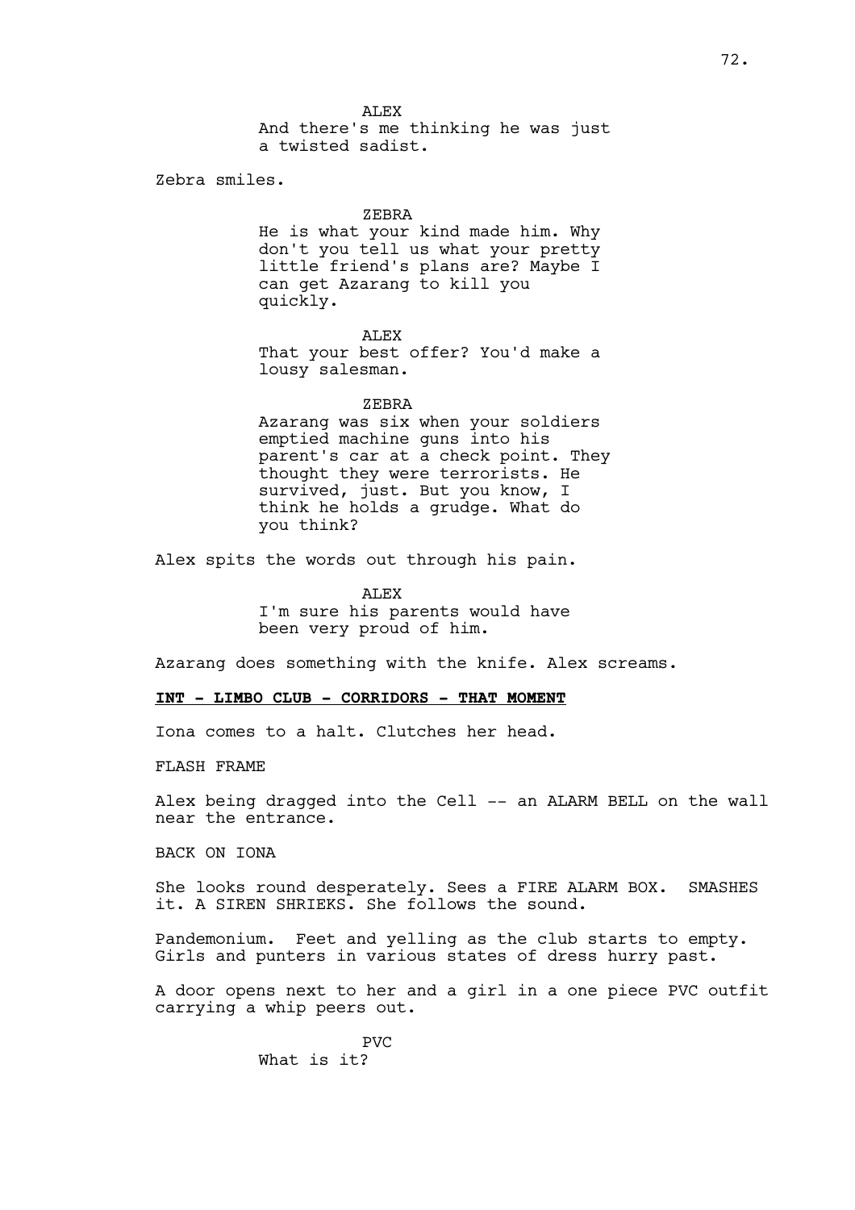ALEX
And there's me thinking he was just a twisted sadist.

Zebra smiles.

ZEBRA
He is what your kind made him. Why don't you tell us what your pretty little friend's plans are? Maybe I can get Azarang to kill you quickly.

ALEX
That your best offer? You'd make a lousy salesman.

ZEBRA
Azarang was six when your soldiers emptied machine guns into his parent's car at a check point. They thought they were terrorists. He survived, just. But you know, I think he holds a grudge. What do you think?

Alex spits the words out through his pain.

ALEX
I'm sure his parents would have been very proud of him.

Azarang does something with the knife. Alex screams.

**INT - LIMBO CLUB - CORRIDORS - THAT MOMENT**

Iona comes to a halt. Clutches her head.

FLASH FRAME

Alex being dragged into the Cell -- an ALARM BELL on the wall near the entrance.

BACK ON IONA

She looks round desperately. Sees a FIRE ALARM BOX. SMASHES it. A SIREN SHRIEKS. She follows the sound.

Pandemonium. Feet and yelling as the club starts to empty. Girls and punters in various states of dress hurry past.

A door opens next to her and a girl in a one piece PVC outfit carrying a whip peers out.

PVC
What is it?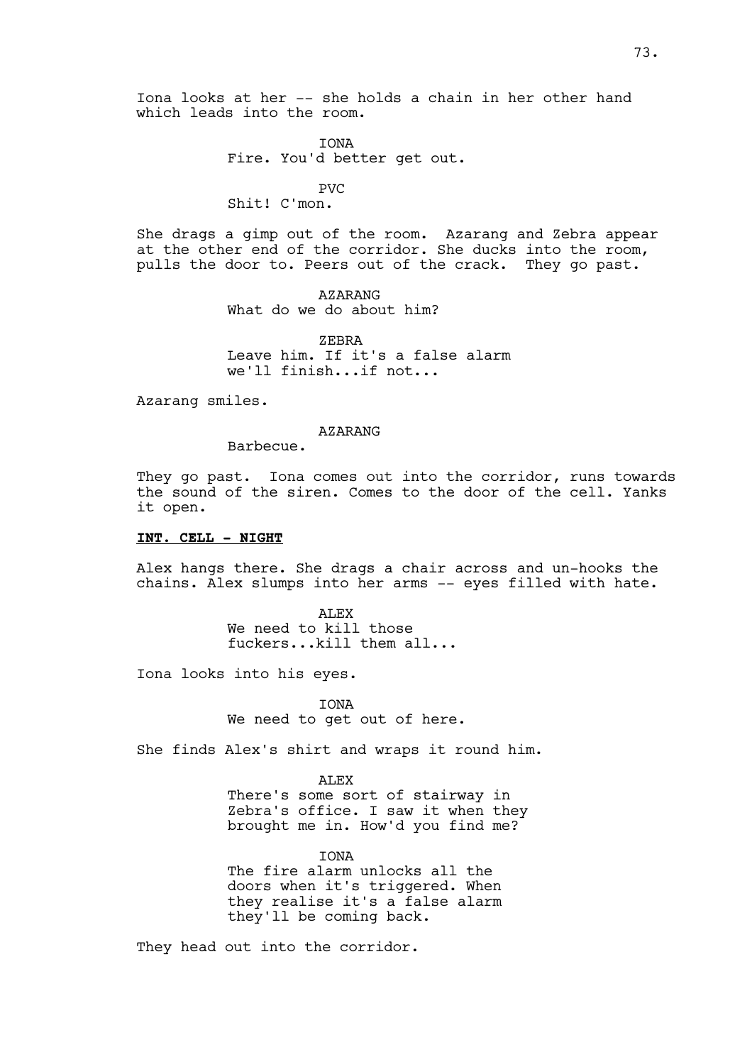Iona looks at her -- she holds a chain in her other hand which leads into the room.

IONA
Fire. You'd better get out.

PVC
Shit! C'mon.

She drags a gimp out of the room. Azarang and Zebra appear at the other end of the corridor. She ducks into the room, pulls the door to. Peers out of the crack. They go past.

AZARANG
What do we do about him?

ZEBRA
Leave him. If it's a false alarm we'll finish...if not...

Azarang smiles.

AZARANG
Barbecue.

They go past. Iona comes out into the corridor, runs towards the sound of the siren. Comes to the door of the cell. Yanks it open.

**INT. CELL - NIGHT**

Alex hangs there. She drags a chair across and un-hooks the chains. Alex slumps into her arms -- eyes filled with hate.

ALEX
We need to kill those fuckers...kill them all...

Iona looks into his eyes.

IONA
We need to get out of here.

She finds Alex's shirt and wraps it round him.

ALEX
There's some sort of stairway in Zebra's office. I saw it when they brought me in. How'd you find me?

IONA
The fire alarm unlocks all the doors when it's triggered. When they realise it's a false alarm they'll be coming back.

They head out into the corridor.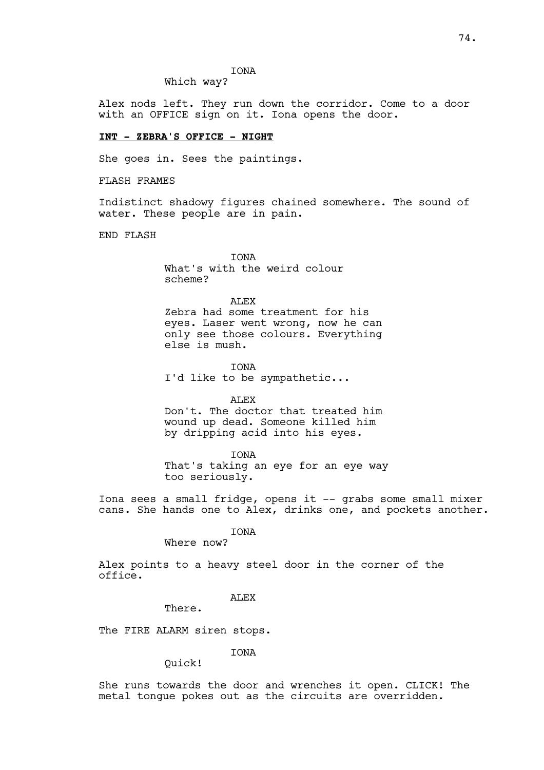IONA

Which way?

Alex nods left. They run down the corridor. Come to a door with an OFFICE sign on it. Iona opens the door.

**INT - ZEBRA'S OFFICE - NIGHT**

She goes in. Sees the paintings.

FLASH FRAMES

Indistinct shadowy figures chained somewhere. The sound of water. These people are in pain.

END FLASH

IONA

What's with the weird colour scheme?

ALEX

Zebra had some treatment for his eyes. Laser went wrong, now he can only see those colours. Everything else is mush.

IONA

I'd like to be sympathetic...

ALEX

Don't. The doctor that treated him wound up dead. Someone killed him by dripping acid into his eyes.

IONA

That's taking an eye for an eye way too seriously.

Iona sees a small fridge, opens it -- grabs some small mixer cans. She hands one to Alex, drinks one, and pockets another.

IONA

Where now?

Alex points to a heavy steel door in the corner of the office.

ALEX

There.

The FIRE ALARM siren stops.

IONA

Quick!

She runs towards the door and wrenches it open. CLICK! The metal tongue pokes out as the circuits are overridden.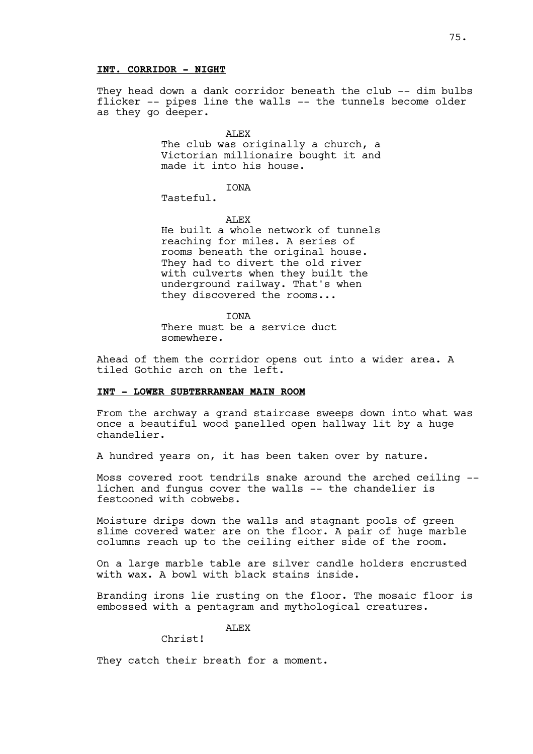**INT. CORRIDOR - NIGHT**

They head down a dank corridor beneath the club -- dim bulbs flicker -- pipes line the walls -- the tunnels become older as they go deeper.

ALEX
The club was originally a church, a Victorian millionaire bought it and made it into his house.

IONA
Tasteful.

ALEX
He built a whole network of tunnels reaching for miles. A series of rooms beneath the original house. They had to divert the old river with culverts when they built the underground railway. That's when they discovered the rooms...

IONA
There must be a service duct somewhere.

Ahead of them the corridor opens out into a wider area. A tiled Gothic arch on the left.

**INT - LOWER SUBTERRANEAN MAIN ROOM**

From the archway a grand staircase sweeps down into what was once a beautiful wood panelled open hallway lit by a huge chandelier.

A hundred years on, it has been taken over by nature.

Moss covered root tendrils snake around the arched ceiling -- lichen and fungus cover the walls -- the chandelier is festooned with cobwebs.

Moisture drips down the walls and stagnant pools of green slime covered water are on the floor. A pair of huge marble columns reach up to the ceiling either side of the room.

On a large marble table are silver candle holders encrusted with wax. A bowl with black stains inside.

Branding irons lie rusting on the floor. The mosaic floor is embossed with a pentagram and mythological creatures.

ALEX
Christ!

They catch their breath for a moment.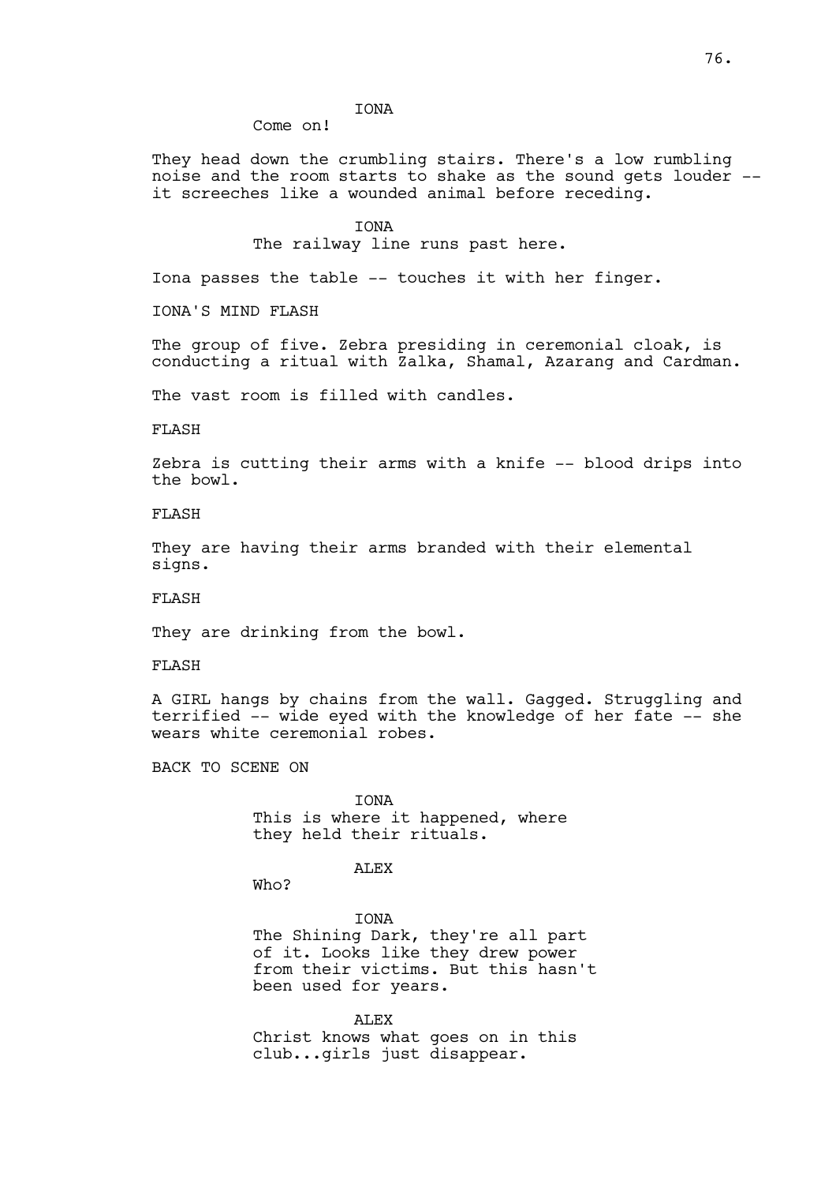IONA

Come on!

They head down the crumbling stairs. There's a low rumbling noise and the room starts to shake as the sound gets louder -- it screeches like a wounded animal before receding.

IONA

The railway line runs past here.

Iona passes the table -- touches it with her finger.

IONA'S MIND FLASH

The group of five. Zebra presiding in ceremonial cloak, is conducting a ritual with Zalka, Shamal, Azarang and Cardman.

The vast room is filled with candles.

FLASH

Zebra is cutting their arms with a knife -- blood drips into the bowl.

FLASH

They are having their arms branded with their elemental signs.

FLASH

They are drinking from the bowl.

FLASH

A GIRL hangs by chains from the wall. Gagged. Struggling and terrified -- wide eyed with the knowledge of her fate -- she wears white ceremonial robes.

BACK TO SCENE ON

IONA

This is where it happened, where they held their rituals.

ALEX

Who?

IONA

The Shining Dark, they're all part of it. Looks like they drew power from their victims. But this hasn't been used for years.

ALEX

Christ knows what goes on in this club...girls just disappear.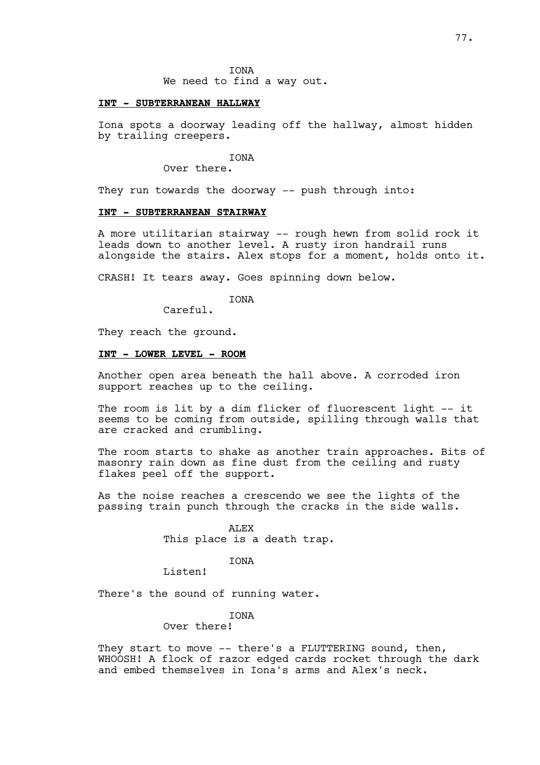IONA
We need to find a way out.

**INT - SUBTERRANEAN HALLWAY**

Iona spots a doorway leading off the hallway, almost hidden by trailing creepers.

IONA
Over there.

They run towards the doorway -- push through into:

**INT - SUBTERRANEAN STAIRWAY**

A more utilitarian stairway -- rough hewn from solid rock it leads down to another level. A rusty iron handrail runs alongside the stairs. Alex stops for a moment, holds onto it.

CRASH! It tears away. Goes spinning down below.

IONA
Careful.

They reach the ground.

**INT - LOWER LEVEL - ROOM**

Another open area beneath the hall above. A corroded iron support reaches up to the ceiling.

The room is lit by a dim flicker of fluorescent light -- it seems to be coming from outside, spilling through walls that are cracked and crumbling.

The room starts to shake as another train approaches. Bits of masonry rain down as fine dust from the ceiling and rusty flakes peel off the support.

As the noise reaches a crescendo we see the lights of the passing train punch through the cracks in the side walls.

ALEX
This place is a death trap.

IONA
Listen!

There's the sound of running water.

IONA
Over there!

They start to move -- there's a FLUTTERING sound, then, WHOOSH! A flock of razor edged cards rocket through the dark and embed themselves in Iona's arms and Alex's neck.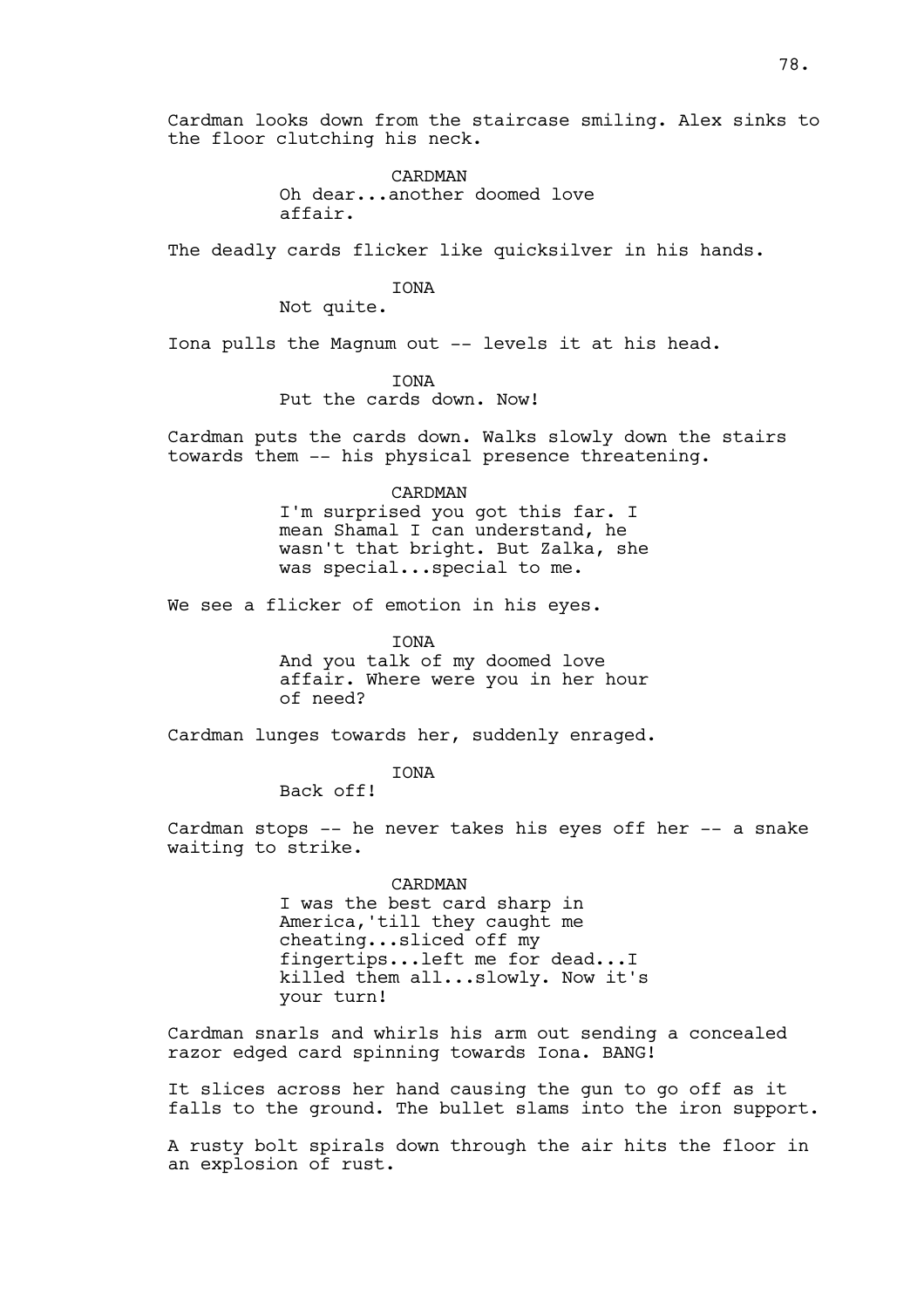Cardman looks down from the staircase smiling. Alex sinks to the floor clutching his neck.

CARDMAN
Oh dear...another doomed love affair.

The deadly cards flicker like quicksilver in his hands.

IONA
Not quite.

Iona pulls the Magnum out -- levels it at his head.

IONA
Put the cards down. Now!

Cardman puts the cards down. Walks slowly down the stairs towards them -- his physical presence threatening.

CARDMAN
I'm surprised you got this far. I mean Shamal I can understand, he wasn't that bright. But Zalka, she was special...special to me.

We see a flicker of emotion in his eyes.

IONA
And you talk of my doomed love affair. Where were you in her hour of need?

Cardman lunges towards her, suddenly enraged.

IONA
Back off!

Cardman stops -- he never takes his eyes off her -- a snake waiting to strike.

CARDMAN
I was the best card sharp in America,'till they caught me cheating...sliced off my fingertips...left me for dead...I killed them all...slowly. Now it's your turn!

Cardman snarls and whirls his arm out sending a concealed razor edged card spinning towards Iona. BANG!

It slices across her hand causing the gun to go off as it falls to the ground. The bullet slams into the iron support.

A rusty bolt spirals down through the air hits the floor in an explosion of rust.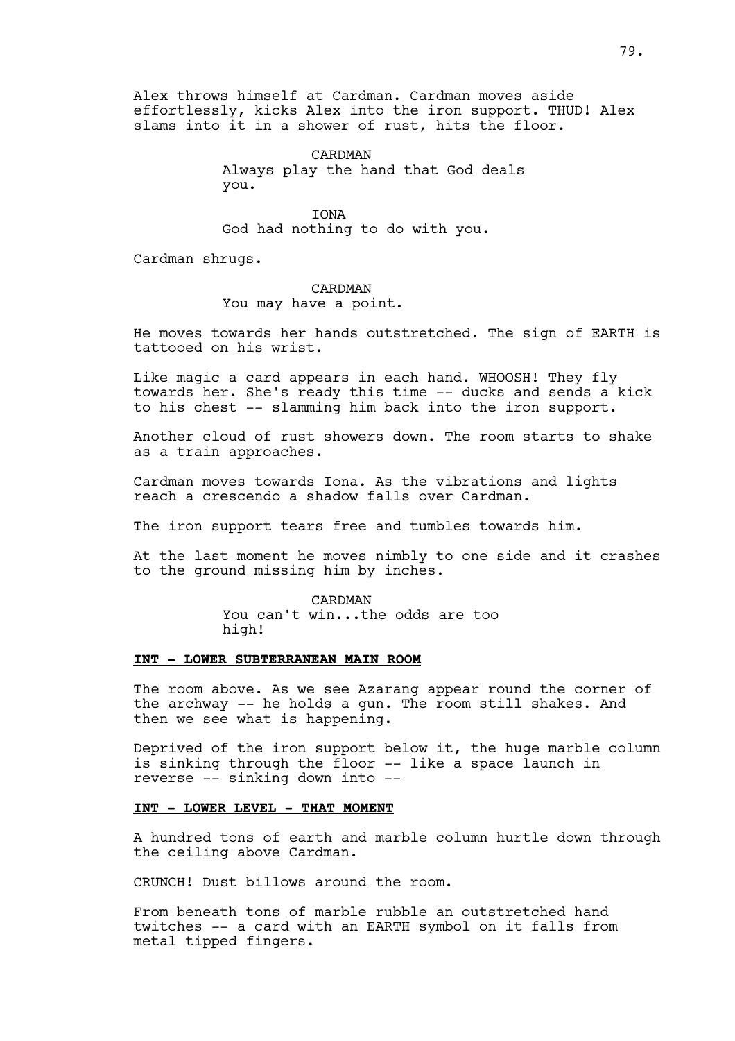Alex throws himself at Cardman. Cardman moves aside effortlessly, kicks Alex into the iron support. THUD! Alex slams into it in a shower of rust, hits the floor.

CARDMAN
Always play the hand that God deals you.

IONA
God had nothing to do with you.

Cardman shrugs.

CARDMAN
You may have a point.

He moves towards her hands outstretched. The sign of EARTH is tattooed on his wrist.

Like magic a card appears in each hand. WHOOSH! They fly towards her. She's ready this time -- ducks and sends a kick to his chest -- slamming him back into the iron support.

Another cloud of rust showers down. The room starts to shake as a train approaches.

Cardman moves towards Iona. As the vibrations and lights reach a crescendo a shadow falls over Cardman.

The iron support tears free and tumbles towards him.

At the last moment he moves nimbly to one side and it crashes to the ground missing him by inches.

CARDMAN
You can't win...the odds are too high!

**INT - LOWER SUBTERRANEAN MAIN ROOM**

The room above. As we see Azarang appear round the corner of the archway -- he holds a gun. The room still shakes. And then we see what is happening.

Deprived of the iron support below it, the huge marble column is sinking through the floor -- like a space launch in reverse -- sinking down into --

**INT - LOWER LEVEL - THAT MOMENT**

A hundred tons of earth and marble column hurtle down through the ceiling above Cardman.

CRUNCH! Dust billows around the room.

From beneath tons of marble rubble an outstretched hand twitches -- a card with an EARTH symbol on it falls from metal tipped fingers.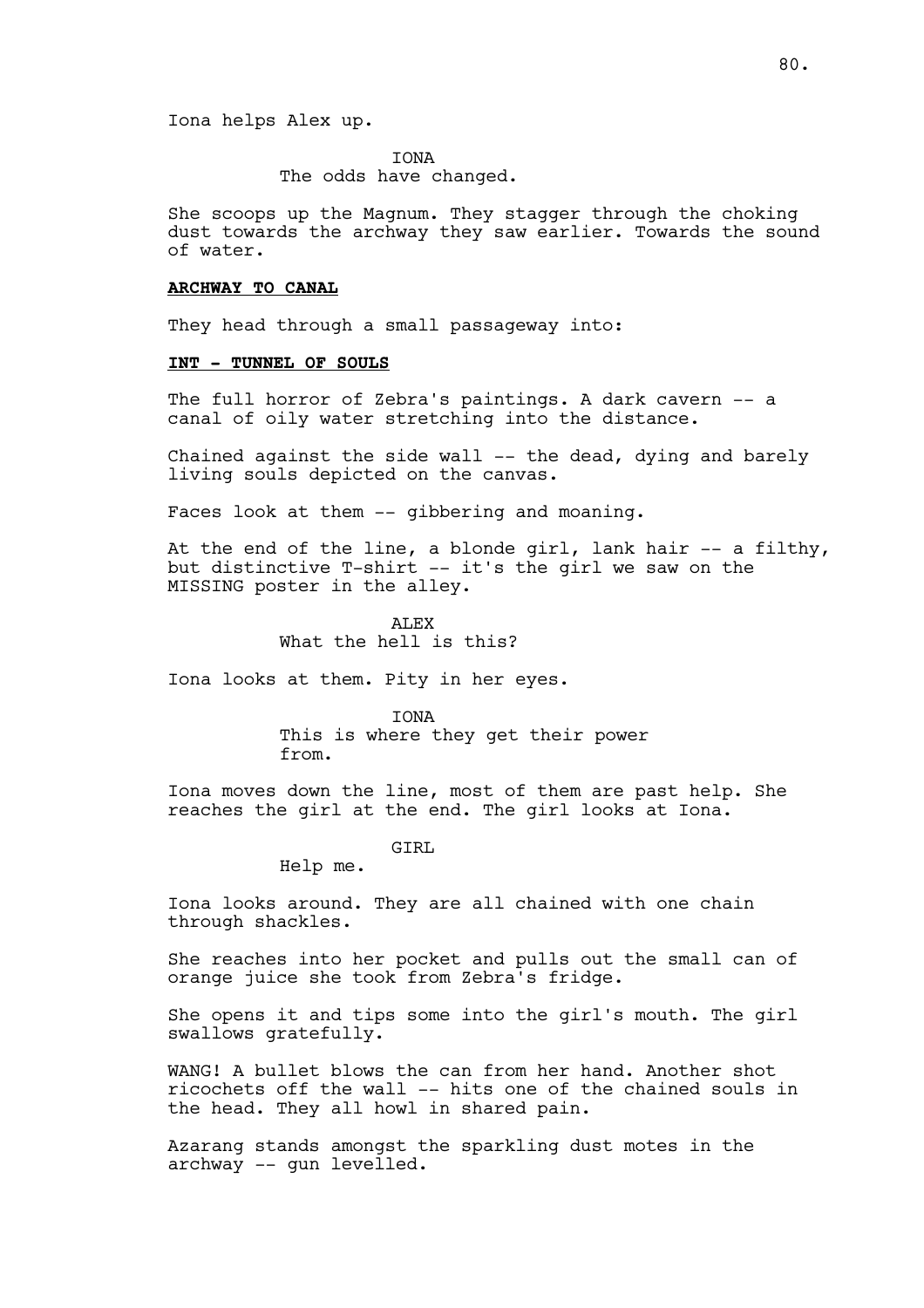Iona helps Alex up.

IONA
The odds have changed.

She scoops up the Magnum. They stagger through the choking dust towards the archway they saw earlier. Towards the sound of water.

**ARCHWAY TO CANAL**

They head through a small passageway into:

**INT - TUNNEL OF SOULS**

The full horror of Zebra's paintings. A dark cavern -- a canal of oily water stretching into the distance.

Chained against the side wall -- the dead, dying and barely living souls depicted on the canvas.

Faces look at them -- gibbering and moaning.

At the end of the line, a blonde girl, lank hair -- a filthy, but distinctive T-shirt -- it's the girl we saw on the MISSING poster in the alley.

ALEX
What the hell is this?

Iona looks at them. Pity in her eyes.

IONA
This is where they get their power from.

Iona moves down the line, most of them are past help. She reaches the girl at the end. The girl looks at Iona.

GIRL
Help me.

Iona looks around. They are all chained with one chain through shackles.

She reaches into her pocket and pulls out the small can of orange juice she took from Zebra's fridge.

She opens it and tips some into the girl's mouth. The girl swallows gratefully.

WANG! A bullet blows the can from her hand. Another shot ricochets off the wall -- hits one of the chained souls in the head. They all howl in shared pain.

Azarang stands amongst the sparkling dust motes in the archway -- gun levelled.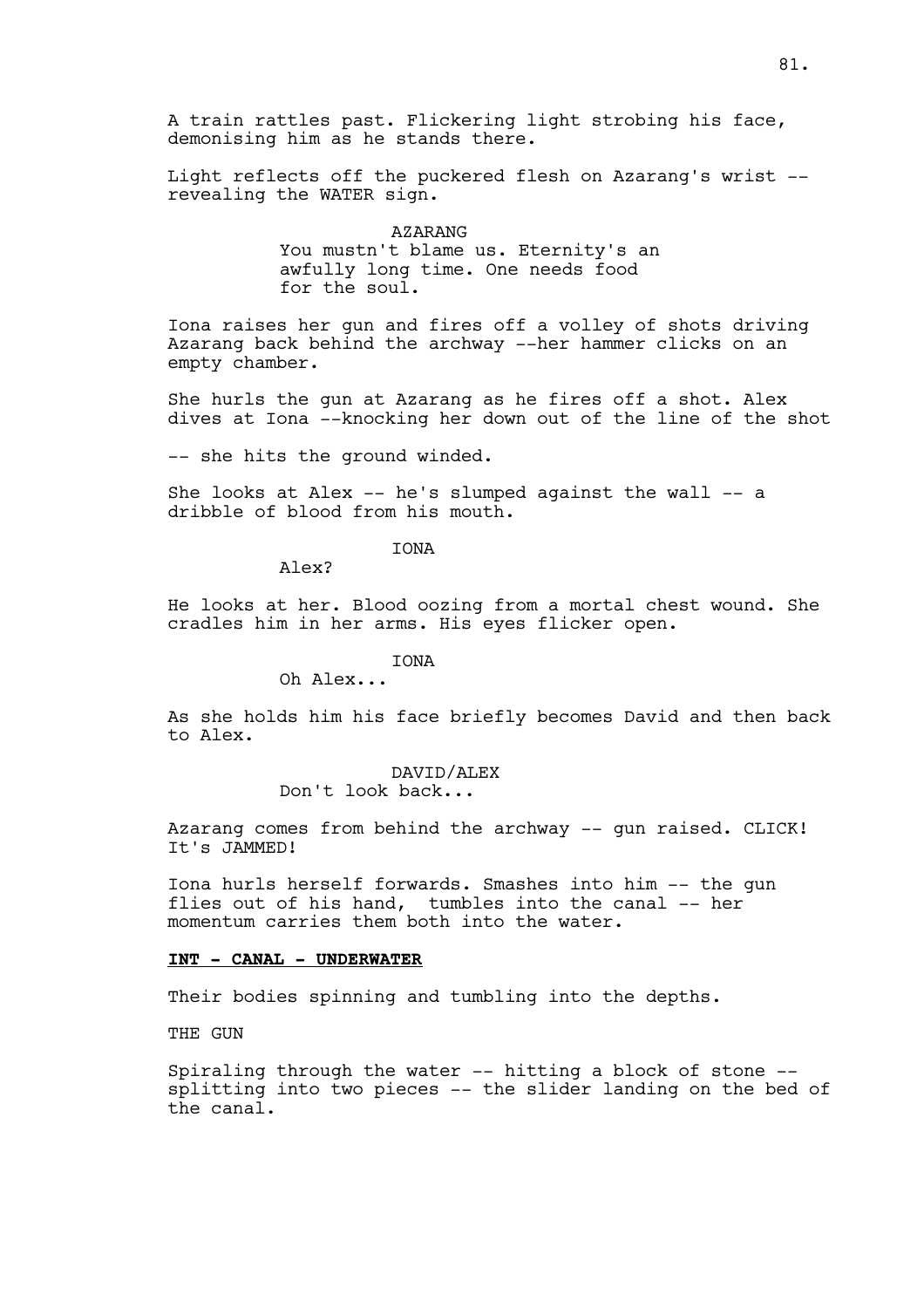A train rattles past. Flickering light strobing his face, demonising him as he stands there.

Light reflects off the puckered flesh on Azarang's wrist -- revealing the WATER sign.

AZARANG
You mustn't blame us. Eternity's an awfully long time. One needs food for the soul.

Iona raises her gun and fires off a volley of shots driving Azarang back behind the archway --her hammer clicks on an empty chamber.

She hurls the gun at Azarang as he fires off a shot. Alex dives at Iona --knocking her down out of the line of the shot

-- she hits the ground winded.

She looks at Alex -- he's slumped against the wall -- a dribble of blood from his mouth.

IONA
Alex?

He looks at her. Blood oozing from a mortal chest wound. She cradles him in her arms. His eyes flicker open.

IONA
Oh Alex...

As she holds him his face briefly becomes David and then back to Alex.

DAVID/ALEX
Don't look back...

Azarang comes from behind the archway -- gun raised. CLICK! It's JAMMED!

Iona hurls herself forwards. Smashes into him -- the gun flies out of his hand, tumbles into the canal -- her momentum carries them both into the water.

**INT - CANAL - UNDERWATER**

Their bodies spinning and tumbling into the depths.

THE GUN

Spiraling through the water -- hitting a block of stone -- splitting into two pieces -- the slider landing on the bed of the canal.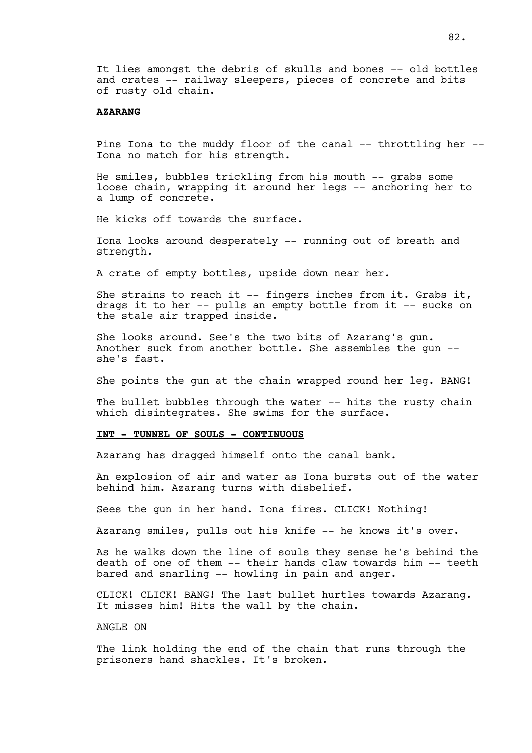It lies amongst the debris of skulls and bones -- old bottles and crates -- railway sleepers, pieces of concrete and bits of rusty old chain.

**AZARANG**

Pins Iona to the muddy floor of the canal -- throttling her -- Iona no match for his strength.

He smiles, bubbles trickling from his mouth -- grabs some loose chain, wrapping it around her legs -- anchoring her to a lump of concrete.

He kicks off towards the surface.

Iona looks around desperately -- running out of breath and strength.

A crate of empty bottles, upside down near her.

She strains to reach it -- fingers inches from it. Grabs it, drags it to her -- pulls an empty bottle from it -- sucks on the stale air trapped inside.

She looks around. See's the two bits of Azarang's gun. Another suck from another bottle. She assembles the gun -- she's fast.

She points the gun at the chain wrapped round her leg. BANG!

The bullet bubbles through the water -- hits the rusty chain which disintegrates. She swims for the surface.

**INT - TUNNEL OF SOULS - CONTINUOUS**

Azarang has dragged himself onto the canal bank.

An explosion of air and water as Iona bursts out of the water behind him. Azarang turns with disbelief.

Sees the gun in her hand. Iona fires. CLICK! Nothing!

Azarang smiles, pulls out his knife -- he knows it's over.

As he walks down the line of souls they sense he's behind the death of one of them -- their hands claw towards him -- teeth bared and snarling -- howling in pain and anger.

CLICK! CLICK! BANG! The last bullet hurtles towards Azarang. It misses him! Hits the wall by the chain.

ANGLE ON

The link holding the end of the chain that runs through the prisoners hand shackles. It's broken.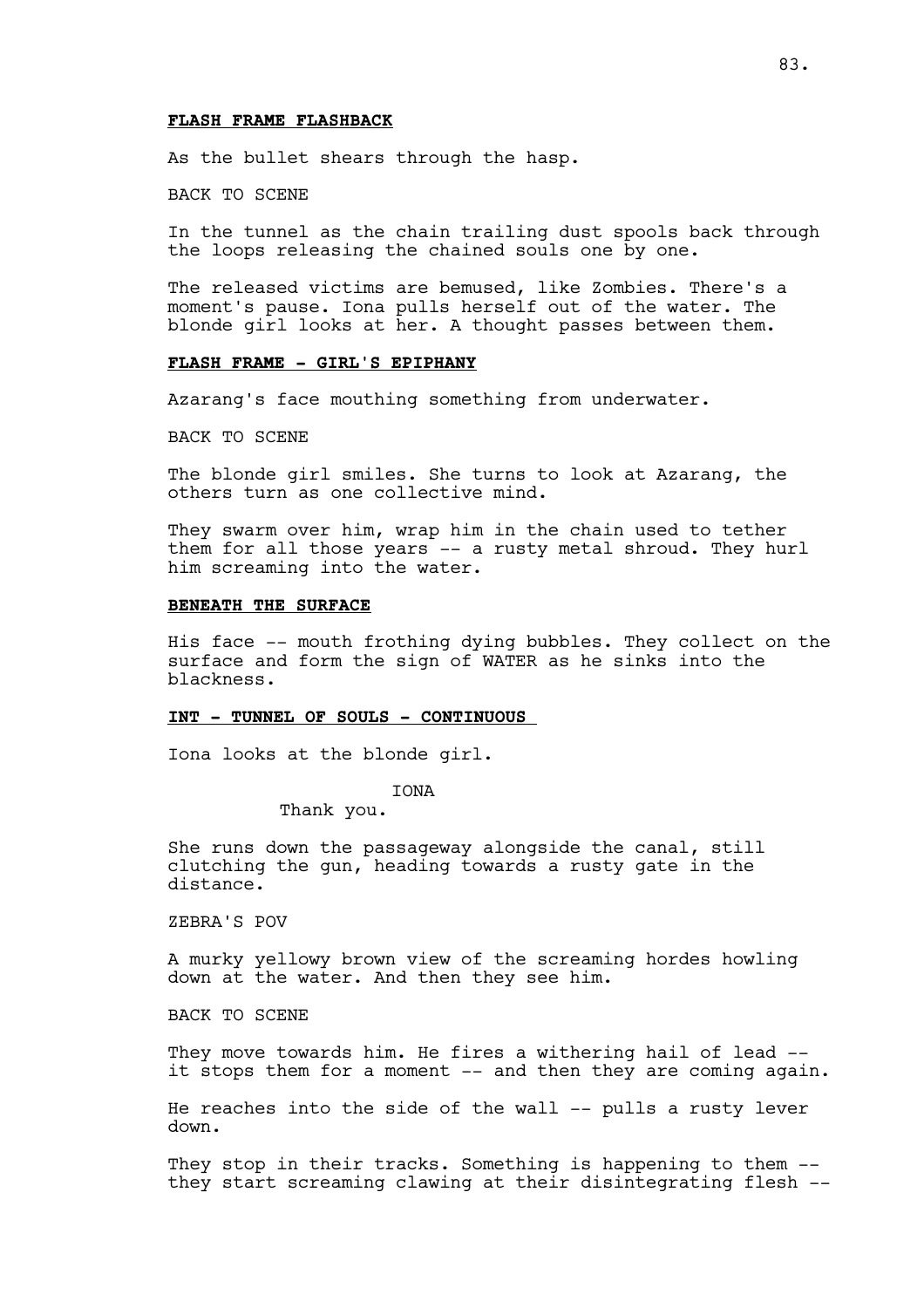**FLASH FRAME FLASHBACK**

As the bullet shears through the hasp.

BACK TO SCENE

In the tunnel as the chain trailing dust spools back through the loops releasing the chained souls one by one.

The released victims are bemused, like Zombies. There's a moment's pause. Iona pulls herself out of the water. The blonde girl looks at her. A thought passes between them.

**FLASH FRAME - GIRL'S EPIPHANY**

Azarang's face mouthing something from underwater.

BACK TO SCENE

The blonde girl smiles. She turns to look at Azarang, the others turn as one collective mind.

They swarm over him, wrap him in the chain used to tether them for all those years -- a rusty metal shroud. They hurl him screaming into the water.

**BENEATH THE SURFACE**

His face -- mouth frothing dying bubbles. They collect on the surface and form the sign of WATER as he sinks into the blackness.

**INT - TUNNEL OF SOULS - CONTINUOUS**

Iona looks at the blonde girl.

IONA

Thank you.

She runs down the passageway alongside the canal, still clutching the gun, heading towards a rusty gate in the distance.

ZEBRA'S POV

A murky yellowy brown view of the screaming hordes howling down at the water. And then they see him.

BACK TO SCENE

They move towards him. He fires a withering hail of lead -- it stops them for a moment -- and then they are coming again.

He reaches into the side of the wall -- pulls a rusty lever down.

They stop in their tracks. Something is happening to them -- they start screaming clawing at their disintegrating flesh --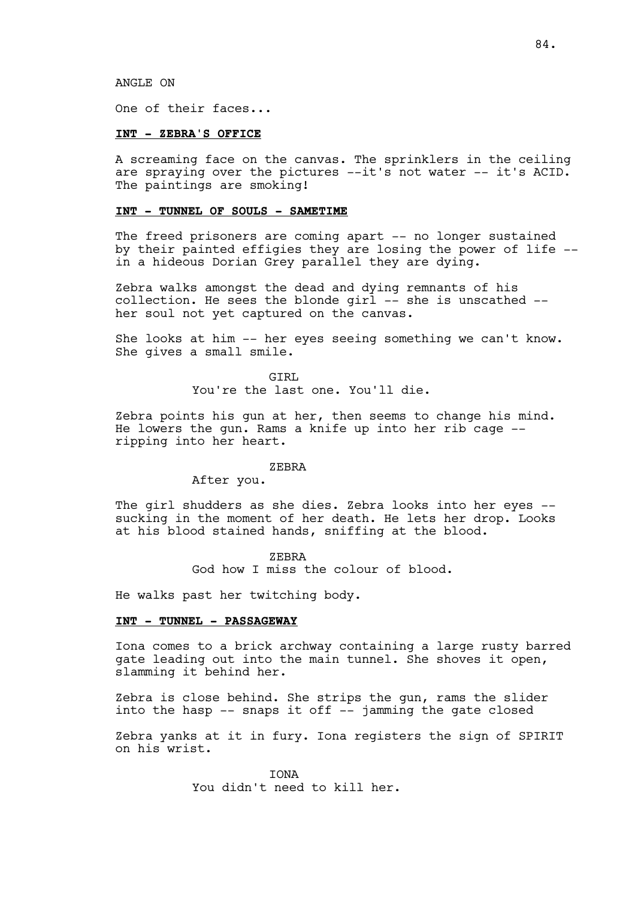ANGLE ON

One of their faces...

**INT - ZEBRA'S OFFICE**

A screaming face on the canvas. The sprinklers in the ceiling are spraying over the pictures --it's not water -- it's ACID. The paintings are smoking!

**INT - TUNNEL OF SOULS - SAMETIME**

The freed prisoners are coming apart -- no longer sustained by their painted effigies they are losing the power of life -- in a hideous Dorian Grey parallel they are dying.

Zebra walks amongst the dead and dying remnants of his collection. He sees the blonde girl -- she is unscathed -- her soul not yet captured on the canvas.

She looks at him -- her eyes seeing something we can't know. She gives a small smile.

GIRL
You're the last one. You'll die.

Zebra points his gun at her, then seems to change his mind. He lowers the gun. Rams a knife up into her rib cage -- ripping into her heart.

ZEBRA
After you.

The girl shudders as she dies. Zebra looks into her eyes -- sucking in the moment of her death. He lets her drop. Looks at his blood stained hands, sniffing at the blood.

ZEBRA
God how I miss the colour of blood.

He walks past her twitching body.

**INT - TUNNEL - PASSAGEWAY**

Iona comes to a brick archway containing a large rusty barred gate leading out into the main tunnel. She shoves it open, slamming it behind her.

Zebra is close behind. She strips the gun, rams the slider into the hasp -- snaps it off -- jamming the gate closed

Zebra yanks at it in fury. Iona registers the sign of SPIRIT on his wrist.

IONA
You didn't need to kill her.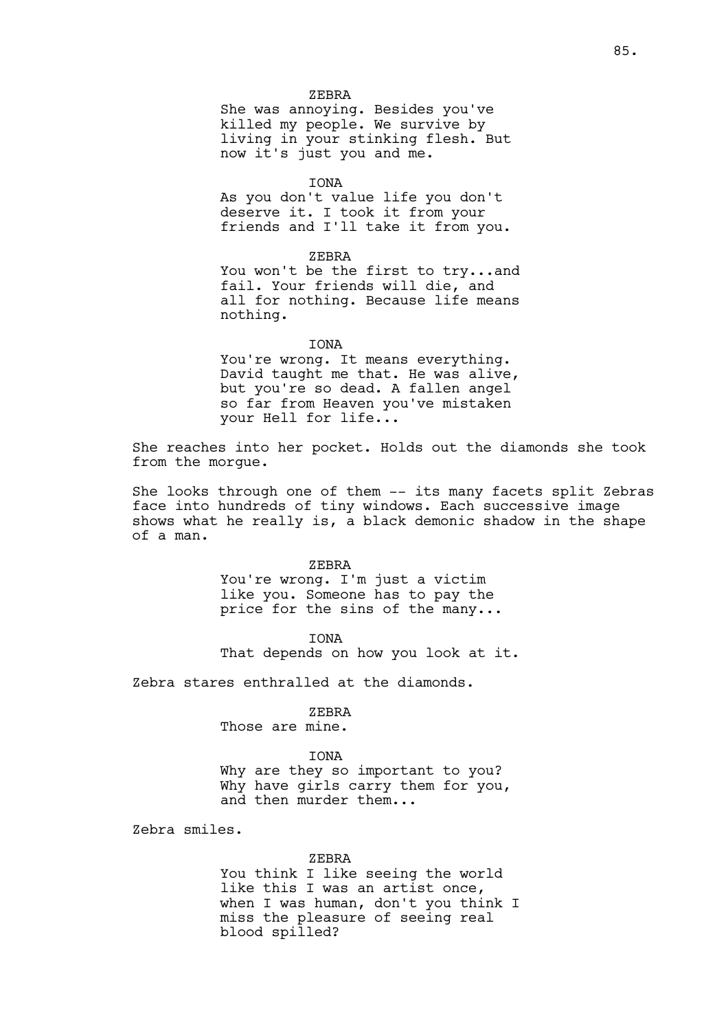ZEBRA

She was annoying. Besides you've killed my people. We survive by living in your stinking flesh. But now it's just you and me.

IONA

As you don't value life you don't deserve it. I took it from your friends and I'll take it from you.

ZEBRA

You won't be the first to try...and fail. Your friends will die, and all for nothing. Because life means nothing.

IONA

You're wrong. It means everything. David taught me that. He was alive, but you're so dead. A fallen angel so far from Heaven you've mistaken your Hell for life...

She reaches into her pocket. Holds out the diamonds she took from the morgue.

She looks through one of them -- its many facets split Zebras face into hundreds of tiny windows. Each successive image shows what he really is, a black demonic shadow in the shape of a man.

ZEBRA

You're wrong. I'm just a victim like you. Someone has to pay the price for the sins of the many...

IONA

That depends on how you look at it.

Zebra stares enthralled at the diamonds.

ZEBRA

Those are mine.

IONA

Why are they so important to you? Why have girls carry them for you, and then murder them...

Zebra smiles.

ZEBRA

You think I like seeing the world like this I was an artist once, when I was human, don't you think I miss the pleasure of seeing real blood spilled?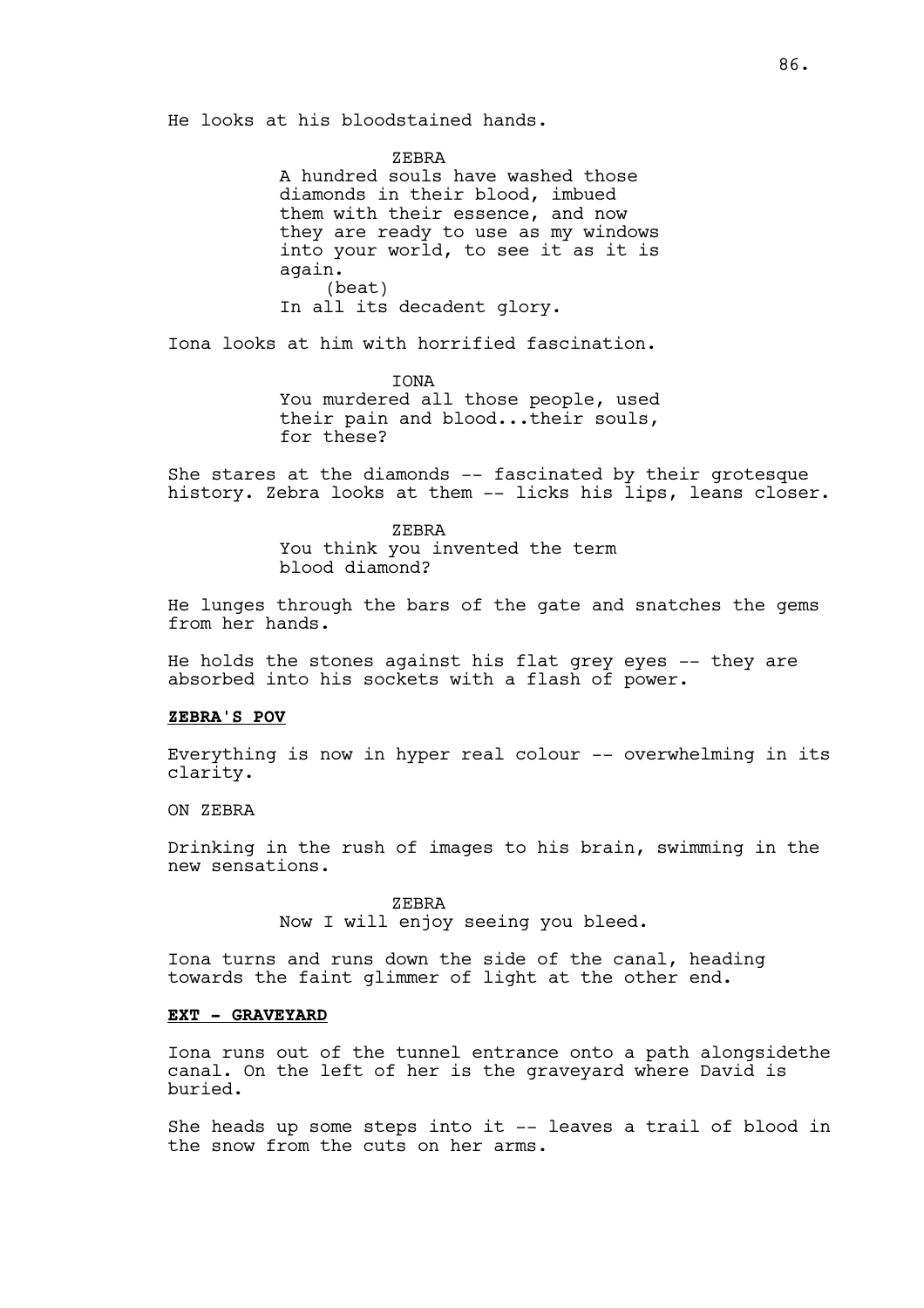He looks at his bloodstained hands.

ZEBRA
A hundred souls have washed those diamonds in their blood, imbued them with their essence, and now they are ready to use as my windows into your world, to see it as it is again.
(beat)
In all its decadent glory.

Iona looks at him with horrified fascination.

IONA
You murdered all those people, used their pain and blood...their souls, for these?

She stares at the diamonds -- fascinated by their grotesque history. Zebra looks at them -- licks his lips, leans closer.

ZEBRA
You think you invented the term blood diamond?

He lunges through the bars of the gate and snatches the gems from her hands.

He holds the stones against his flat grey eyes -- they are absorbed into his sockets with a flash of power.

**ZEBRA'S POV**

Everything is now in hyper real colour -- overwhelming in its clarity.

ON ZEBRA

Drinking in the rush of images to his brain, swimming in the new sensations.

ZEBRA
Now I will enjoy seeing you bleed.

Iona turns and runs down the side of the canal, heading towards the faint glimmer of light at the other end.

**EXT - GRAVEYARD**

Iona runs out of the tunnel entrance onto a path alongsidethe canal. On the left of her is the graveyard where David is buried.

She heads up some steps into it -- leaves a trail of blood in the snow from the cuts on her arms.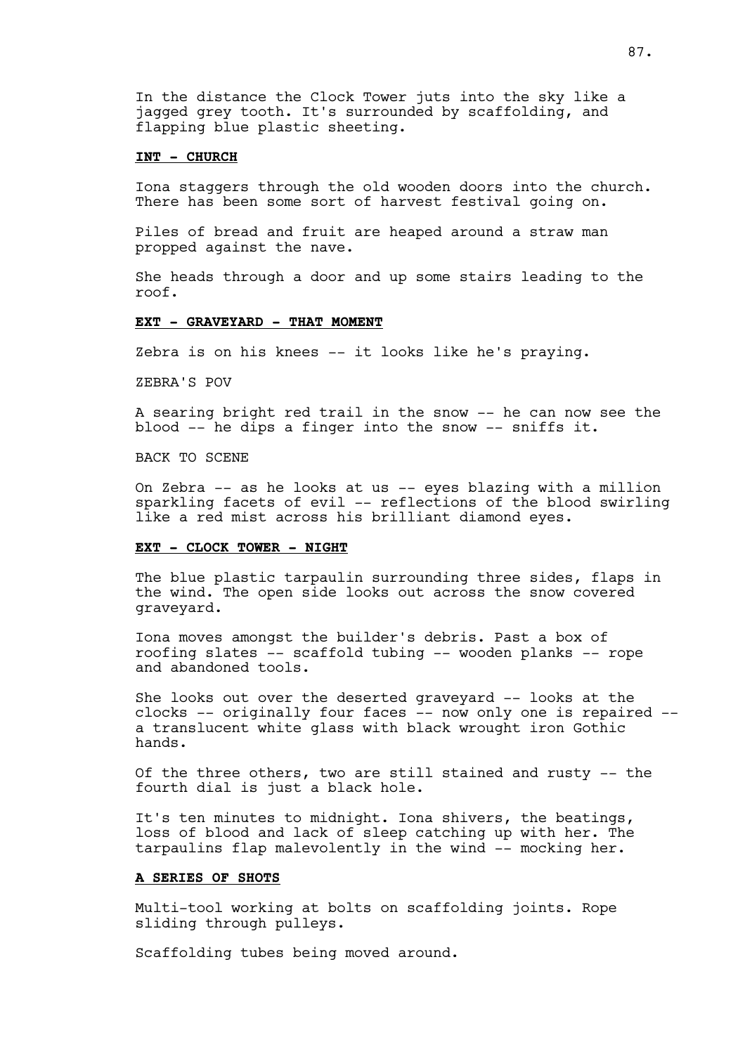In the distance the Clock Tower juts into the sky like a jagged grey tooth. It's surrounded by scaffolding, and flapping blue plastic sheeting.

**INT - CHURCH**

Iona staggers through the old wooden doors into the church. There has been some sort of harvest festival going on.

Piles of bread and fruit are heaped around a straw man propped against the nave.

She heads through a door and up some stairs leading to the roof.

**EXT - GRAVEYARD - THAT MOMENT**

Zebra is on his knees -- it looks like he's praying.

ZEBRA'S POV

A searing bright red trail in the snow -- he can now see the blood -- he dips a finger into the snow -- sniffs it.

BACK TO SCENE

On Zebra -- as he looks at us -- eyes blazing with a million sparkling facets of evil -- reflections of the blood swirling like a red mist across his brilliant diamond eyes.

**EXT - CLOCK TOWER - NIGHT**

The blue plastic tarpaulin surrounding three sides, flaps in the wind. The open side looks out across the snow covered graveyard.

Iona moves amongst the builder's debris. Past a box of roofing slates -- scaffold tubing -- wooden planks -- rope and abandoned tools.

She looks out over the deserted graveyard -- looks at the clocks -- originally four faces -- now only one is repaired -- a translucent white glass with black wrought iron Gothic hands.

Of the three others, two are still stained and rusty -- the fourth dial is just a black hole.

It's ten minutes to midnight. Iona shivers, the beatings, loss of blood and lack of sleep catching up with her. The tarpaulins flap malevolently in the wind -- mocking her.

**A SERIES OF SHOTS**

Multi-tool working at bolts on scaffolding joints. Rope sliding through pulleys.

Scaffolding tubes being moved around.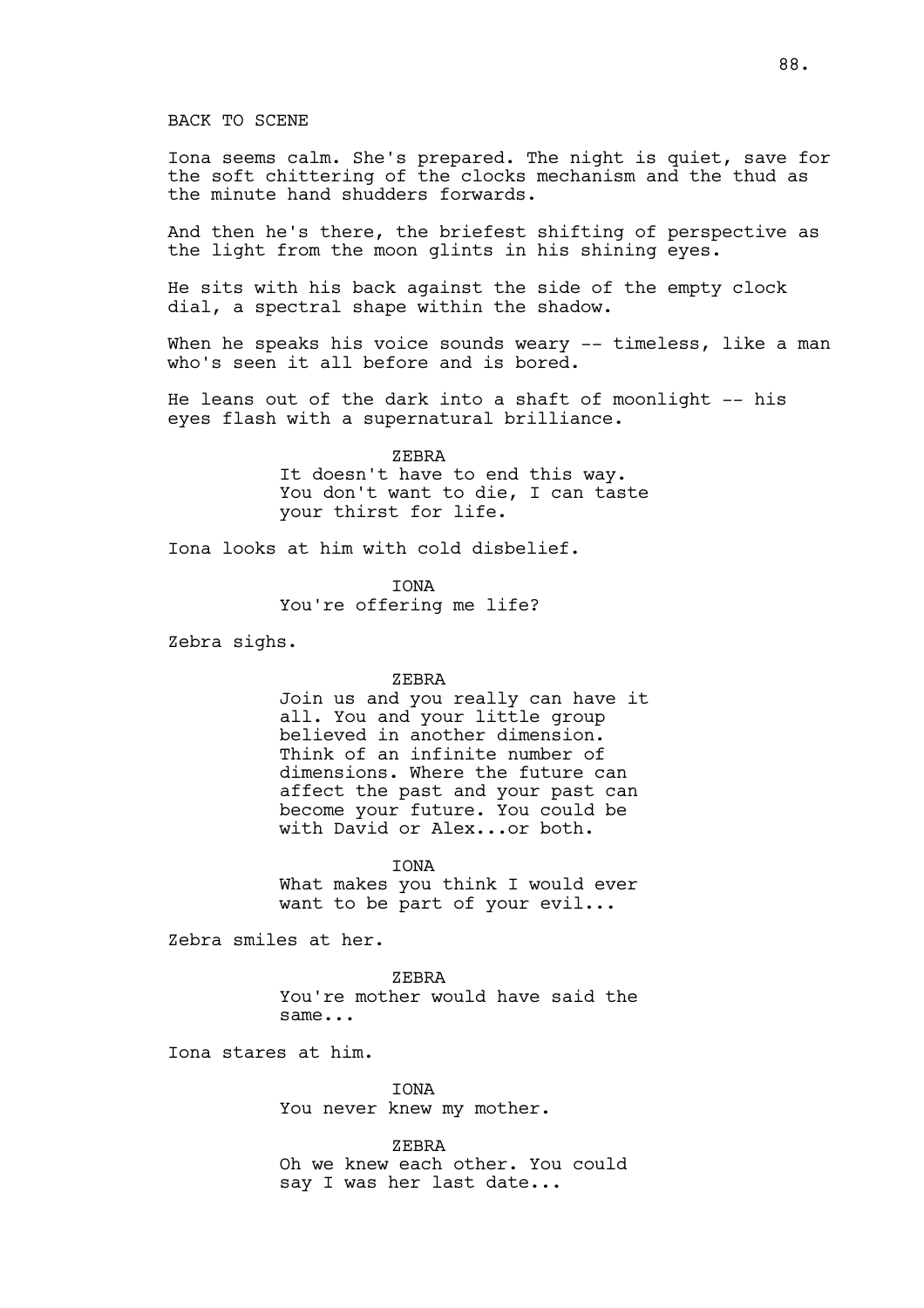BACK TO SCENE

Iona seems calm. She's prepared. The night is quiet, save for the soft chittering of the clocks mechanism and the thud as the minute hand shudders forwards.

And then he's there, the briefest shifting of perspective as the light from the moon glints in his shining eyes.

He sits with his back against the side of the empty clock dial, a spectral shape within the shadow.

When he speaks his voice sounds weary -- timeless, like a man who's seen it all before and is bored.

He leans out of the dark into a shaft of moonlight -- his eyes flash with a supernatural brilliance.

ZEBRA

It doesn't have to end this way. You don't want to die, I can taste your thirst for life.

Iona looks at him with cold disbelief.

IONA

You're offering me life?

Zebra sighs.

ZEBRA

Join us and you really can have it all. You and your little group believed in another dimension. Think of an infinite number of dimensions. Where the future can affect the past and your past can become your future. You could be with David or Alex...or both.

IONA

What makes you think I would ever want to be part of your evil...

Zebra smiles at her.

ZEBRA

You're mother would have said the same...

Iona stares at him.

IONA

You never knew my mother.

ZEBRA

Oh we knew each other. You could say I was her last date...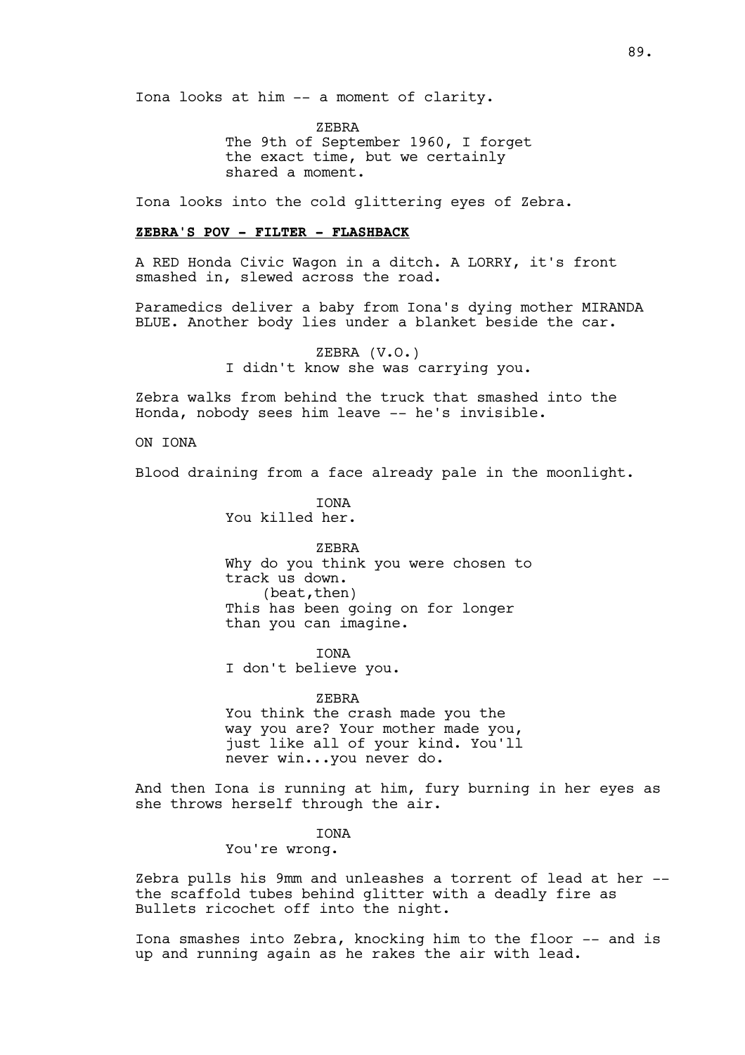Iona looks at him -- a moment of clarity.

ZEBRA
The 9th of September 1960, I forget the exact time, but we certainly shared a moment.

Iona looks into the cold glittering eyes of Zebra.

**ZEBRA'S POV - FILTER - FLASHBACK**

A RED Honda Civic Wagon in a ditch. A LORRY, it's front smashed in, slewed across the road.

Paramedics deliver a baby from Iona's dying mother MIRANDA BLUE. Another body lies under a blanket beside the car.

ZEBRA (V.O.)
I didn't know she was carrying you.

Zebra walks from behind the truck that smashed into the Honda, nobody sees him leave -- he's invisible.

ON IONA

Blood draining from a face already pale in the moonlight.

IONA
You killed her.

ZEBRA
Why do you think you were chosen to track us down.
(beat,then)
This has been going on for longer than you can imagine.

IONA
I don't believe you.

ZEBRA
You think the crash made you the way you are? Your mother made you, just like all of your kind. You'll never win...you never do.

And then Iona is running at him, fury burning in her eyes as she throws herself through the air.

IONA
You're wrong.

Zebra pulls his 9mm and unleashes a torrent of lead at her -- the scaffold tubes behind glitter with a deadly fire as Bullets ricochet off into the night.

Iona smashes into Zebra, knocking him to the floor -- and is up and running again as he rakes the air with lead.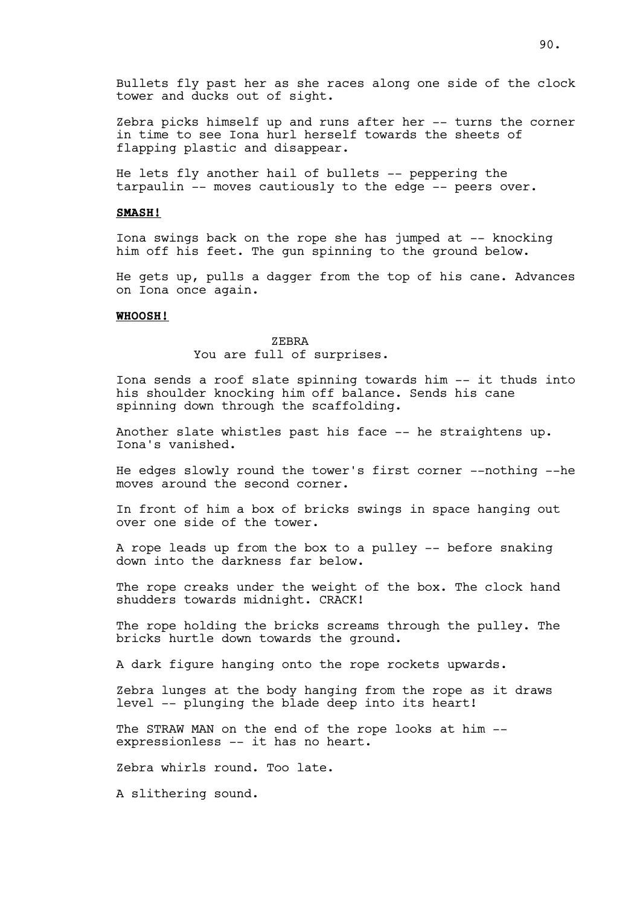Bullets fly past her as she races along one side of the clock tower and ducks out of sight.

Zebra picks himself up and runs after her -- turns the corner in time to see Iona hurl herself towards the sheets of flapping plastic and disappear.

He lets fly another hail of bullets -- peppering the tarpaulin -- moves cautiously to the edge -- peers over.

**SMASH!**

Iona swings back on the rope she has jumped at -- knocking him off his feet. The gun spinning to the ground below.

He gets up, pulls a dagger from the top of his cane. Advances on Iona once again.

**WHOOSH!**

ZEBRA
You are full of surprises.

Iona sends a roof slate spinning towards him -- it thuds into his shoulder knocking him off balance. Sends his cane spinning down through the scaffolding.

Another slate whistles past his face -- he straightens up. Iona's vanished.

He edges slowly round the tower's first corner --nothing --he moves around the second corner.

In front of him a box of bricks swings in space hanging out over one side of the tower.

A rope leads up from the box to a pulley -- before snaking down into the darkness far below.

The rope creaks under the weight of the box. The clock hand shudders towards midnight. CRACK!

The rope holding the bricks screams through the pulley. The bricks hurtle down towards the ground.

A dark figure hanging onto the rope rockets upwards.

Zebra lunges at the body hanging from the rope as it draws level -- plunging the blade deep into its heart!

The STRAW MAN on the end of the rope looks at him -- expressionless -- it has no heart.

Zebra whirls round. Too late.

A slithering sound.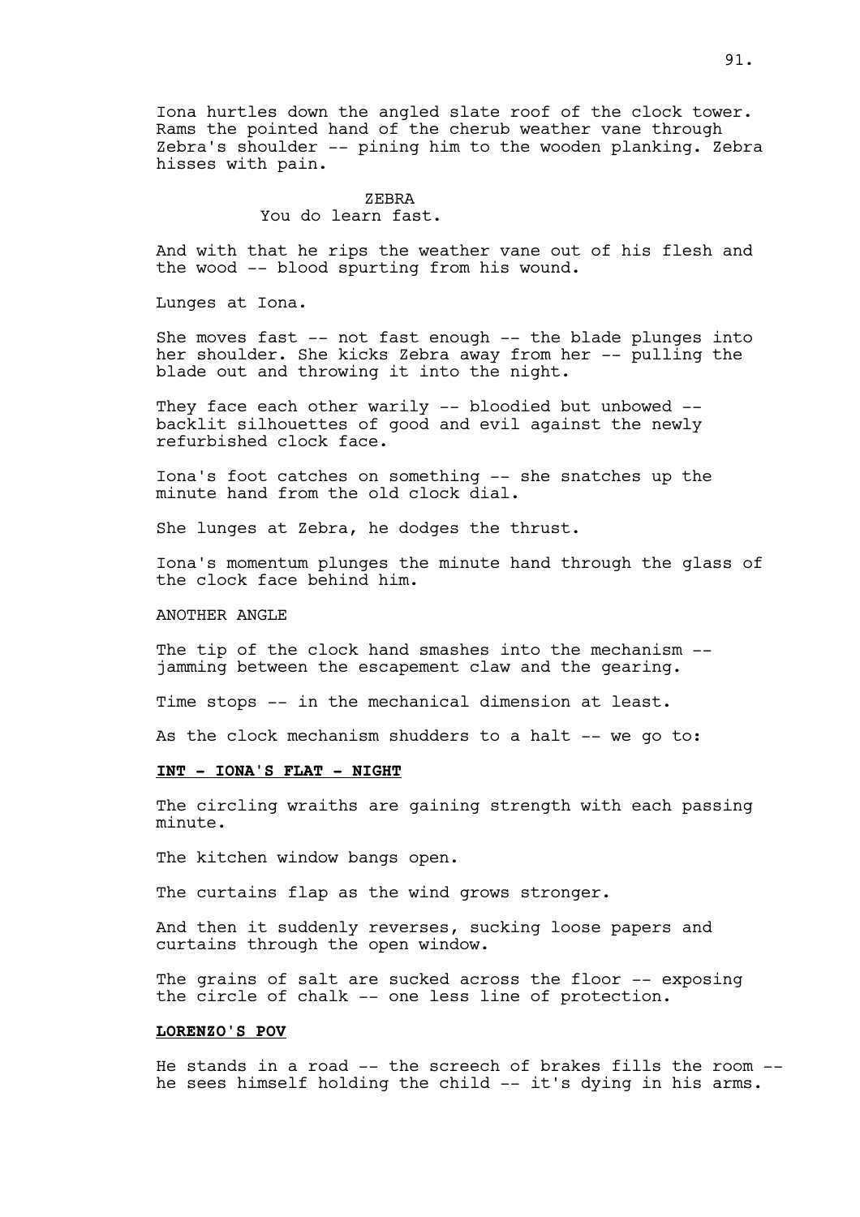Iona hurtles down the angled slate roof of the clock tower. Rams the pointed hand of the cherub weather vane through Zebra's shoulder -- pining him to the wooden planking. Zebra hisses with pain.

ZEBRA
You do learn fast.

And with that he rips the weather vane out of his flesh and the wood -- blood spurting from his wound.

Lunges at Iona.

She moves fast -- not fast enough -- the blade plunges into her shoulder. She kicks Zebra away from her -- pulling the blade out and throwing it into the night.

They face each other warily -- bloodied but unbowed -- backlit silhouettes of good and evil against the newly refurbished clock face.

Iona's foot catches on something -- she snatches up the minute hand from the old clock dial.

She lunges at Zebra, he dodges the thrust.

Iona's momentum plunges the minute hand through the glass of the clock face behind him.

ANOTHER ANGLE

The tip of the clock hand smashes into the mechanism -- jamming between the escapement claw and the gearing.

Time stops -- in the mechanical dimension at least.

As the clock mechanism shudders to a halt -- we go to:

**INT - IONA'S FLAT - NIGHT**

The circling wraiths are gaining strength with each passing minute.

The kitchen window bangs open.

The curtains flap as the wind grows stronger.

And then it suddenly reverses, sucking loose papers and curtains through the open window.

The grains of salt are sucked across the floor -- exposing the circle of chalk -- one less line of protection.

**LORENZO'S POV**

He stands in a road -- the screech of brakes fills the room -- he sees himself holding the child -- it's dying in his arms.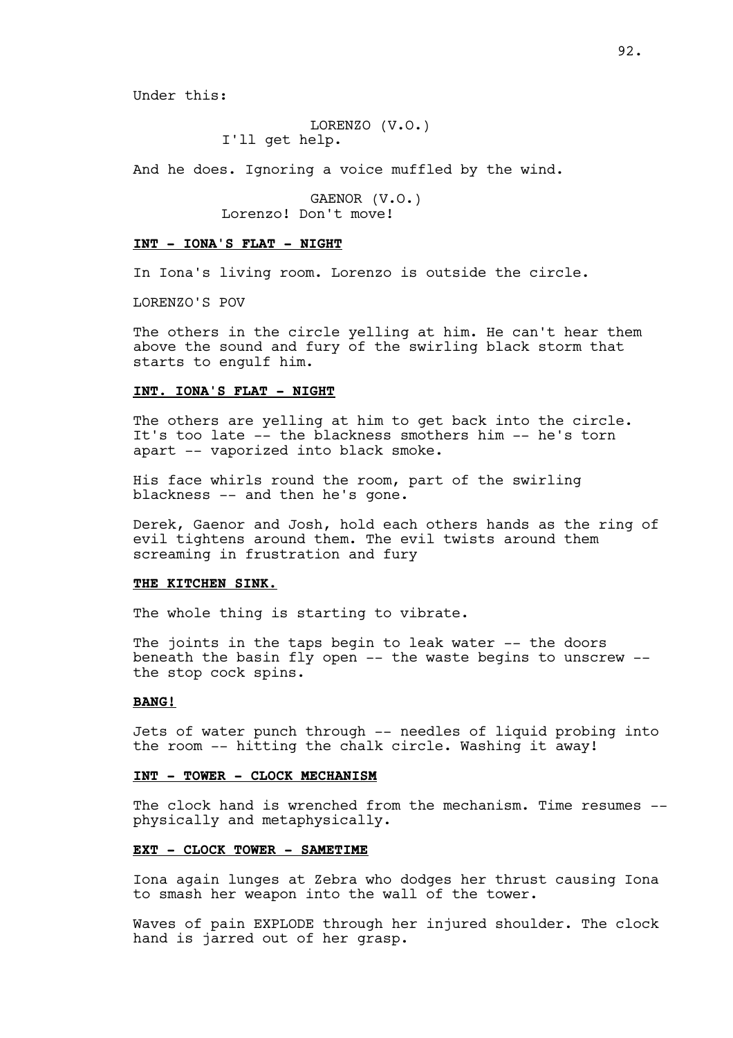Under this:

LORENZO (V.O.)
I'll get help.

And he does. Ignoring a voice muffled by the wind.

GAENOR (V.O.)
Lorenzo! Don't move!

**INT - IONA'S FLAT - NIGHT**

In Iona's living room. Lorenzo is outside the circle.

LORENZO'S POV

The others in the circle yelling at him. He can't hear them above the sound and fury of the swirling black storm that starts to engulf him.

**INT. IONA'S FLAT - NIGHT**

The others are yelling at him to get back into the circle. It's too late -- the blackness smothers him -- he's torn apart -- vaporized into black smoke.

His face whirls round the room, part of the swirling blackness -- and then he's gone.

Derek, Gaenor and Josh, hold each others hands as the ring of evil tightens around them. The evil twists around them screaming in frustration and fury

**THE KITCHEN SINK.**

The whole thing is starting to vibrate.

The joints in the taps begin to leak water -- the doors beneath the basin fly open -- the waste begins to unscrew -- the stop cock spins.

**BANG!**

Jets of water punch through -- needles of liquid probing into the room -- hitting the chalk circle. Washing it away!

**INT - TOWER - CLOCK MECHANISM**

The clock hand is wrenched from the mechanism. Time resumes -- physically and metaphysically.

**EXT - CLOCK TOWER - SAMETIME**

Iona again lunges at Zebra who dodges her thrust causing Iona to smash her weapon into the wall of the tower.

Waves of pain EXPLODE through her injured shoulder. The clock hand is jarred out of her grasp.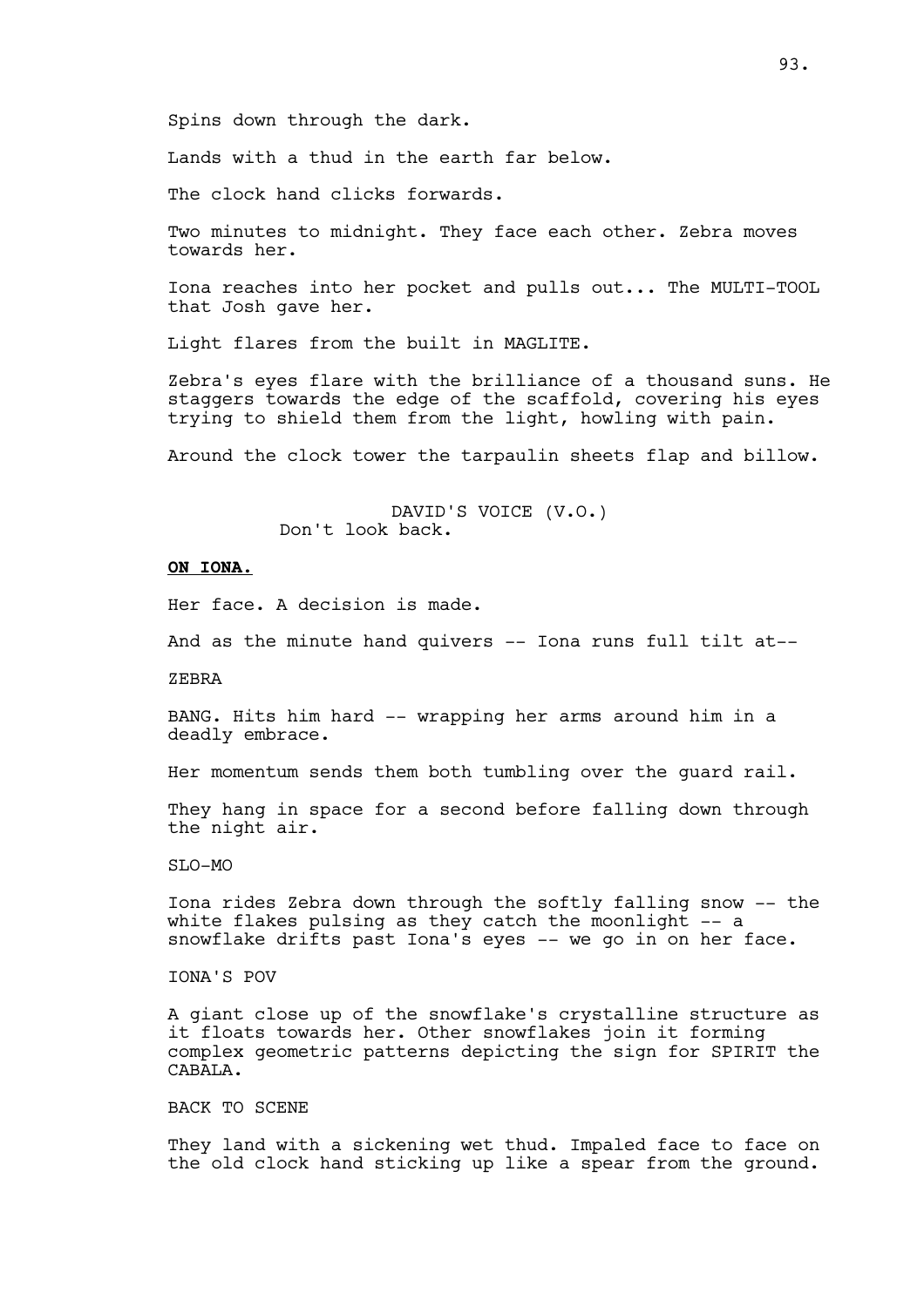Spins down through the dark.

Lands with a thud in the earth far below.

The clock hand clicks forwards.

Two minutes to midnight. They face each other. Zebra moves towards her.

Iona reaches into her pocket and pulls out... The MULTI-TOOL that Josh gave her.

Light flares from the built in MAGLITE.

Zebra's eyes flare with the brilliance of a thousand suns. He staggers towards the edge of the scaffold, covering his eyes trying to shield them from the light, howling with pain.

Around the clock tower the tarpaulin sheets flap and billow.

DAVID'S VOICE (V.O.)
Don't look back.

**ON IONA.**

Her face. A decision is made.

And as the minute hand quivers -- Iona runs full tilt at--

ZEBRA

BANG. Hits him hard -- wrapping her arms around him in a deadly embrace.

Her momentum sends them both tumbling over the guard rail.

They hang in space for a second before falling down through the night air.

SLO-MO

Iona rides Zebra down through the softly falling snow -- the white flakes pulsing as they catch the moonlight -- a snowflake drifts past Iona's eyes -- we go in on her face.

IONA'S POV

A giant close up of the snowflake's crystalline structure as it floats towards her. Other snowflakes join it forming complex geometric patterns depicting the sign for SPIRIT the CABALA.

BACK TO SCENE

They land with a sickening wet thud. Impaled face to face on the old clock hand sticking up like a spear from the ground.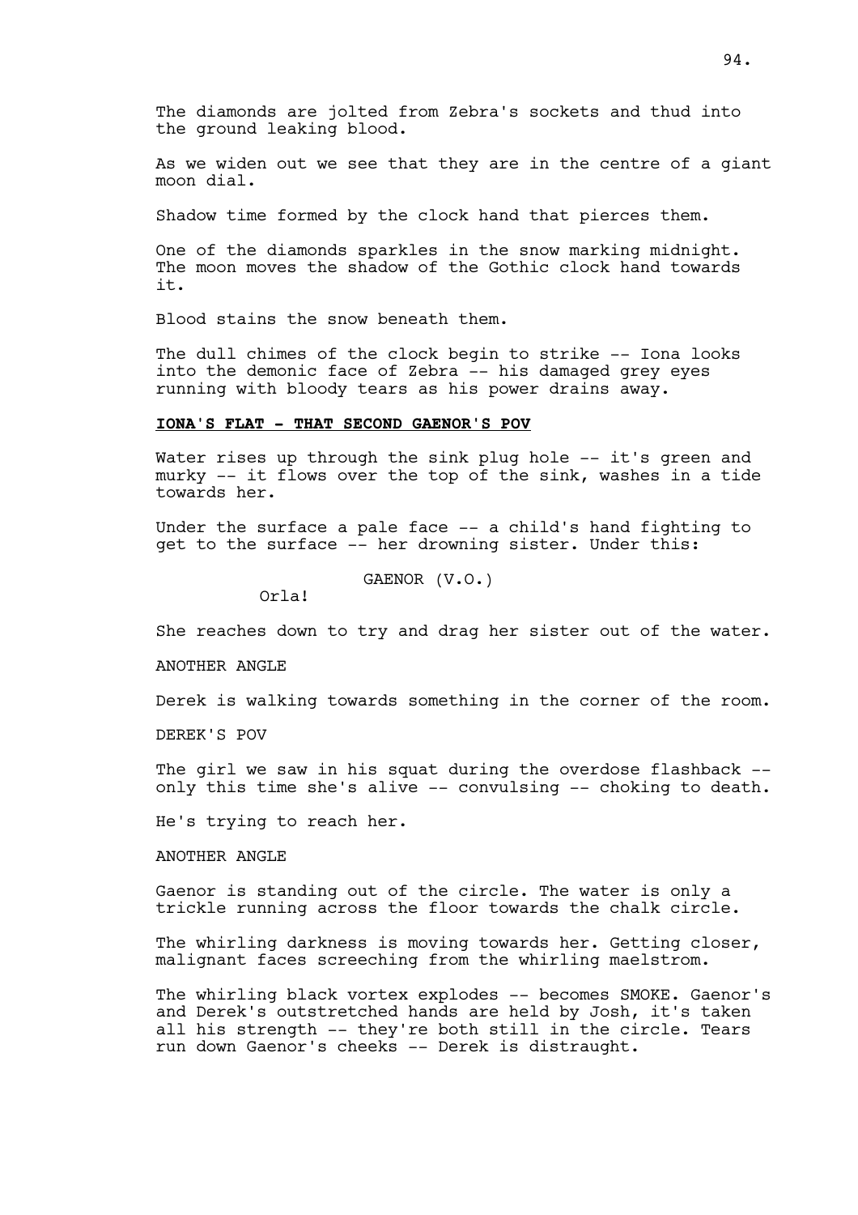The diamonds are jolted from Zebra's sockets and thud into the ground leaking blood.

As we widen out we see that they are in the centre of a giant moon dial.

Shadow time formed by the clock hand that pierces them.

One of the diamonds sparkles in the snow marking midnight. The moon moves the shadow of the Gothic clock hand towards it.

Blood stains the snow beneath them.

The dull chimes of the clock begin to strike -- Iona looks into the demonic face of Zebra -- his damaged grey eyes running with bloody tears as his power drains away.

**IONA'S FLAT - THAT SECOND GAENOR'S POV**

Water rises up through the sink plug hole -- it's green and murky -- it flows over the top of the sink, washes in a tide towards her.

Under the surface a pale face -- a child's hand fighting to get to the surface -- her drowning sister. Under this:

GAENOR (V.O.)

Orla!

She reaches down to try and drag her sister out of the water.

ANOTHER ANGLE

Derek is walking towards something in the corner of the room.

DEREK'S POV

The girl we saw in his squat during the overdose flashback -- only this time she's alive -- convulsing -- choking to death.

He's trying to reach her.

ANOTHER ANGLE

Gaenor is standing out of the circle. The water is only a trickle running across the floor towards the chalk circle.

The whirling darkness is moving towards her. Getting closer, malignant faces screeching from the whirling maelstrom.

The whirling black vortex explodes -- becomes SMOKE. Gaenor's and Derek's outstretched hands are held by Josh, it's taken all his strength -- they're both still in the circle. Tears run down Gaenor's cheeks -- Derek is distraught.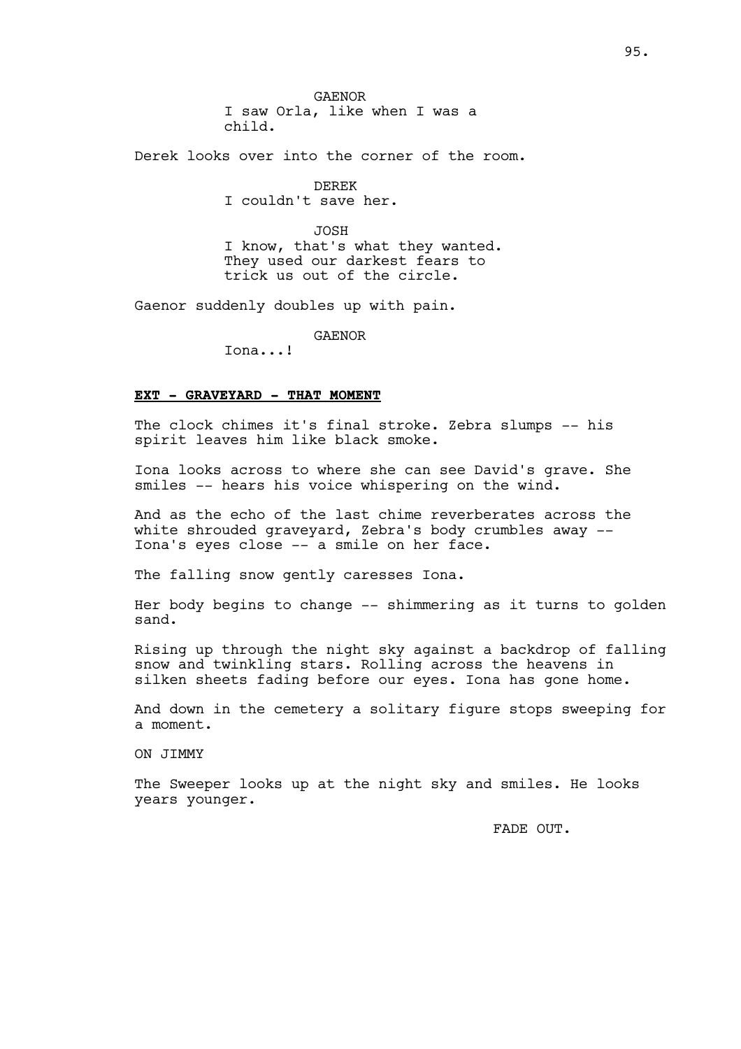GAENOR
I saw Orla, like when I was a child.

Derek looks over into the corner of the room.

DEREK
I couldn't save her.

JOSH
I know, that's what they wanted. They used our darkest fears to trick us out of the circle.

Gaenor suddenly doubles up with pain.

GAENOR
Iona...!

**EXT - GRAVEYARD - THAT MOMENT**

The clock chimes it's final stroke. Zebra slumps -- his spirit leaves him like black smoke.

Iona looks across to where she can see David's grave. She smiles -- hears his voice whispering on the wind.

And as the echo of the last chime reverberates across the white shrouded graveyard, Zebra's body crumbles away -- Iona's eyes close -- a smile on her face.

The falling snow gently caresses Iona.

Her body begins to change -- shimmering as it turns to golden sand.

Rising up through the night sky against a backdrop of falling snow and twinkling stars. Rolling across the heavens in silken sheets fading before our eyes. Iona has gone home.

And down in the cemetery a solitary figure stops sweeping for a moment.

ON JIMMY

The Sweeper looks up at the night sky and smiles. He looks years younger.

FADE OUT.